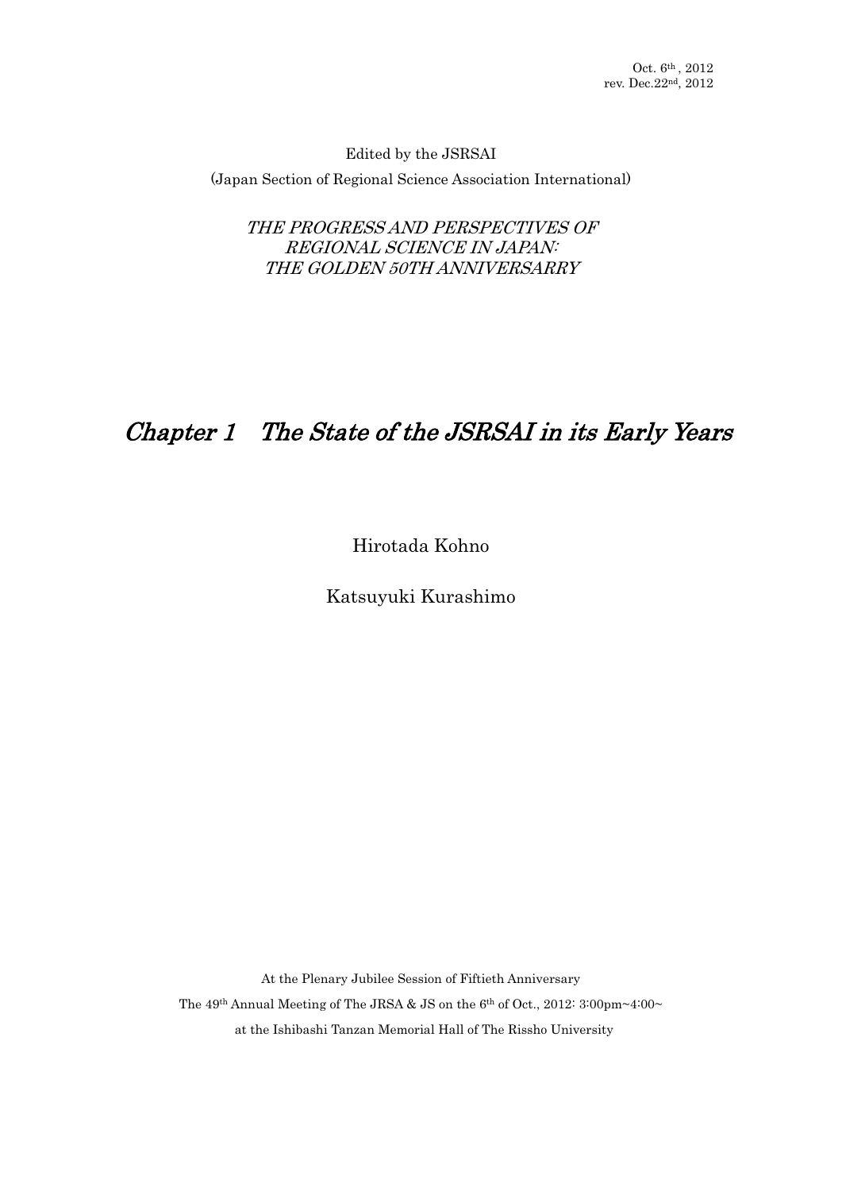Oct. 6th , 2012
rev. Dec.22nd, 2012

Edited by the JSRSAI

(Japan Section of Regional Science Association International)

*THE PROGRESS AND PERSPECTIVES OF REGIONAL SCIENCE IN JAPAN: THE GOLDEN 50TH ANNIVERSARRY*

# *Chapter 1 The State of the JSRSAI in its Early Years*

Hirotada Kohno

Katsuyuki Kurashimo

At the Plenary Jubilee Session of Fiftieth Anniversary

The 49th Annual Meeting of The JRSA & JS on the 6th of Oct., 2012: 3:00pm~4:00~

at the Ishibashi Tanzan Memorial Hall of The Rissho University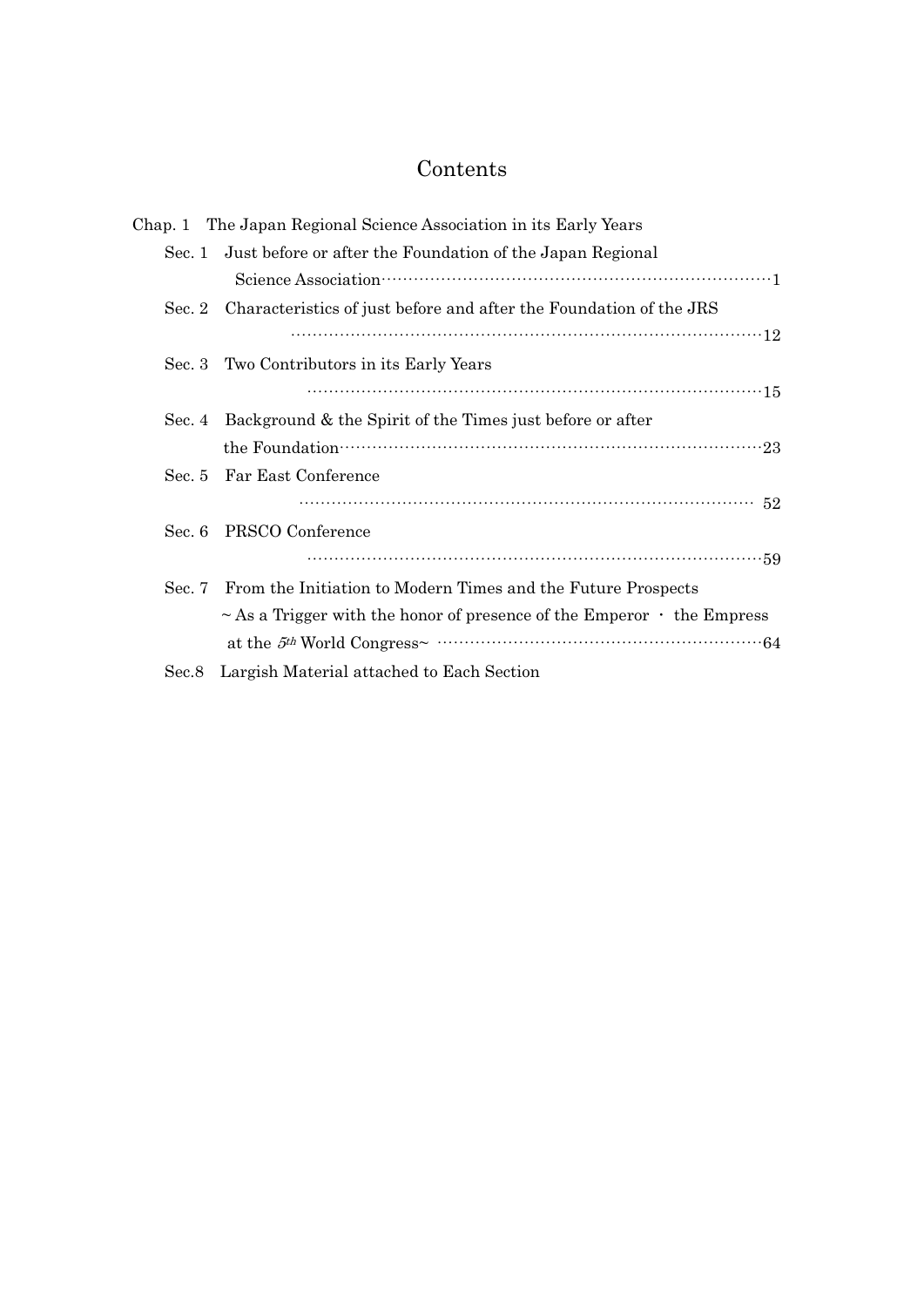# Contents

Chap. 1 The Japan Regional Science Association in its Early Years

- Sec. 1 Just before or after the Foundation of the Japan Regional Science Association ········· 1
- Sec. 2 Characteristics of just before and after the Foundation of the JRS ········· 12
- Sec. 3 Two Contributors in its Early Years ········· 15
- Sec. 4 Background & the Spirit of the Times just before or after the Foundation ········· 23
- Sec. 5 Far East Conference ········· 52
- Sec. 6 PRSCO Conference ········· 59
- Sec. 7 From the Initiation to Modern Times and the Future Prospects ~ As a Trigger with the honor of presence of the Emperor ・ the Empress at the *5th* World Congress~ ········· 64
- Sec.8 Largish Material attached to Each Section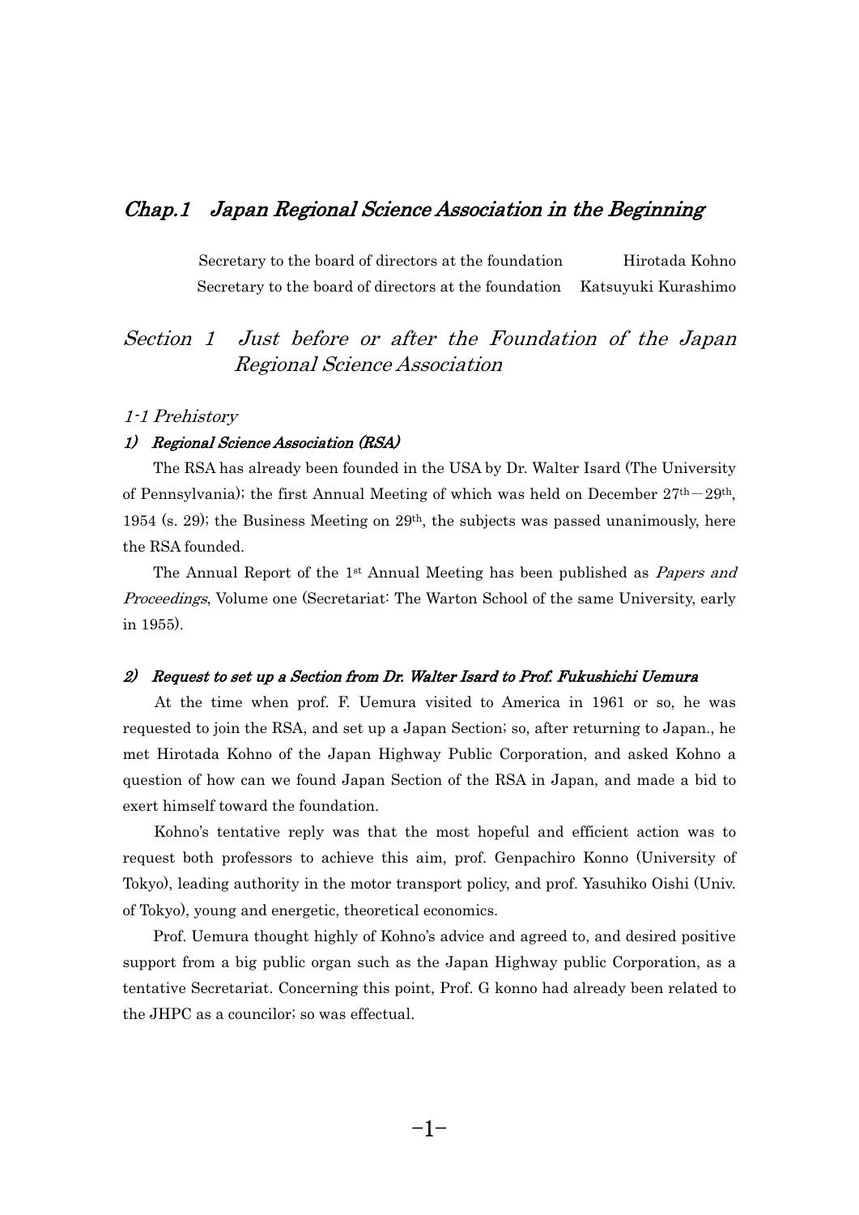# *Chap.1 Japan Regional Science Association in the Beginning*

Secretary to the board of directors at the foundation Hirotada Kohno
Secretary to the board of directors at the foundation Katsuyuki Kurashimo

## *Section 1 Just before or after the Foundation of the Japan Regional Science Association*

### *1-1 Prehistory*

#### ***1) Regional Science Association (RSA)***

The RSA has already been founded in the USA by Dr. Walter Isard (The University of Pennsylvania); the first Annual Meeting of which was held on December 27th－29th, 1954 (s. 29); the Business Meeting on 29th, the subjects was passed unanimously, here the RSA founded.

The Annual Report of the 1st Annual Meeting has been published as *Papers and Proceedings*, Volume one (Secretariat: The Warton School of the same University, early in 1955).

#### ***2) Request to set up a Section from Dr. Walter Isard to Prof. Fukushichi Uemura***

At the time when prof. F. Uemura visited to America in 1961 or so, he was requested to join the RSA, and set up a Japan Section; so, after returning to Japan., he met Hirotada Kohno of the Japan Highway Public Corporation, and asked Kohno a question of how can we found Japan Section of the RSA in Japan, and made a bid to exert himself toward the foundation.

Kohno's tentative reply was that the most hopeful and efficient action was to request both professors to achieve this aim, prof. Genpachiro Konno (University of Tokyo), leading authority in the motor transport policy, and prof. Yasuhiko Oishi (Univ. of Tokyo), young and energetic, theoretical economics.

Prof. Uemura thought highly of Kohno's advice and agreed to, and desired positive support from a big public organ such as the Japan Highway public Corporation, as a tentative Secretariat. Concerning this point, Prof. G konno had already been related to the JHPC as a councilor; so was effectual.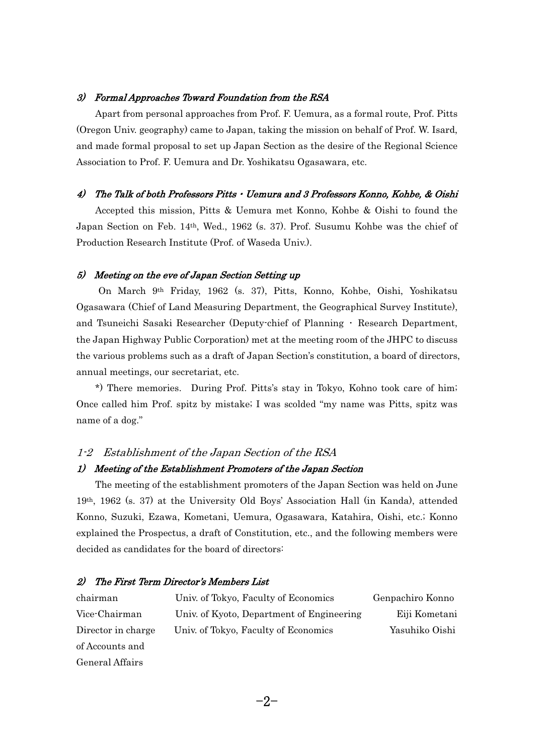#### *3) Formal Approaches Toward Foundation from the RSA*

Apart from personal approaches from Prof. F. Uemura, as a formal route, Prof. Pitts (Oregon Univ. geography) came to Japan, taking the mission on behalf of Prof. W. Isard, and made formal proposal to set up Japan Section as the desire of the Regional Science Association to Prof. F. Uemura and Dr. Yoshikatsu Ogasawara, etc.

#### *4) The Talk of both Professors Pitts・Uemura and 3 Professors Konno, Kohbe, & Oishi*

Accepted this mission, Pitts & Uemura met Konno, Kohbe & Oishi to found the Japan Section on Feb. 14th, Wed., 1962 (s. 37). Prof. Susumu Kohbe was the chief of Production Research Institute (Prof. of Waseda Univ.).

#### *5) Meeting on the eve of Japan Section Setting up*

On March 9th Friday, 1962 (s. 37), Pitts, Konno, Kohbe, Oishi, Yoshikatsu Ogasawara (Chief of Land Measuring Department, the Geographical Survey Institute), and Tsuneichi Sasaki Researcher (Deputy-chief of Planning・Research Department, the Japan Highway Public Corporation) met at the meeting room of the JHPC to discuss the various problems such as a draft of Japan Section's constitution, a board of directors, annual meetings, our secretariat, etc.

\*) There memories. During Prof. Pitts's stay in Tokyo, Kohno took care of him; Once called him Prof. spitz by mistake; I was scolded "my name was Pitts, spitz was name of a dog."

### *1-2 Establishment of the Japan Section of the RSA*

#### *1) Meeting of the Establishment Promoters of the Japan Section*

The meeting of the establishment promoters of the Japan Section was held on June 19th, 1962 (s. 37) at the University Old Boys' Association Hall (in Kanda), attended Konno, Suzuki, Ezawa, Kometani, Uemura, Ogasawara, Katahira, Oishi, etc.; Konno explained the Prospectus, a draft of Constitution, etc., and the following members were decided as candidates for the board of directors:

#### *2) The First Term Director's Members List*

| | | |
|---|---|---|
| chairman | Univ. of Tokyo, Faculty of Economics | Genpachiro Konno |
| Vice-Chairman | Univ. of Kyoto, Department of Engineering | Eiji Kometani |
| Director in charge of Accounts and General Affairs | Univ. of Tokyo, Faculty of Economics | Yasuhiko Oishi |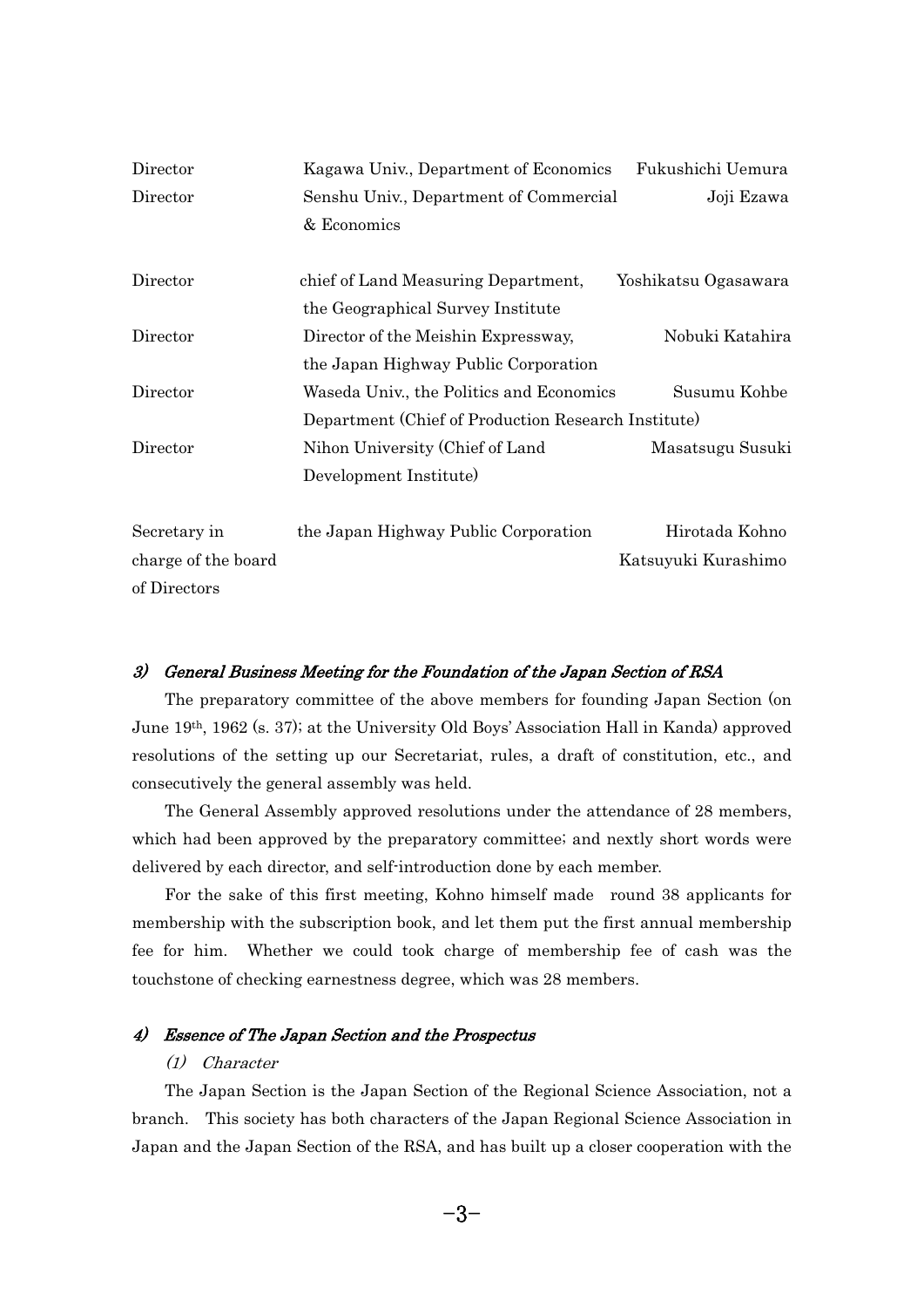| | | |
|---|---|---|
| Director | Kagawa Univ., Department of Economics | Fukushichi Uemura |
| Director | Senshu Univ., Department of Commercial & Economics | Joji Ezawa |
| Director | chief of Land Measuring Department, the Geographical Survey Institute | Yoshikatsu Ogasawara |
| Director | Director of the Meishin Expressway, the Japan Highway Public Corporation | Nobuki Katahira |
| Director | Waseda Univ., the Politics and Economics Department (Chief of Production Research Institute) | Susumu Kohbe |
| Director | Nihon University (Chief of Land Development Institute) | Masatsugu Susuki |
| Secretary in charge of the board of Directors | the Japan Highway Public Corporation | Hirotada Kohno<br>Katsuyuki Kurashimo |

### *3) General Business Meeting for the Foundation of the Japan Section of RSA*

The preparatory committee of the above members for founding Japan Section (on June 19th, 1962 (s. 37); at the University Old Boys' Association Hall in Kanda) approved resolutions of the setting up our Secretariat, rules, a draft of constitution, etc., and consecutively the general assembly was held.

The General Assembly approved resolutions under the attendance of 28 members, which had been approved by the preparatory committee; and nextly short words were delivered by each director, and self-introduction done by each member.

For the sake of this first meeting, Kohno himself made round 38 applicants for membership with the subscription book, and let them put the first annual membership fee for him. Whether we could took charge of membership fee of cash was the touchstone of checking earnestness degree, which was 28 members.

### *4) Essence of The Japan Section and the Prospectus*

#### *(1) Character*

The Japan Section is the Japan Section of the Regional Science Association, not a branch. This society has both characters of the Japan Regional Science Association in Japan and the Japan Section of the RSA, and has built up a closer cooperation with the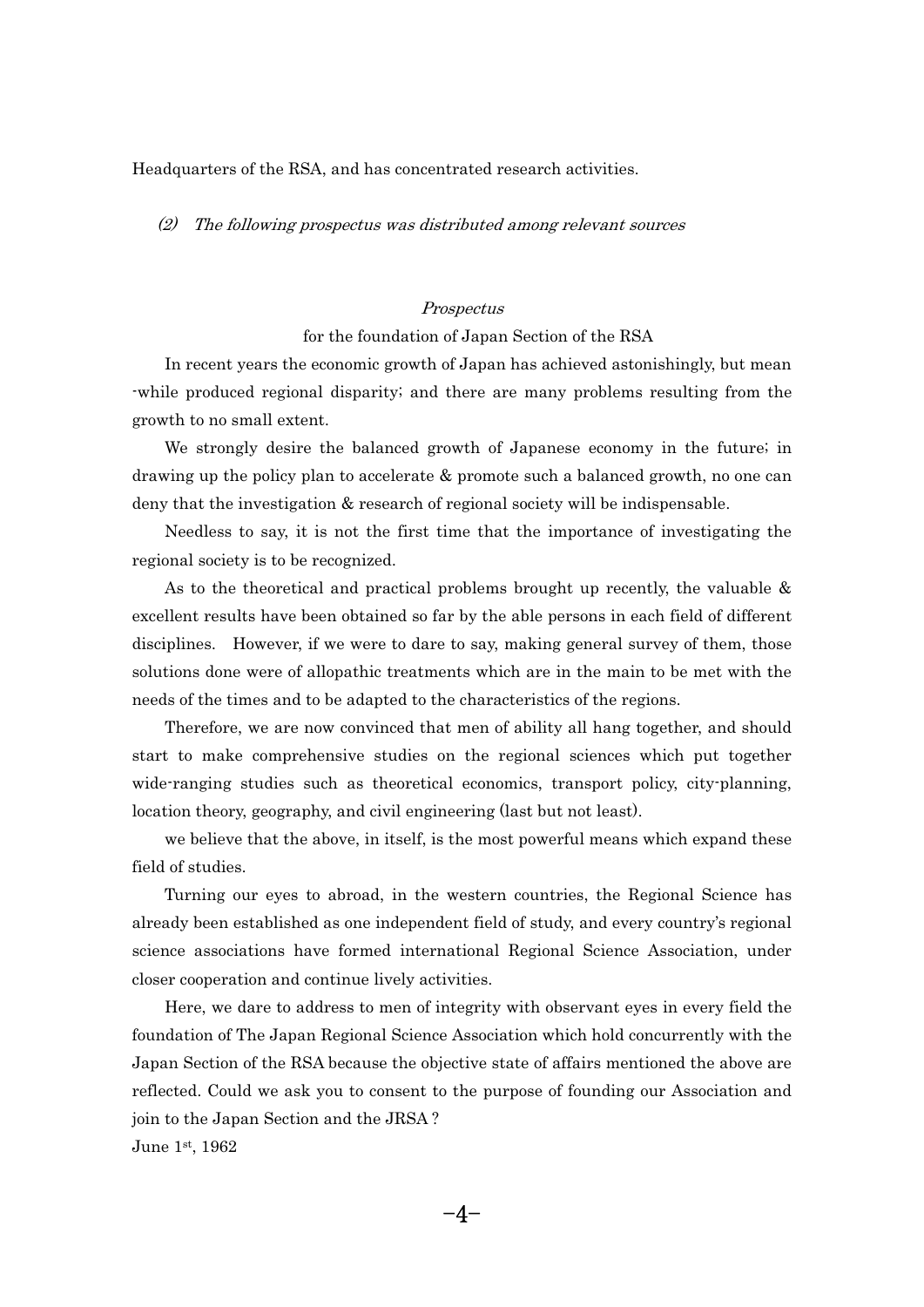Headquarters of the RSA, and has concentrated research activities.

*(2) The following prospectus was distributed among relevant sources*

*Prospectus*

for the foundation of Japan Section of the RSA

In recent years the economic growth of Japan has achieved astonishingly, but mean -while produced regional disparity; and there are many problems resulting from the growth to no small extent.

We strongly desire the balanced growth of Japanese economy in the future; in drawing up the policy plan to accelerate & promote such a balanced growth, no one can deny that the investigation & research of regional society will be indispensable.

Needless to say, it is not the first time that the importance of investigating the regional society is to be recognized.

As to the theoretical and practical problems brought up recently, the valuable & excellent results have been obtained so far by the able persons in each field of different disciplines. However, if we were to dare to say, making general survey of them, those solutions done were of allopathic treatments which are in the main to be met with the needs of the times and to be adapted to the characteristics of the regions.

Therefore, we are now convinced that men of ability all hang together, and should start to make comprehensive studies on the regional sciences which put together wide-ranging studies such as theoretical economics, transport policy, city-planning, location theory, geography, and civil engineering (last but not least).

we believe that the above, in itself, is the most powerful means which expand these field of studies.

Turning our eyes to abroad, in the western countries, the Regional Science has already been established as one independent field of study, and every country's regional science associations have formed international Regional Science Association, under closer cooperation and continue lively activities.

Here, we dare to address to men of integrity with observant eyes in every field the foundation of The Japan Regional Science Association which hold concurrently with the Japan Section of the RSA because the objective state of affairs mentioned the above are reflected. Could we ask you to consent to the purpose of founding our Association and join to the Japan Section and the JRSA ?

June 1st, 1962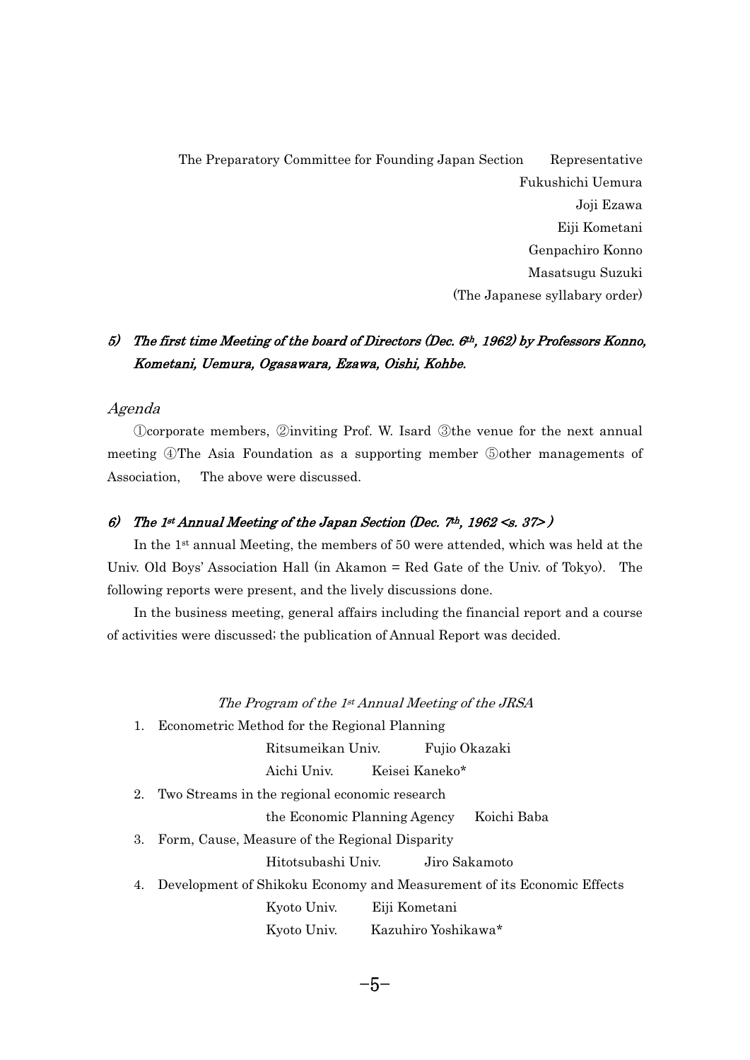The Preparatory Committee for Founding Japan Section　Representative

Fukushichi Uemura

Joji Ezawa

Eiji Kometani

Genpachiro Konno

Masatsugu Suzuki

(The Japanese syllabary order)

### *5) The first time Meeting of the board of Directors (Dec. 6th, 1962) by Professors Konno, Kometani, Uemura, Ogasawara, Ezawa, Oishi, Kohbe.*

*Agenda*

①corporate members, ②inviting Prof. W. Isard ③the venue for the next annual meeting ④The Asia Foundation as a supporting member ⑤other managements of Association,　The above were discussed.

### *6) The 1st Annual Meeting of the Japan Section (Dec. 7th, 1962 <s. 37> )*

In the 1st annual Meeting, the members of 50 were attended, which was held at the Univ. Old Boys' Association Hall (in Akamon = Red Gate of the Univ. of Tokyo).　The following reports were present, and the lively discussions done.

In the business meeting, general affairs including the financial report and a course of activities were discussed; the publication of Annual Report was decided.

*The Program of the 1st Annual Meeting of the JRSA*

1. Econometric Method for the Regional Planning

   Ritsumeikan Univ.　Fujio Okazaki

   Aichi Univ.　Keisei Kaneko*

2. Two Streams in the regional economic research

   the Economic Planning Agency　Koichi Baba

3. Form, Cause, Measure of the Regional Disparity

   Hitotsubashi Univ.　Jiro Sakamoto

4. Development of Shikoku Economy and Measurement of its Economic Effects

   Kyoto Univ.　Eiji Kometani

   Kyoto Univ.　Kazuhiro Yoshikawa*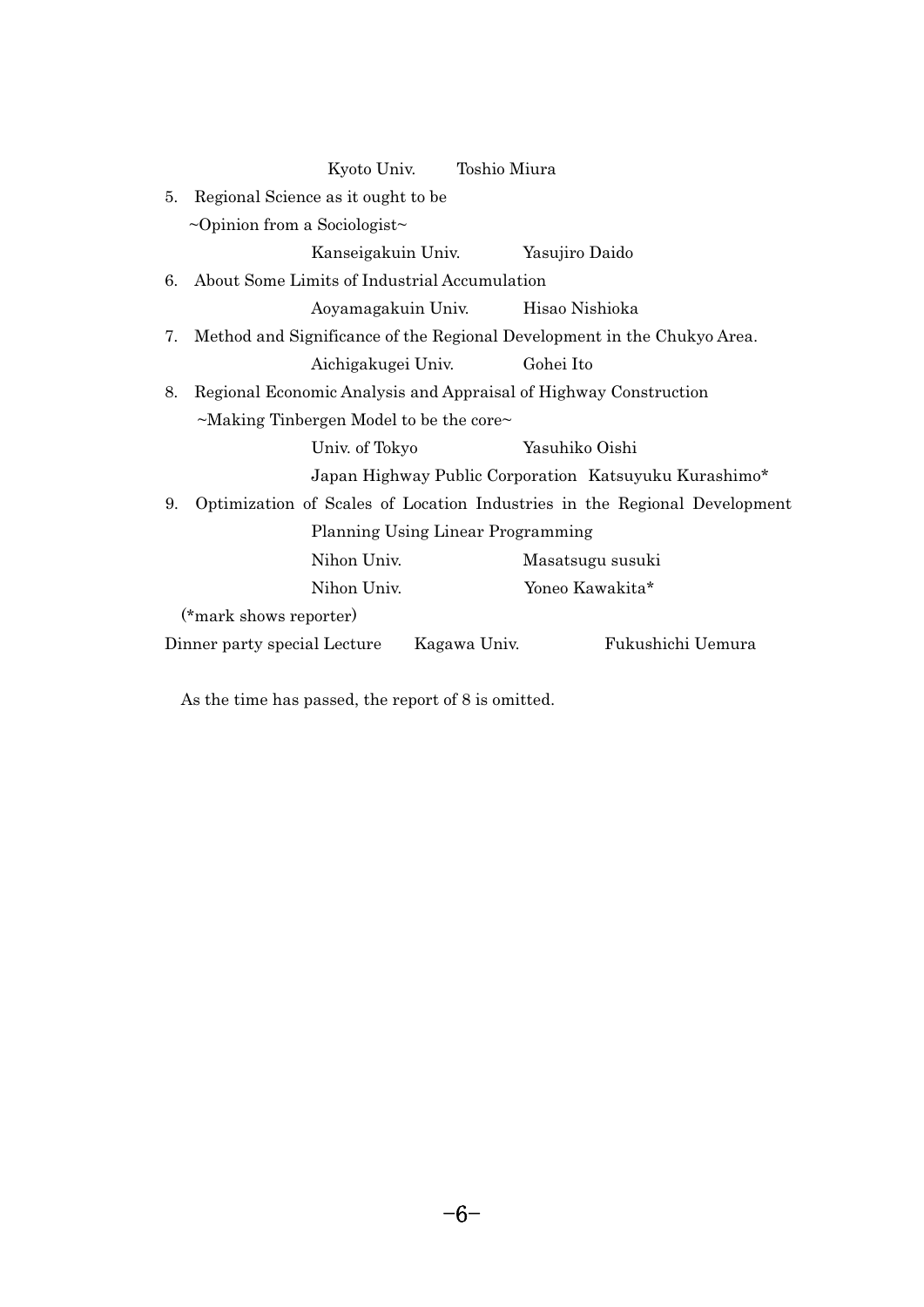Kyoto Univ. Toshio Miura

5. Regional Science as it ought to be
   ~Opinion from a Sociologist~
   Kanseigakuin Univ. Yasujiro Daido
6. About Some Limits of Industrial Accumulation
   Aoyamagakuin Univ. Hisao Nishioka
7. Method and Significance of the Regional Development in the Chukyo Area.
   Aichigakugei Univ. Gohei Ito
8. Regional Economic Analysis and Appraisal of Highway Construction
   ~Making Tinbergen Model to be the core~
   Univ. of Tokyo Yasuhiko Oishi
   Japan Highway Public Corporation Katsuyuku Kurashimo*
9. Optimization of Scales of Location Industries in the Regional Development Planning Using Linear Programming
   Nihon Univ. Masatsugu susuki
   Nihon Univ. Yoneo Kawakita*

(*mark shows reporter)

Dinner party special Lecture Kagawa Univ. Fukushichi Uemura

As the time has passed, the report of 8 is omitted.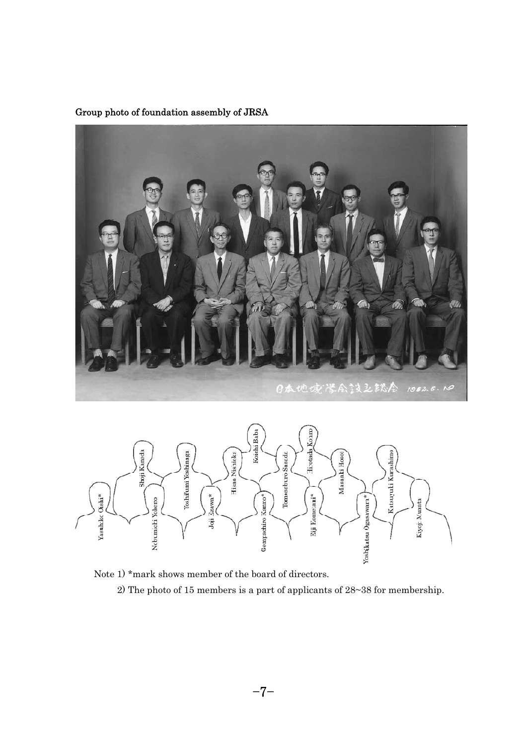Group photo of foundation assembly of JRSA

日本地域学会設立総会　1963. 6. 10

Yasuhiko Oishi*, Shoji Kaneda, Nobumichi Yokero, Yoshifumi Yoshinaga, Joji Ezawa*, Hisao Nishioka, Koichi Baba, Gempachiro Kanro*, Tomesaburo Sasada, Hirotada Kono, Eiji Komenani*, Masaaki Hosoi, Yoshikatsu Ogasawara*, Katsuyuki Kurashimo, Kiyoji Murata

Note 1) *mark shows member of the board of directors.

2) The photo of 15 members is a part of applicants of 28~38 for membership.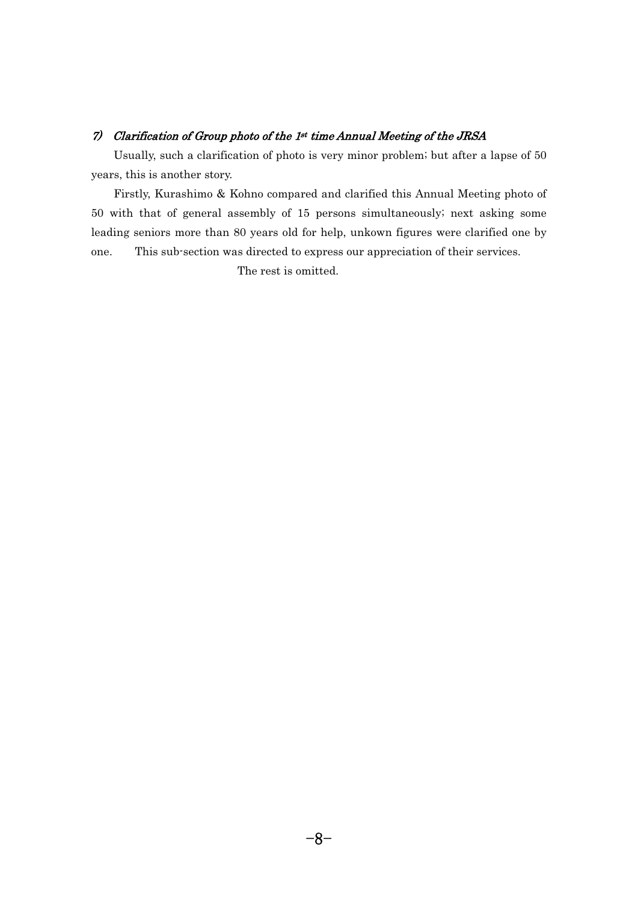### *7) Clarification of Group photo of the 1st time Annual Meeting of the JRSA*

Usually, such a clarification of photo is very minor problem; but after a lapse of 50 years, this is another story.

Firstly, Kurashimo & Kohno compared and clarified this Annual Meeting photo of 50 with that of general assembly of 15 persons simultaneously; next asking some leading seniors more than 80 years old for help, unkown figures were clarified one by one. This sub-section was directed to express our appreciation of their services.

The rest is omitted.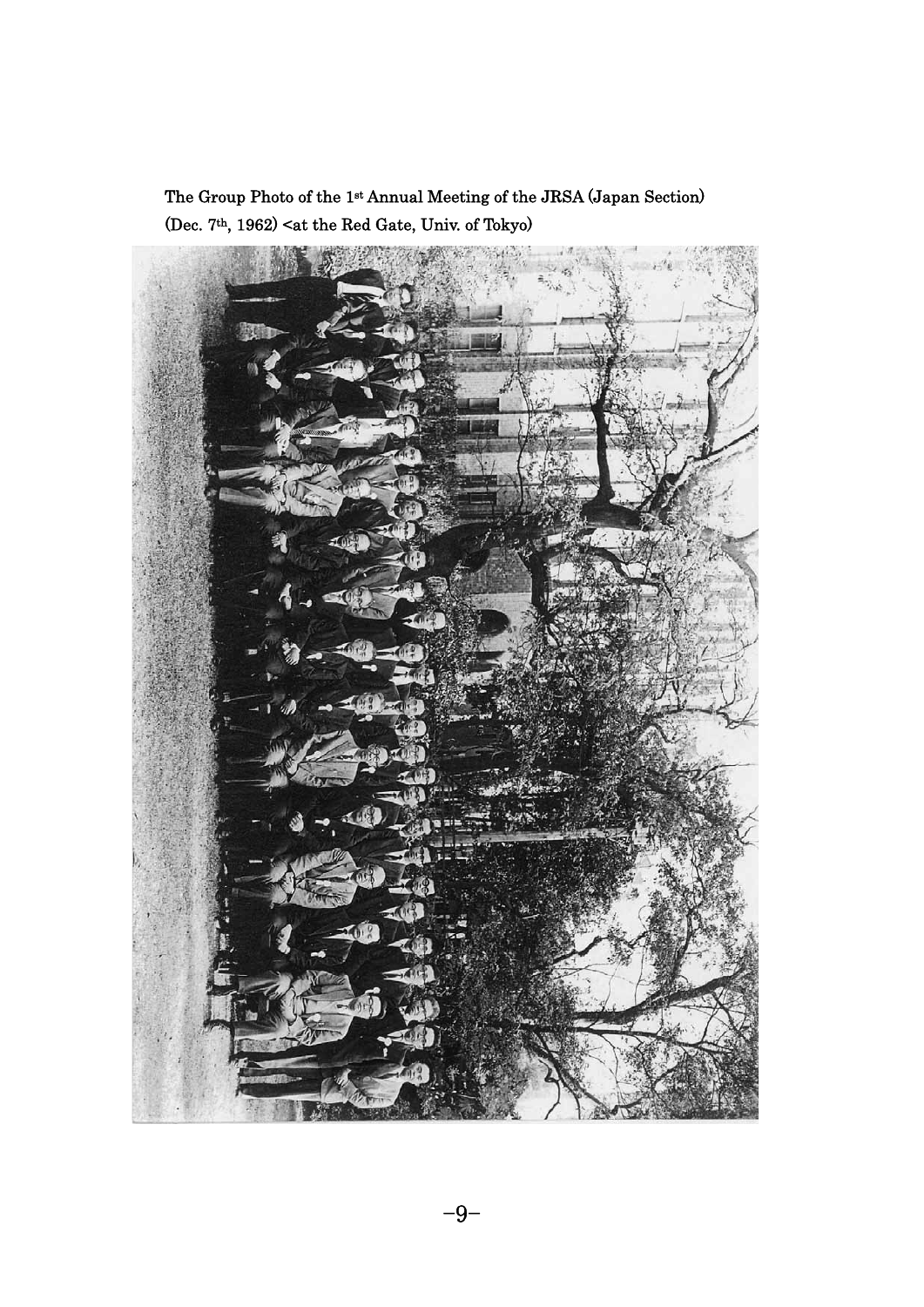The Group Photo of the 1st Annual Meeting of the JRSA (Japan Section) (Dec. 7th, 1962) <at the Red Gate, Univ. of Tokyo>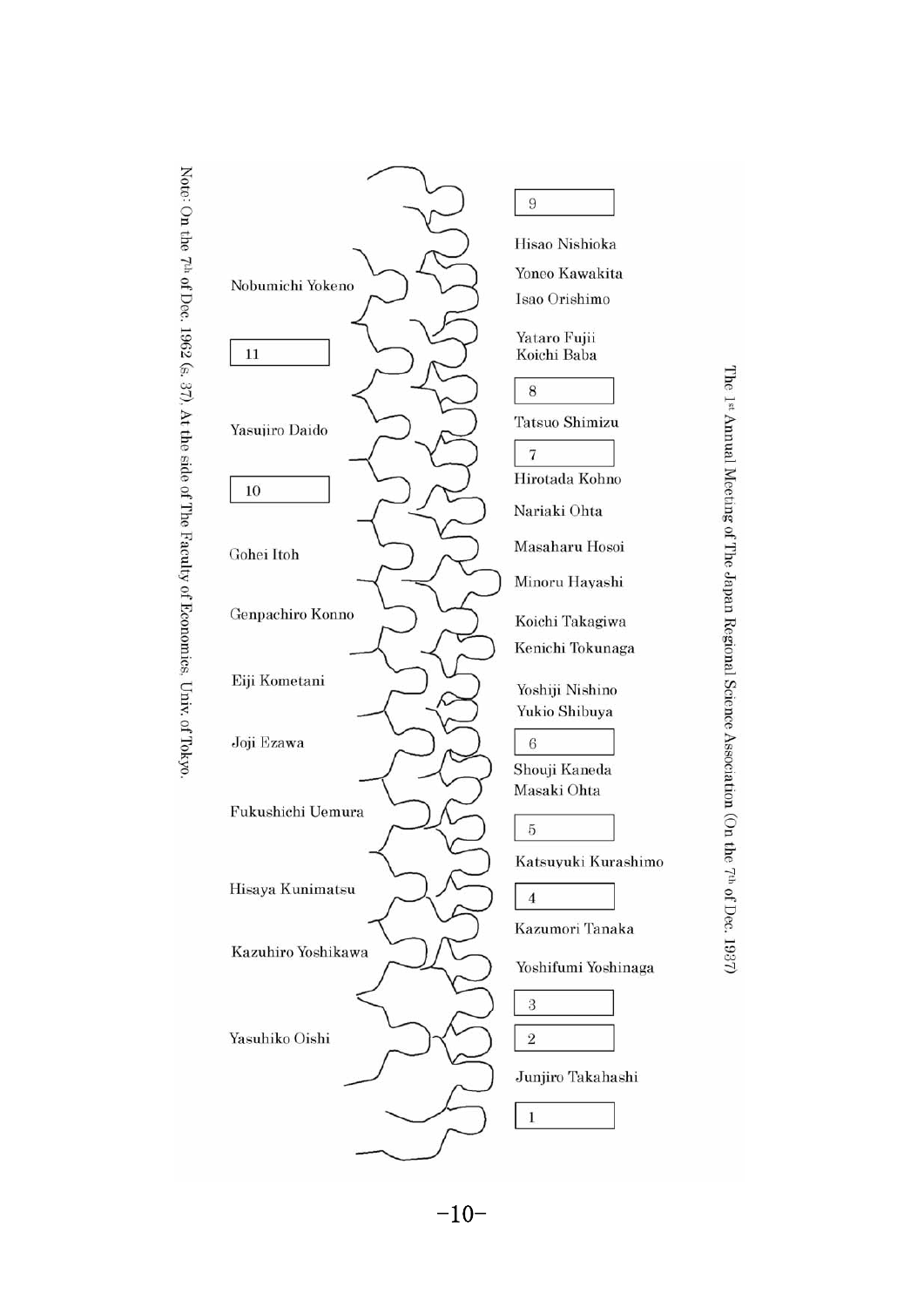The 1st Annual Meeting of The Japan Regional Science Association (On the 7th of Dec. 1937)

9

Hisao Nishioka

Yoneo Kawakita

Isao Orishimo

Yataro Fujii

Koichi Baba

8

Tatsuo Shimizu

7

Hirotada Kohno

Nariaki Ohta

Masaharu Hosoi

Minoru Hayashi

Koichi Takagiwa

Kenichi Tokunaga

Yoshiji Nishino

Yukio Shibuya

6

Shouji Kaneda

Masaki Ohta

5

Katsuyuki Kurashimo

4

Kazumori Tanaka

Yoshifumi Yoshinaga

3

2

Junjiro Takahashi

1

Nobumichi Yokeno

11

Yasujiro Daido

10

Gohei Itoh

Genpachiro Konno

Eiji Kometani

Joji Ezawa

Fukushichi Uemura

Hisaya Kunimatsu

Kazuhiro Yoshikawa

Yasuhiko Oishi

Note: On the 7th of Dec. 1962 (s. 37). At the side of The Faculty of Economics, Univ. of Tokyo.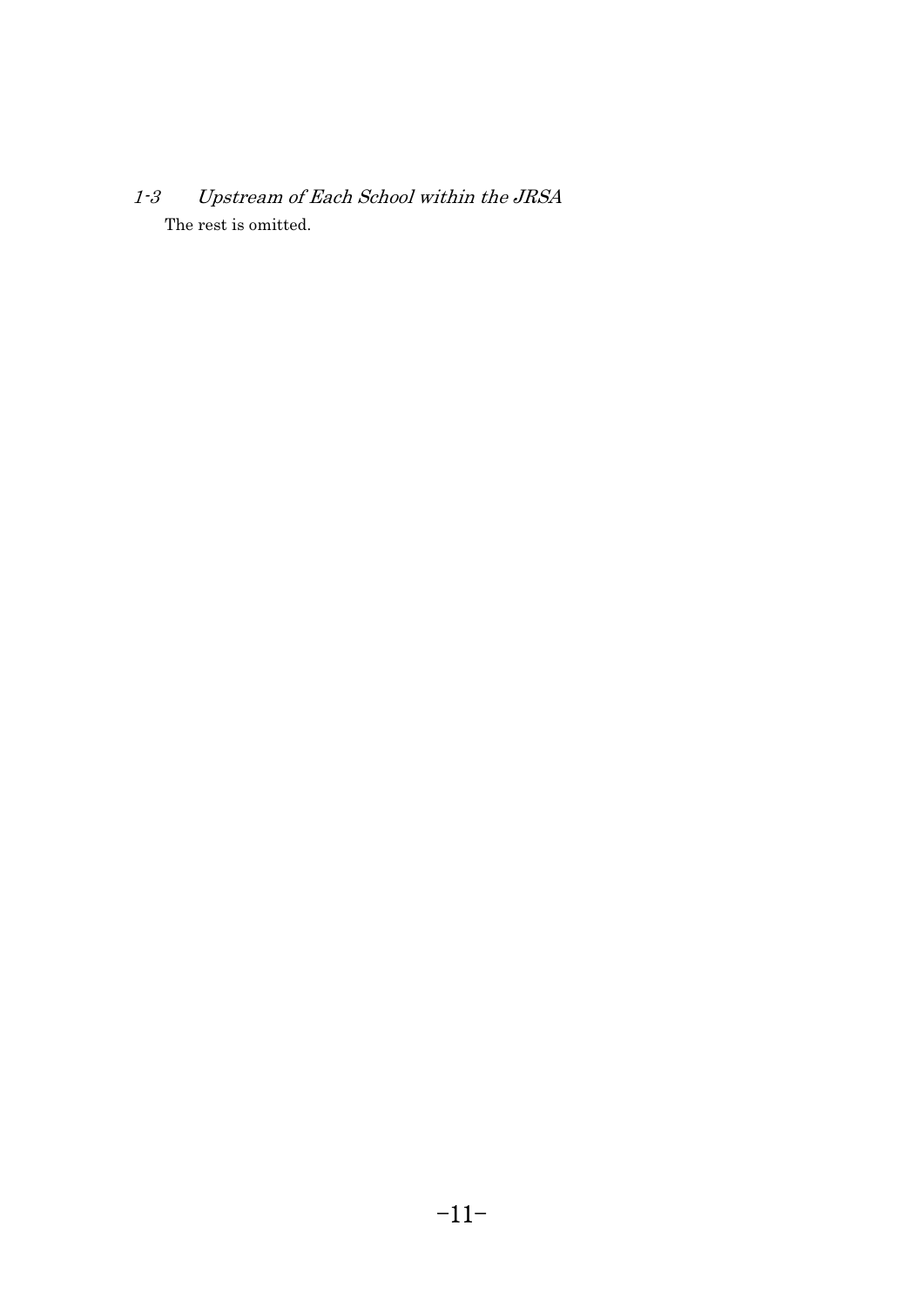### *1-3 Upstream of Each School within the JRSA*

The rest is omitted.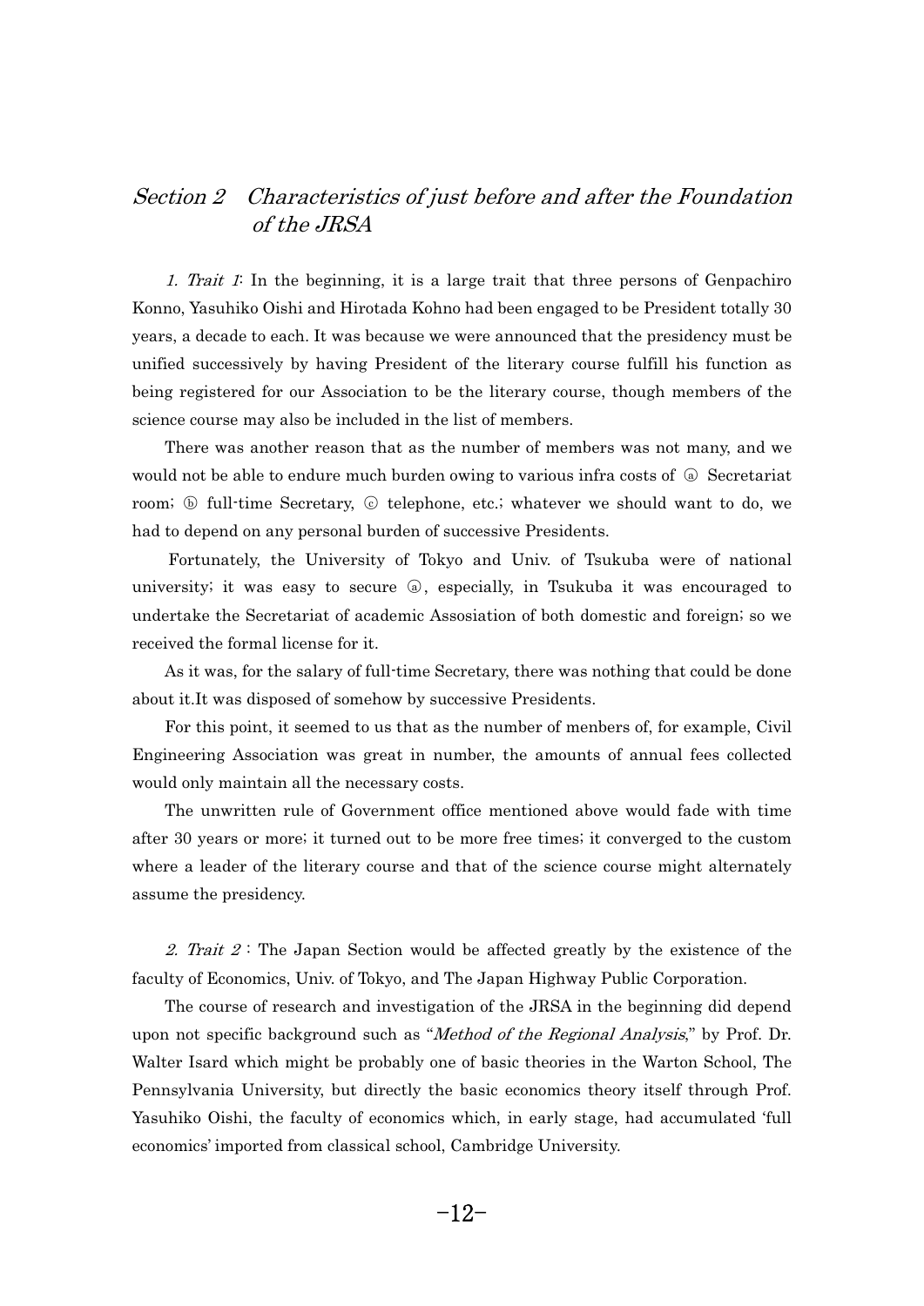## *Section 2　Characteristics of just before and after the Foundation of the JRSA*

*1. Trait 1*: In the beginning, it is a large trait that three persons of Genpachiro Konno, Yasuhiko Oishi and Hirotada Kohno had been engaged to be President totally 30 years, a decade to each. It was because we were announced that the presidency must be unified successively by having President of the literary course fulfill his function as being registered for our Association to be the literary course, though members of the science course may also be included in the list of members.

There was another reason that as the number of members was not many, and we would not be able to endure much burden owing to various infra costs of ⓐ Secretariat room; ⓑ full-time Secretary, ⓒ telephone, etc.; whatever we should want to do, we had to depend on any personal burden of successive Presidents.

Fortunately, the University of Tokyo and Univ. of Tsukuba were of national university; it was easy to secure ⓐ, especially, in Tsukuba it was encouraged to undertake the Secretariat of academic Assosiation of both domestic and foreign; so we received the formal license for it.

As it was, for the salary of full-time Secretary, there was nothing that could be done about it.It was disposed of somehow by successive Presidents.

For this point, it seemed to us that as the number of menbers of, for example, Civil Engineering Association was great in number, the amounts of annual fees collected would only maintain all the necessary costs.

The unwritten rule of Government office mentioned above would fade with time after 30 years or more; it turned out to be more free times; it converged to the custom where a leader of the literary course and that of the science course might alternately assume the presidency.

*2. Trait 2*: The Japan Section would be affected greatly by the existence of the faculty of Economics, Univ. of Tokyo, and The Japan Highway Public Corporation.

The course of research and investigation of the JRSA in the beginning did depend upon not specific background such as "*Method of the Regional Analysis*," by Prof. Dr. Walter Isard which might be probably one of basic theories in the Warton School, The Pennsylvania University, but directly the basic economics theory itself through Prof. Yasuhiko Oishi, the faculty of economics which, in early stage, had accumulated 'full economics' imported from classical school, Cambridge University.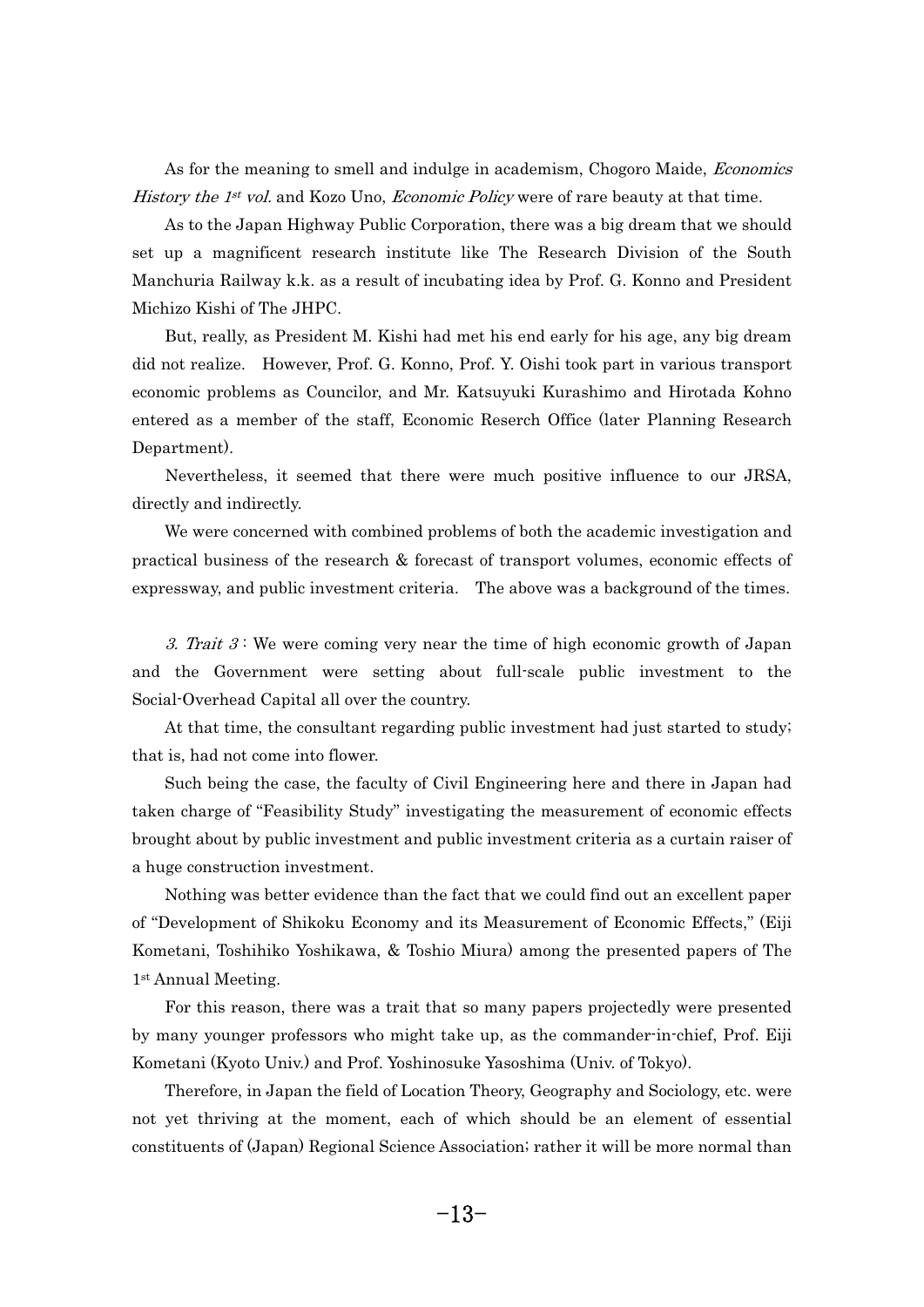As for the meaning to smell and indulge in academism, Chogoro Maide, *Economics History the 1st vol.* and Kozo Uno, *Economic Policy* were of rare beauty at that time.

As to the Japan Highway Public Corporation, there was a big dream that we should set up a magnificent research institute like The Research Division of the South Manchuria Railway k.k. as a result of incubating idea by Prof. G. Konno and President Michizo Kishi of The JHPC.

But, really, as President M. Kishi had met his end early for his age, any big dream did not realize. However, Prof. G. Konno, Prof. Y. Oishi took part in various transport economic problems as Councilor, and Mr. Katsuyuki Kurashimo and Hirotada Kohno entered as a member of the staff, Economic Reserch Office (later Planning Research Department).

Nevertheless, it seemed that there were much positive influence to our JRSA, directly and indirectly.

We were concerned with combined problems of both the academic investigation and practical business of the research & forecast of transport volumes, economic effects of expressway, and public investment criteria. The above was a background of the times.

*3. Trait 3* : We were coming very near the time of high economic growth of Japan and the Government were setting about full-scale public investment to the Social-Overhead Capital all over the country.

At that time, the consultant regarding public investment had just started to study; that is, had not come into flower.

Such being the case, the faculty of Civil Engineering here and there in Japan had taken charge of "Feasibility Study" investigating the measurement of economic effects brought about by public investment and public investment criteria as a curtain raiser of a huge construction investment.

Nothing was better evidence than the fact that we could find out an excellent paper of "Development of Shikoku Economy and its Measurement of Economic Effects," (Eiji Kometani, Toshihiko Yoshikawa, & Toshio Miura) among the presented papers of The 1st Annual Meeting.

For this reason, there was a trait that so many papers projectedly were presented by many younger professors who might take up, as the commander-in-chief, Prof. Eiji Kometani (Kyoto Univ.) and Prof. Yoshinosuke Yasoshima (Univ. of Tokyo).

Therefore, in Japan the field of Location Theory, Geography and Sociology, etc. were not yet thriving at the moment, each of which should be an element of essential constituents of (Japan) Regional Science Association; rather it will be more normal than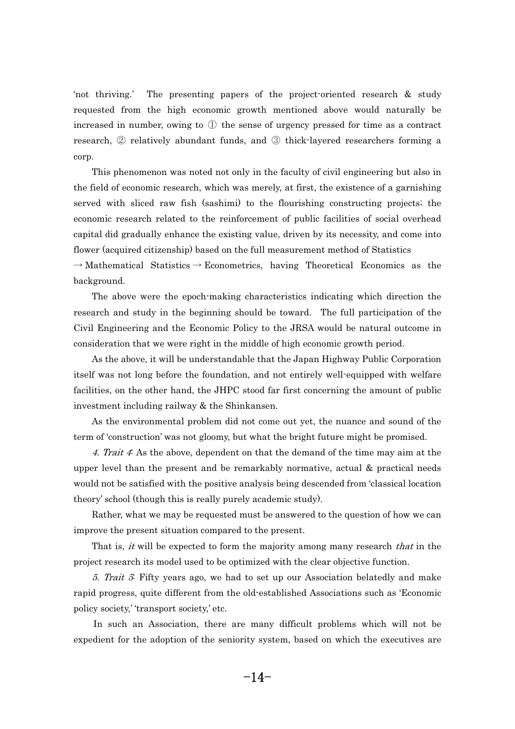'not thriving.' The presenting papers of the project-oriented research & study requested from the high economic growth mentioned above would naturally be increased in number, owing to ① the sense of urgency pressed for time as a contract research, ② relatively abundant funds, and ③ thick-layered researchers forming a corp.

This phenomenon was noted not only in the faculty of civil engineering but also in the field of economic research, which was merely, at first, the existence of a garnishing served with sliced raw fish (sashimi) to the flourishing constructing projects; the economic research related to the reinforcement of public facilities of social overhead capital did gradually enhance the existing value, driven by its necessity, and come into flower (acquired citizenship) based on the full measurement method of Statistics → Mathematical Statistics → Econometrics, having Theoretical Economics as the background.

The above were the epoch-making characteristics indicating which direction the research and study in the beginning should be toward. The full participation of the Civil Engineering and the Economic Policy to the JRSA would be natural outcome in consideration that we were right in the middle of high economic growth period.

As the above, it will be understandable that the Japan Highway Public Corporation itself was not long before the foundation, and not entirely well-equipped with welfare facilities, on the other hand, the JHPC stood far first concerning the amount of public investment including railway & the Shinkansen.

As the environmental problem did not come out yet, the nuance and sound of the term of 'construction' was not gloomy, but what the bright future might be promised.

*4. Trait 4*: As the above, dependent on that the demand of the time may aim at the upper level than the present and be remarkably normative, actual & practical needs would not be satisfied with the positive analysis being descended from 'classical location theory' school (though this is really purely academic study).

Rather, what we may be requested must be answered to the question of how we can improve the present situation compared to the present.

That is, *it* will be expected to form the majority among many research *that* in the project research its model used to be optimized with the clear objective function.

*5. Trait 5*: Fifty years ago, we had to set up our Association belatedly and make rapid progress, quite different from the old-established Associations such as 'Economic policy society,' 'transport society,' etc.

In such an Association, there are many difficult problems which will not be expedient for the adoption of the seniority system, based on which the executives are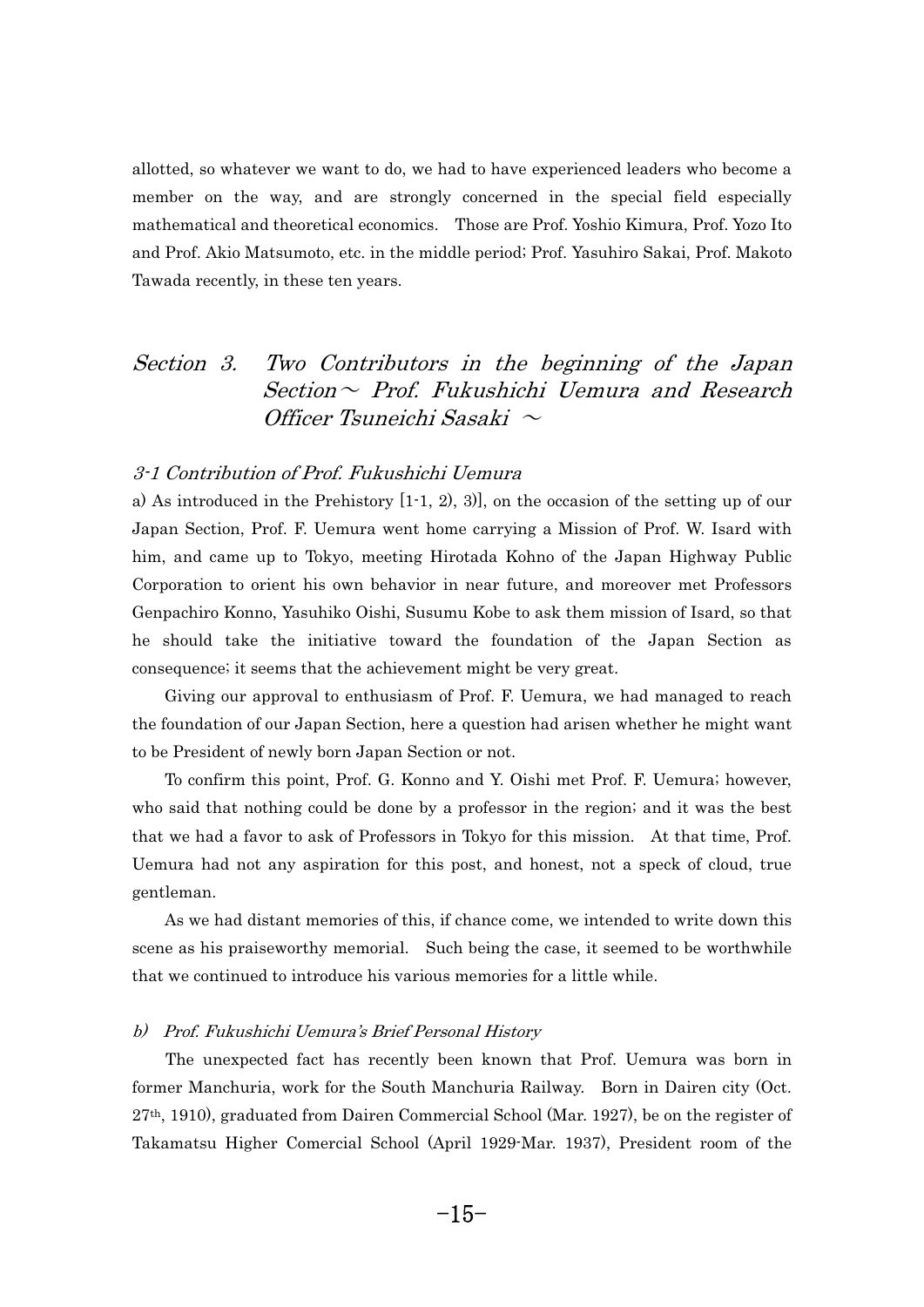allotted, so whatever we want to do, we had to have experienced leaders who become a member on the way, and are strongly concerned in the special field especially mathematical and theoretical economics. Those are Prof. Yoshio Kimura, Prof. Yozo Ito and Prof. Akio Matsumoto, etc. in the middle period; Prof. Yasuhiro Sakai, Prof. Makoto Tawada recently, in these ten years.

## *Section 3. Two Contributors in the beginning of the Japan Section～ Prof. Fukushichi Uemura and Research Officer Tsuneichi Sasaki ～*

### *3-1 Contribution of Prof. Fukushichi Uemura*

a) As introduced in the Prehistory [1-1, 2), 3)], on the occasion of the setting up of our Japan Section, Prof. F. Uemura went home carrying a Mission of Prof. W. Isard with him, and came up to Tokyo, meeting Hirotada Kohno of the Japan Highway Public Corporation to orient his own behavior in near future, and moreover met Professors Genpachiro Konno, Yasuhiko Oishi, Susumu Kobe to ask them mission of Isard, so that he should take the initiative toward the foundation of the Japan Section as consequence; it seems that the achievement might be very great.

Giving our approval to enthusiasm of Prof. F. Uemura, we had managed to reach the foundation of our Japan Section, here a question had arisen whether he might want to be President of newly born Japan Section or not.

To confirm this point, Prof. G. Konno and Y. Oishi met Prof. F. Uemura; however, who said that nothing could be done by a professor in the region; and it was the best that we had a favor to ask of Professors in Tokyo for this mission. At that time, Prof. Uemura had not any aspiration for this post, and honest, not a speck of cloud, true gentleman.

As we had distant memories of this, if chance come, we intended to write down this scene as his praiseworthy memorial. Such being the case, it seemed to be worthwhile that we continued to introduce his various memories for a little while.

#### *b) Prof. Fukushichi Uemura's Brief Personal History*

The unexpected fact has recently been known that Prof. Uemura was born in former Manchuria, work for the South Manchuria Railway. Born in Dairen city (Oct. 27th, 1910), graduated from Dairen Commercial School (Mar. 1927), be on the register of Takamatsu Higher Comercial School (April 1929-Mar. 1937), President room of the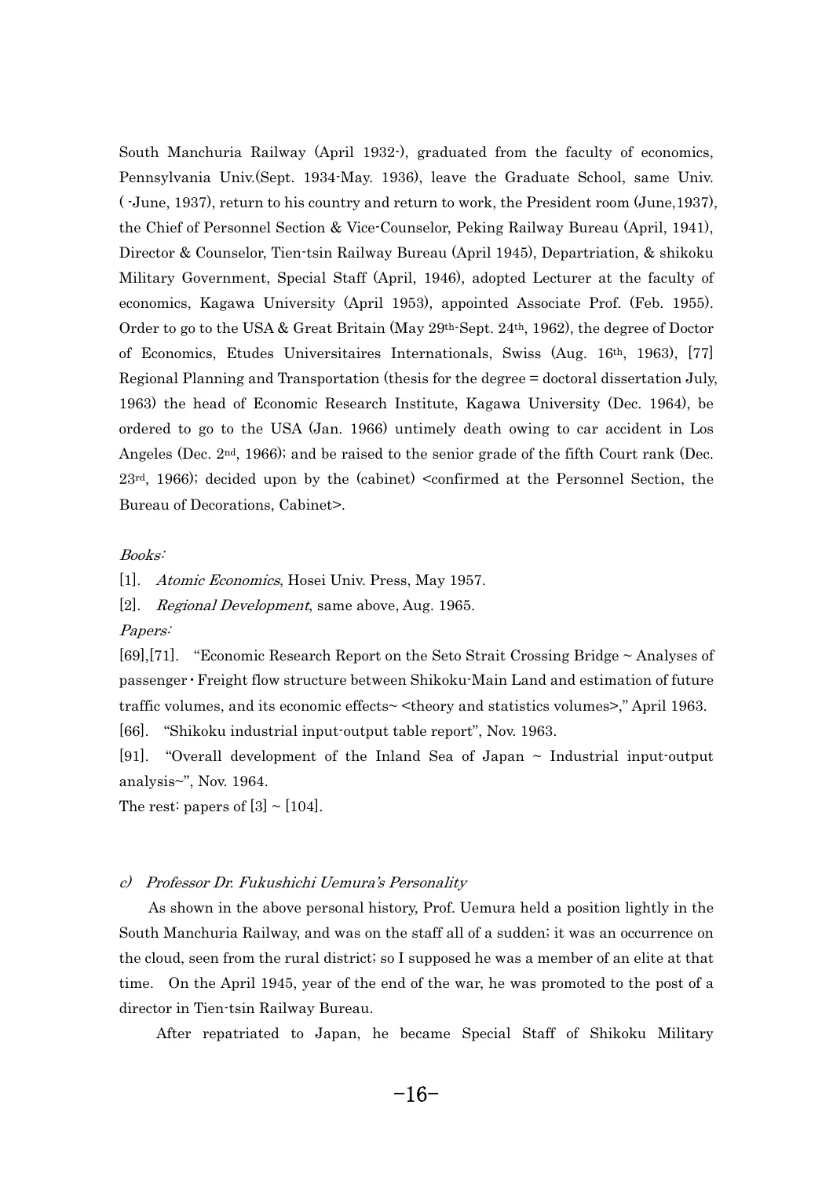South Manchuria Railway (April 1932-), graduated from the faculty of economics, Pennsylvania Univ.(Sept. 1934-May. 1936), leave the Graduate School, same Univ. ( -June, 1937), return to his country and return to work, the President room (June,1937), the Chief of Personnel Section & Vice-Counselor, Peking Railway Bureau (April, 1941), Director & Counselor, Tien-tsin Railway Bureau (April 1945), Departriation, & shikoku Military Government, Special Staff (April, 1946), adopted Lecturer at the faculty of economics, Kagawa University (April 1953), appointed Associate Prof. (Feb. 1955). Order to go to the USA & Great Britain (May 29th-Sept. 24th, 1962), the degree of Doctor of Economics, Etudes Universitaires Internationals, Swiss (Aug. 16th, 1963), [77] Regional Planning and Transportation (thesis for the degree = doctoral dissertation July, 1963) the head of Economic Research Institute, Kagawa University (Dec. 1964), be ordered to go to the USA (Jan. 1966) untimely death owing to car accident in Los Angeles (Dec. 2nd, 1966); and be raised to the senior grade of the fifth Court rank (Dec. 23rd, 1966); decided upon by the (cabinet) <confirmed at the Personnel Section, the Bureau of Decorations, Cabinet>.

*Books:*

[1]. *Atomic Economics*, Hosei Univ. Press, May 1957.

[2]. *Regional Development*, same above, Aug. 1965.

*Papers:*

[69],[71]. "Economic Research Report on the Seto Strait Crossing Bridge ~ Analyses of passenger・Freight flow structure between Shikoku-Main Land and estimation of future traffic volumes, and its economic effects~ <theory and statistics volumes>," April 1963.

[66]. "Shikoku industrial input-output table report", Nov. 1963.

[91]. "Overall development of the Inland Sea of Japan ~ Industrial input-output analysis~", Nov. 1964.

The rest: papers of [3] ~ [104].

### c) *Professor Dr. Fukushichi Uemura's Personality*

As shown in the above personal history, Prof. Uemura held a position lightly in the South Manchuria Railway, and was on the staff all of a sudden; it was an occurrence on the cloud, seen from the rural district; so I supposed he was a member of an elite at that time. On the April 1945, year of the end of the war, he was promoted to the post of a director in Tien-tsin Railway Bureau.

After repatriated to Japan, he became Special Staff of Shikoku Military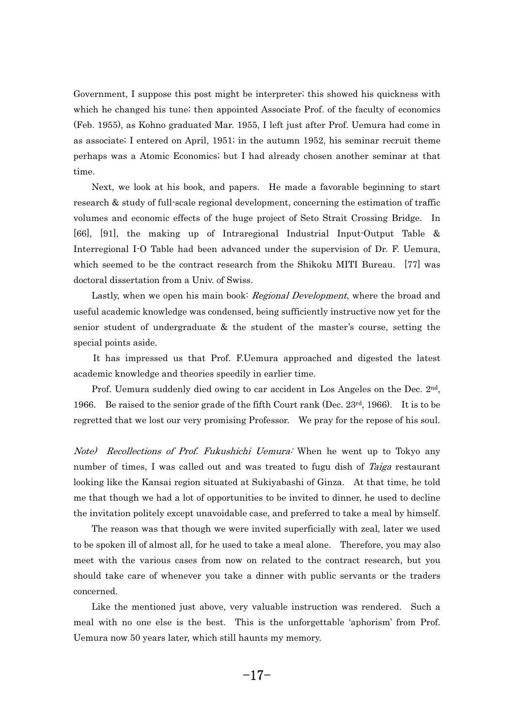Government, I suppose this post might be interpreter; this showed his quickness with which he changed his tune; then appointed Associate Prof. of the faculty of economics (Feb. 1955), as Kohno graduated Mar. 1955, I left just after Prof. Uemura had come in as associate; I entered on April, 1951; in the autumn 1952, his seminar recruit theme perhaps was a Atomic Economics; but I had already chosen another seminar at that time.

Next, we look at his book, and papers. He made a favorable beginning to start research & study of full-scale regional development, concerning the estimation of traffic volumes and economic effects of the huge project of Seto Strait Crossing Bridge. In [66], [91], the making up of Intraregional Industrial Input-Output Table & Interregional I-O Table had been advanced under the supervision of Dr. F. Uemura, which seemed to be the contract research from the Shikoku MITI Bureau. [77] was doctoral dissertation from a Univ. of Swiss.

Lastly, when we open his main book: *Regional Development*, where the broad and useful academic knowledge was condensed, being sufficiently instructive now yet for the senior student of undergraduate & the student of the master's course, setting the special points aside.

It has impressed us that Prof. F.Uemura approached and digested the latest academic knowledge and theories speedily in earlier time.

Prof. Uemura suddenly died owing to car accident in Los Angeles on the Dec. 2nd, 1966. Be raised to the senior grade of the fifth Court rank (Dec. 23rd, 1966). It is to be regretted that we lost our very promising Professor. We pray for the repose of his soul.

*Note) Recollections of Prof. Fukushichi Uemura:* When he went up to Tokyo any number of times, I was called out and was treated to fugu dish of *Taiga* restaurant looking like the Kansai region situated at Sukiyabashi of Ginza. At that time, he told me that though we had a lot of opportunities to be invited to dinner, he used to decline the invitation politely except unavoidable case, and preferred to take a meal by himself.

The reason was that though we were invited superficially with zeal, later we used to be spoken ill of almost all, for he used to take a meal alone. Therefore, you may also meet with the various cases from now on related to the contract research, but you should take care of whenever you take a dinner with public servants or the traders concerned.

Like the mentioned just above, very valuable instruction was rendered. Such a meal with no one else is the best. This is the unforgettable 'aphorism' from Prof. Uemura now 50 years later, which still haunts my memory.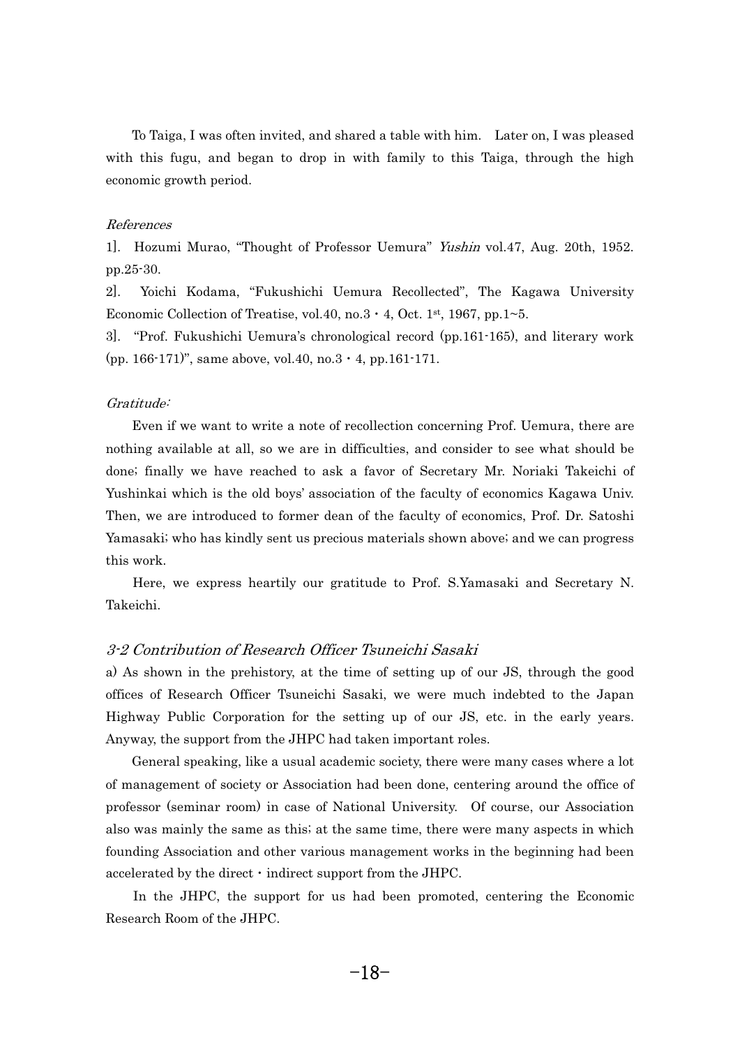To Taiga, I was often invited, and shared a table with him. Later on, I was pleased with this fugu, and began to drop in with family to this Taiga, through the high economic growth period.

*References*

1]. Hozumi Murao, "Thought of Professor Uemura" *Yushin* vol.47, Aug. 20th, 1952. pp.25-30.

2]. Yoichi Kodama, "Fukushichi Uemura Recollected", The Kagawa University Economic Collection of Treatise, vol.40, no.3・4, Oct. 1st, 1967, pp.1~5.

3]. "Prof. Fukushichi Uemura's chronological record (pp.161-165), and literary work (pp. 166-171)", same above, vol.40, no.3・4, pp.161-171.

*Gratitude:*

Even if we want to write a note of recollection concerning Prof. Uemura, there are nothing available at all, so we are in difficulties, and consider to see what should be done; finally we have reached to ask a favor of Secretary Mr. Noriaki Takeichi of Yushinkai which is the old boys' association of the faculty of economics Kagawa Univ. Then, we are introduced to former dean of the faculty of economics, Prof. Dr. Satoshi Yamasaki; who has kindly sent us precious materials shown above; and we can progress this work.

Here, we express heartily our gratitude to Prof. S.Yamasaki and Secretary N. Takeichi.

### *3-2 Contribution of Research Officer Tsuneichi Sasaki*

a) As shown in the prehistory, at the time of setting up of our JS, through the good offices of Research Officer Tsuneichi Sasaki, we were much indebted to the Japan Highway Public Corporation for the setting up of our JS, etc. in the early years. Anyway, the support from the JHPC had taken important roles.

General speaking, like a usual academic society, there were many cases where a lot of management of society or Association had been done, centering around the office of professor (seminar room) in case of National University. Of course, our Association also was mainly the same as this; at the same time, there were many aspects in which founding Association and other various management works in the beginning had been accelerated by the direct・indirect support from the JHPC.

In the JHPC, the support for us had been promoted, centering the Economic Research Room of the JHPC.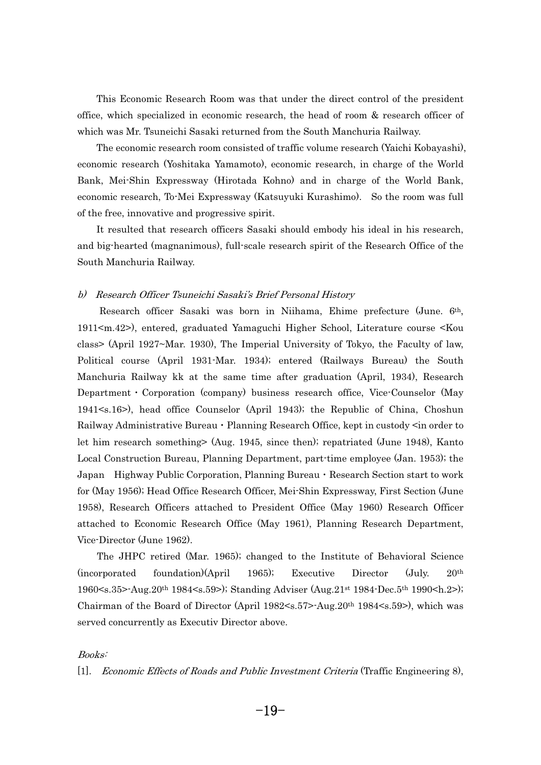This Economic Research Room was that under the direct control of the president office, which specialized in economic research, the head of room & research officer of which was Mr. Tsuneichi Sasaki returned from the South Manchuria Railway.

The economic research room consisted of traffic volume research (Yaichi Kobayashi), economic research (Yoshitaka Yamamoto), economic research, in charge of the World Bank, Mei-Shin Expressway (Hirotada Kohno) and in charge of the World Bank, economic research, To-Mei Expressway (Katsuyuki Kurashimo). So the room was full of the free, innovative and progressive spirit.

It resulted that research officers Sasaki should embody his ideal in his research, and big-hearted (magnanimous), full-scale research spirit of the Research Office of the South Manchuria Railway.

#### *b) Research Officer Tsuneichi Sasaki's Brief Personal History*

Research officer Sasaki was born in Niihama, Ehime prefecture (June. 6th, 1911<m.42>), entered, graduated Yamaguchi Higher School, Literature course <Kou class> (April 1927~Mar. 1930), The Imperial University of Tokyo, the Faculty of law, Political course (April 1931-Mar. 1934); entered (Railways Bureau) the South Manchuria Railway kk at the same time after graduation (April, 1934), Research Department・Corporation (company) business research office, Vice-Counselor (May 1941<s.16>), head office Counselor (April 1943); the Republic of China, Choshun Railway Administrative Bureau・Planning Research Office, kept in custody <in order to let him research something> (Aug. 1945, since then); repatriated (June 1948), Kanto Local Construction Bureau, Planning Department, part-time employee (Jan. 1953); the Japan Highway Public Corporation, Planning Bureau・Research Section start to work for (May 1956); Head Office Research Officer, Mei-Shin Expressway, First Section (June 1958), Research Officers attached to President Office (May 1960) Research Officer attached to Economic Research Office (May 1961), Planning Research Department, Vice-Director (June 1962).

The JHPC retired (Mar. 1965); changed to the Institute of Behavioral Science (incorporated foundation)(April 1965); Executive Director (July. 20th 1960<s.35>-Aug.20th 1984<s.59>); Standing Adviser (Aug.21st 1984-Dec.5th 1990<h.2>); Chairman of the Board of Director (April 1982<s.57>-Aug.20th 1984<s.59>), which was served concurrently as Executiv Director above.

*Books:*

[1]. *Economic Effects of Roads and Public Investment Criteria* (Traffic Engineering 8),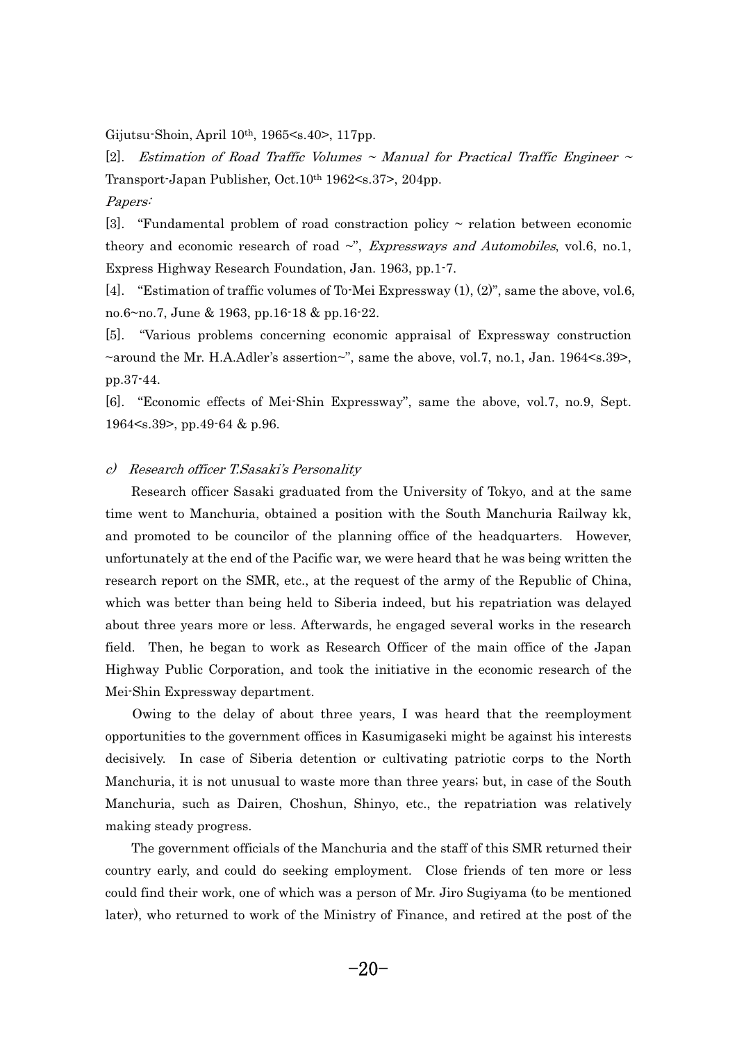Gijutsu-Shoin, April 10th, 1965<s.40>, 117pp.

[2]. *Estimation of Road Traffic Volumes ~ Manual for Practical Traffic Engineer ~* Transport-Japan Publisher, Oct.10th 1962<s.37>, 204pp.

*Papers:*

[3]. "Fundamental problem of road constraction policy ~ relation between economic theory and economic research of road ~", *Expressways and Automobiles*, vol.6, no.1, Express Highway Research Foundation, Jan. 1963, pp.1-7.

[4]. "Estimation of traffic volumes of To-Mei Expressway (1), (2)", same the above, vol.6, no.6~no.7, June & 1963, pp.16-18 & pp.16-22.

[5]. "Various problems concerning economic appraisal of Expressway construction ~around the Mr. H.A.Adler's assertion~", same the above, vol.7, no.1, Jan. 1964<s.39>, pp.37-44.

[6]. "Economic effects of Mei-Shin Expressway", same the above, vol.7, no.9, Sept. 1964<s.39>, pp.49-64 & p.96.

*c) Research officer T.Sasaki's Personality*

Research officer Sasaki graduated from the University of Tokyo, and at the same time went to Manchuria, obtained a position with the South Manchuria Railway kk, and promoted to be councilor of the planning office of the headquarters. However, unfortunately at the end of the Pacific war, we were heard that he was being written the research report on the SMR, etc., at the request of the army of the Republic of China, which was better than being held to Siberia indeed, but his repatriation was delayed about three years more or less. Afterwards, he engaged several works in the research field. Then, he began to work as Research Officer of the main office of the Japan Highway Public Corporation, and took the initiative in the economic research of the Mei-Shin Expressway department.

Owing to the delay of about three years, I was heard that the reemployment opportunities to the government offices in Kasumigaseki might be against his interests decisively. In case of Siberia detention or cultivating patriotic corps to the North Manchuria, it is not unusual to waste more than three years; but, in case of the South Manchuria, such as Dairen, Choshun, Shinyo, etc., the repatriation was relatively making steady progress.

The government officials of the Manchuria and the staff of this SMR returned their country early, and could do seeking employment. Close friends of ten more or less could find their work, one of which was a person of Mr. Jiro Sugiyama (to be mentioned later), who returned to work of the Ministry of Finance, and retired at the post of the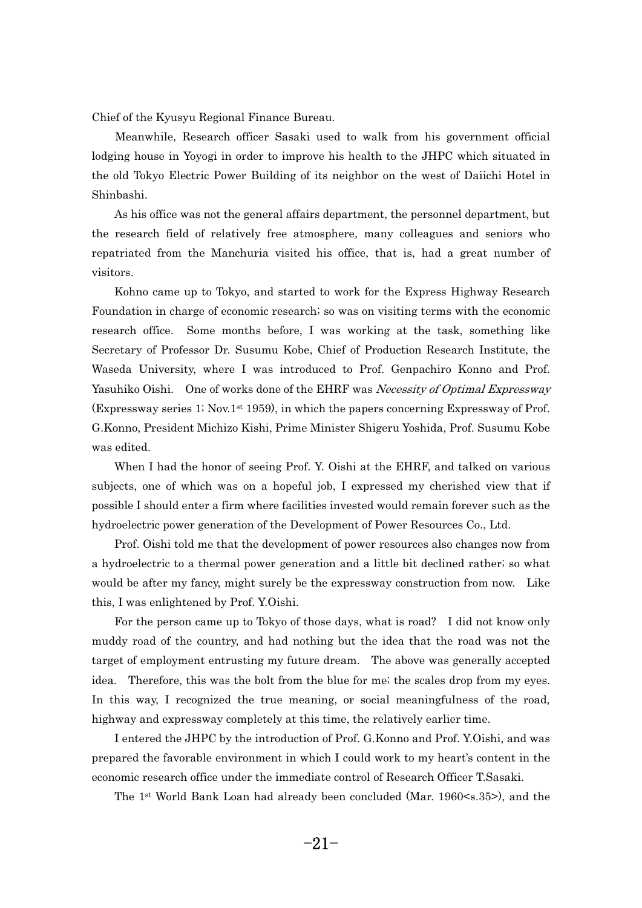Chief of the Kyusyu Regional Finance Bureau.

Meanwhile, Research officer Sasaki used to walk from his government official lodging house in Yoyogi in order to improve his health to the JHPC which situated in the old Tokyo Electric Power Building of its neighbor on the west of Daiichi Hotel in Shinbashi.

As his office was not the general affairs department, the personnel department, but the research field of relatively free atmosphere, many colleagues and seniors who repatriated from the Manchuria visited his office, that is, had a great number of visitors.

Kohno came up to Tokyo, and started to work for the Express Highway Research Foundation in charge of economic research; so was on visiting terms with the economic research office. Some months before, I was working at the task, something like Secretary of Professor Dr. Susumu Kobe, Chief of Production Research Institute, the Waseda University, where I was introduced to Prof. Genpachiro Konno and Prof. Yasuhiko Oishi. One of works done of the EHRF was *Necessity of Optimal Expressway* (Expressway series 1; Nov.1st 1959), in which the papers concerning Expressway of Prof. G.Konno, President Michizo Kishi, Prime Minister Shigeru Yoshida, Prof. Susumu Kobe was edited.

When I had the honor of seeing Prof. Y. Oishi at the EHRF, and talked on various subjects, one of which was on a hopeful job, I expressed my cherished view that if possible I should enter a firm where facilities invested would remain forever such as the hydroelectric power generation of the Development of Power Resources Co., Ltd.

Prof. Oishi told me that the development of power resources also changes now from a hydroelectric to a thermal power generation and a little bit declined rather; so what would be after my fancy, might surely be the expressway construction from now. Like this, I was enlightened by Prof. Y.Oishi.

For the person came up to Tokyo of those days, what is road? I did not know only muddy road of the country, and had nothing but the idea that the road was not the target of employment entrusting my future dream. The above was generally accepted idea. Therefore, this was the bolt from the blue for me; the scales drop from my eyes. In this way, I recognized the true meaning, or social meaningfulness of the road, highway and expressway completely at this time, the relatively earlier time.

I entered the JHPC by the introduction of Prof. G.Konno and Prof. Y.Oishi, and was prepared the favorable environment in which I could work to my heart's content in the economic research office under the immediate control of Research Officer T.Sasaki.

The 1st World Bank Loan had already been concluded (Mar. 1960<s.35>), and the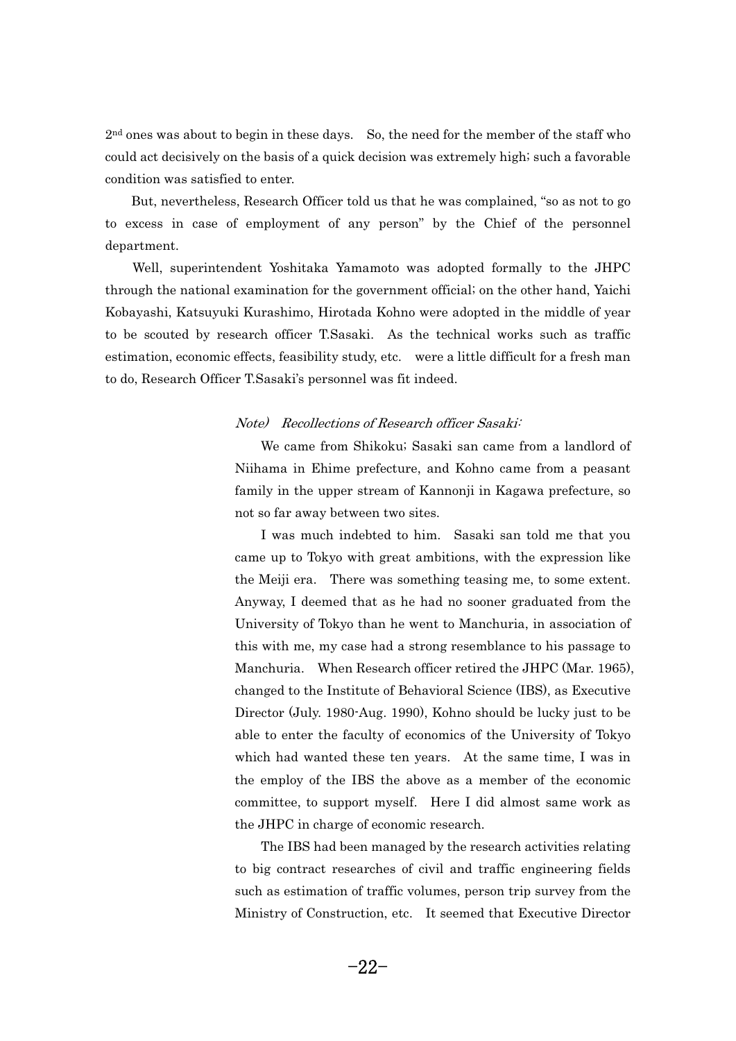2nd ones was about to begin in these days. So, the need for the member of the staff who could act decisively on the basis of a quick decision was extremely high; such a favorable condition was satisfied to enter.

But, nevertheless, Research Officer told us that he was complained, "so as not to go to excess in case of employment of any person" by the Chief of the personnel department.

Well, superintendent Yoshitaka Yamamoto was adopted formally to the JHPC through the national examination for the government official; on the other hand, Yaichi Kobayashi, Katsuyuki Kurashimo, Hirotada Kohno were adopted in the middle of year to be scouted by research officer T.Sasaki. As the technical works such as traffic estimation, economic effects, feasibility study, etc. were a little difficult for a fresh man to do, Research Officer T.Sasaki's personnel was fit indeed.

*Note) Recollections of Research officer Sasaki:*

> We came from Shikoku; Sasaki san came from a landlord of Niihama in Ehime prefecture, and Kohno came from a peasant family in the upper stream of Kannonji in Kagawa prefecture, so not so far away between two sites.
>
> I was much indebted to him. Sasaki san told me that you came up to Tokyo with great ambitions, with the expression like the Meiji era. There was something teasing me, to some extent. Anyway, I deemed that as he had no sooner graduated from the University of Tokyo than he went to Manchuria, in association of this with me, my case had a strong resemblance to his passage to Manchuria. When Research officer retired the JHPC (Mar. 1965), changed to the Institute of Behavioral Science (IBS), as Executive Director (July. 1980-Aug. 1990), Kohno should be lucky just to be able to enter the faculty of economics of the University of Tokyo which had wanted these ten years. At the same time, I was in the employ of the IBS the above as a member of the economic committee, to support myself. Here I did almost same work as the JHPC in charge of economic research.
>
> The IBS had been managed by the research activities relating to big contract researches of civil and traffic engineering fields such as estimation of traffic volumes, person trip survey from the Ministry of Construction, etc. It seemed that Executive Director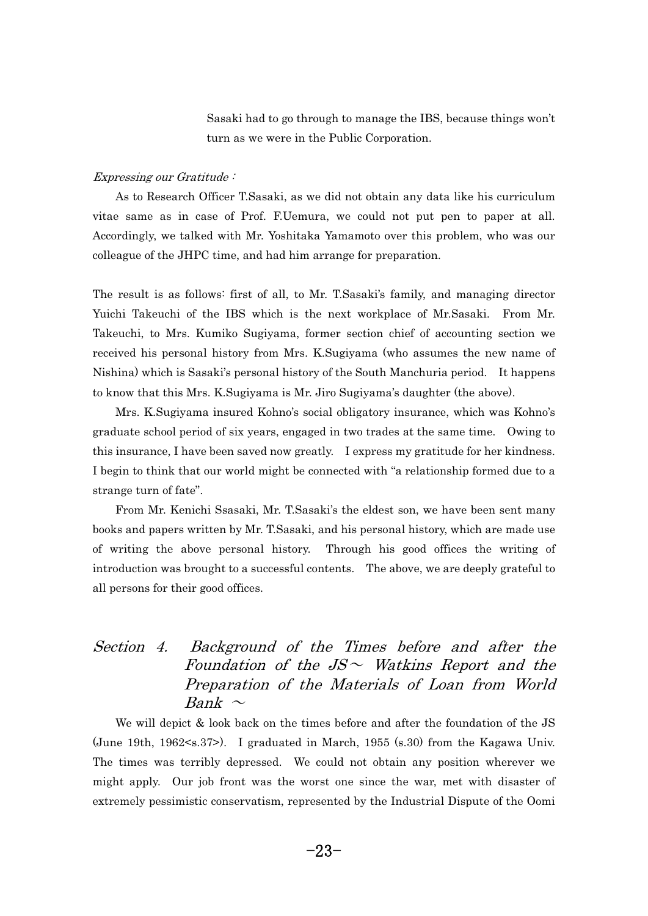Sasaki had to go through to manage the IBS, because things won't turn as we were in the Public Corporation.

*Expressing our Gratitude*：

As to Research Officer T.Sasaki, as we did not obtain any data like his curriculum vitae same as in case of Prof. F.Uemura, we could not put pen to paper at all. Accordingly, we talked with Mr. Yoshitaka Yamamoto over this problem, who was our colleague of the JHPC time, and had him arrange for preparation.

The result is as follows: first of all, to Mr. T.Sasaki's family, and managing director Yuichi Takeuchi of the IBS which is the next workplace of Mr.Sasaki. From Mr. Takeuchi, to Mrs. Kumiko Sugiyama, former section chief of accounting section we received his personal history from Mrs. K.Sugiyama (who assumes the new name of Nishina) which is Sasaki's personal history of the South Manchuria period. It happens to know that this Mrs. K.Sugiyama is Mr. Jiro Sugiyama's daughter (the above).

Mrs. K.Sugiyama insured Kohno's social obligatory insurance, which was Kohno's graduate school period of six years, engaged in two trades at the same time. Owing to this insurance, I have been saved now greatly. I express my gratitude for her kindness. I begin to think that our world might be connected with "a relationship formed due to a strange turn of fate".

From Mr. Kenichi Ssasaki, Mr. T.Sasaki's the eldest son, we have been sent many books and papers written by Mr. T.Sasaki, and his personal history, which are made use of writing the above personal history. Through his good offices the writing of introduction was brought to a successful contents. The above, we are deeply grateful to all persons for their good offices.

## *Section 4. Background of the Times before and after the Foundation of the JS～ Watkins Report and the Preparation of the Materials of Loan from World Bank ～*

We will depict & look back on the times before and after the foundation of the JS (June 19th, 1962<s.37>). I graduated in March, 1955 (s.30) from the Kagawa Univ. The times was terribly depressed. We could not obtain any position wherever we might apply. Our job front was the worst one since the war, met with disaster of extremely pessimistic conservatism, represented by the Industrial Dispute of the Oomi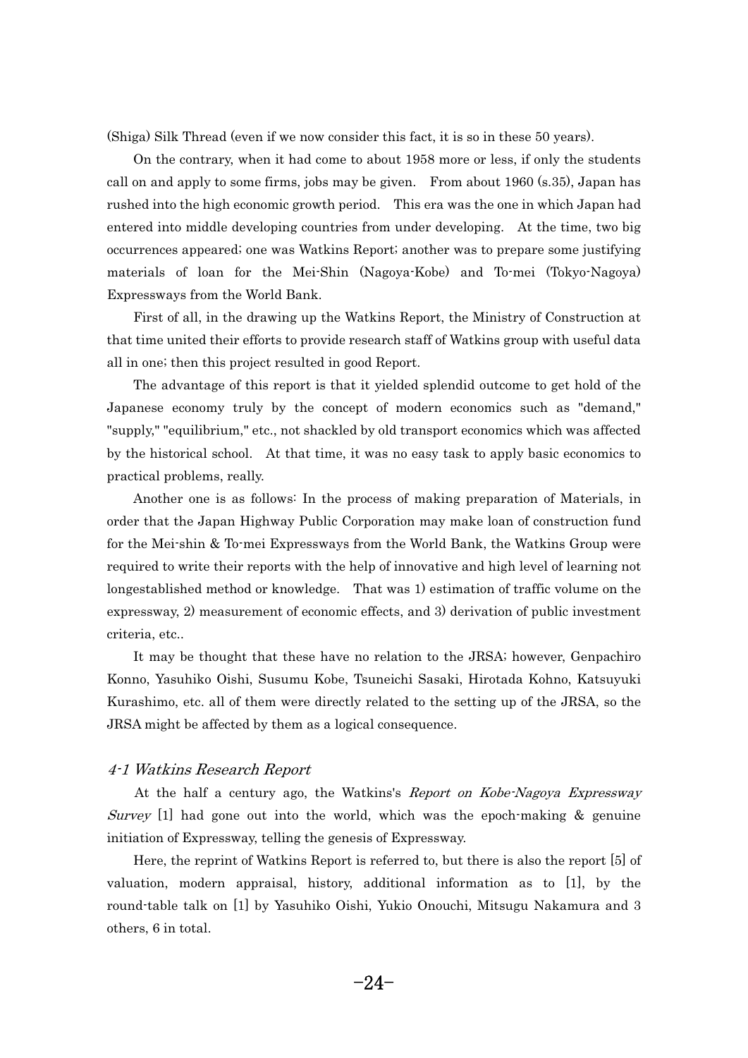(Shiga) Silk Thread (even if we now consider this fact, it is so in these 50 years).

On the contrary, when it had come to about 1958 more or less, if only the students call on and apply to some firms, jobs may be given. From about 1960 (s.35), Japan has rushed into the high economic growth period. This era was the one in which Japan had entered into middle developing countries from under developing. At the time, two big occurrences appeared; one was Watkins Report; another was to prepare some justifying materials of loan for the Mei-Shin (Nagoya-Kobe) and To-mei (Tokyo-Nagoya) Expressways from the World Bank.

First of all, in the drawing up the Watkins Report, the Ministry of Construction at that time united their efforts to provide research staff of Watkins group with useful data all in one; then this project resulted in good Report.

The advantage of this report is that it yielded splendid outcome to get hold of the Japanese economy truly by the concept of modern economics such as "demand," "supply," "equilibrium," etc., not shackled by old transport economics which was affected by the historical school. At that time, it was no easy task to apply basic economics to practical problems, really.

Another one is as follows: In the process of making preparation of Materials, in order that the Japan Highway Public Corporation may make loan of construction fund for the Mei-shin & To-mei Expressways from the World Bank, the Watkins Group were required to write their reports with the help of innovative and high level of learning not longestablished method or knowledge. That was 1) estimation of traffic volume on the expressway, 2) measurement of economic effects, and 3) derivation of public investment criteria, etc..

It may be thought that these have no relation to the JRSA; however, Genpachiro Konno, Yasuhiko Oishi, Susumu Kobe, Tsuneichi Sasaki, Hirotada Kohno, Katsuyuki Kurashimo, etc. all of them were directly related to the setting up of the JRSA, so the JRSA might be affected by them as a logical consequence.

### *4-1 Watkins Research Report*

At the half a century ago, the Watkins's *Report on Kobe-Nagoya Expressway Survey* [1] had gone out into the world, which was the epoch-making & genuine initiation of Expressway, telling the genesis of Expressway.

Here, the reprint of Watkins Report is referred to, but there is also the report [5] of valuation, modern appraisal, history, additional information as to [1], by the round-table talk on [1] by Yasuhiko Oishi, Yukio Onouchi, Mitsugu Nakamura and 3 others, 6 in total.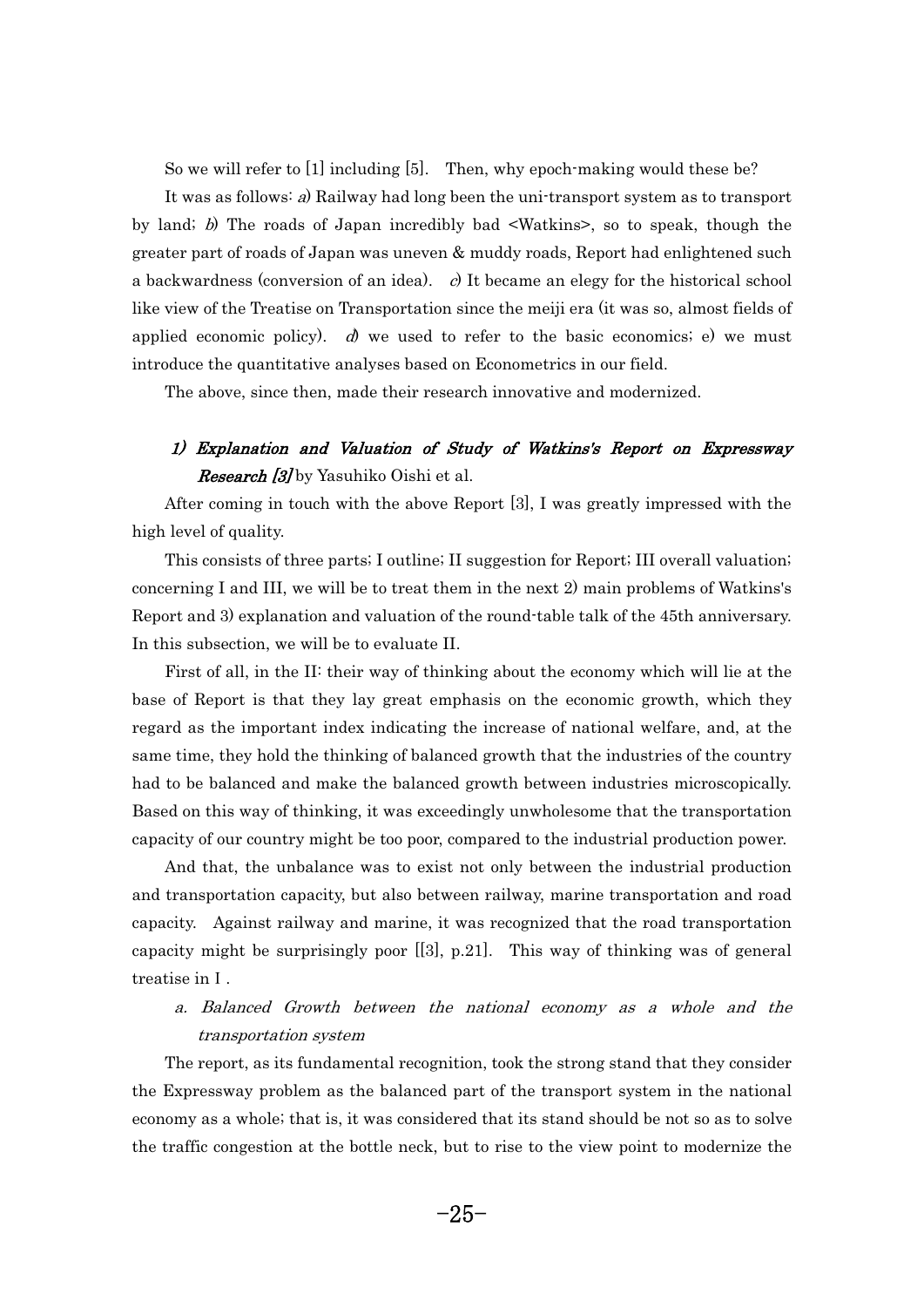So we will refer to [1] including [5]. Then, why epoch-making would these be?

It was as follows: *a*) Railway had long been the uni-transport system as to transport by land; *b*) The roads of Japan incredibly bad <Watkins>, so to speak, though the greater part of roads of Japan was uneven & muddy roads, Report had enlightened such a backwardness (conversion of an idea). *c*) It became an elegy for the historical school like view of the Treatise on Transportation since the meiji era (it was so, almost fields of applied economic policy). *d*) we used to refer to the basic economics; e) we must introduce the quantitative analyses based on Econometrics in our field.

The above, since then, made their research innovative and modernized.

### *1) Explanation and Valuation of Study of Watkins's Report on Expressway Research [3]* by Yasuhiko Oishi et al.

After coming in touch with the above Report [3], I was greatly impressed with the high level of quality.

This consists of three parts; I outline; II suggestion for Report; III overall valuation; concerning I and III, we will be to treat them in the next 2) main problems of Watkins's Report and 3) explanation and valuation of the round-table talk of the 45th anniversary. In this subsection, we will be to evaluate II.

First of all, in the II: their way of thinking about the economy which will lie at the base of Report is that they lay great emphasis on the economic growth, which they regard as the important index indicating the increase of national welfare, and, at the same time, they hold the thinking of balanced growth that the industries of the country had to be balanced and make the balanced growth between industries microscopically. Based on this way of thinking, it was exceedingly unwholesome that the transportation capacity of our country might be too poor, compared to the industrial production power.

And that, the unbalance was to exist not only between the industrial production and transportation capacity, but also between railway, marine transportation and road capacity. Against railway and marine, it was recognized that the road transportation capacity might be surprisingly poor [[3], p.21]. This way of thinking was of general treatise in I .

#### *a. Balanced Growth between the national economy as a whole and the transportation system*

The report, as its fundamental recognition, took the strong stand that they consider the Expressway problem as the balanced part of the transport system in the national economy as a whole; that is, it was considered that its stand should be not so as to solve the traffic congestion at the bottle neck, but to rise to the view point to modernize the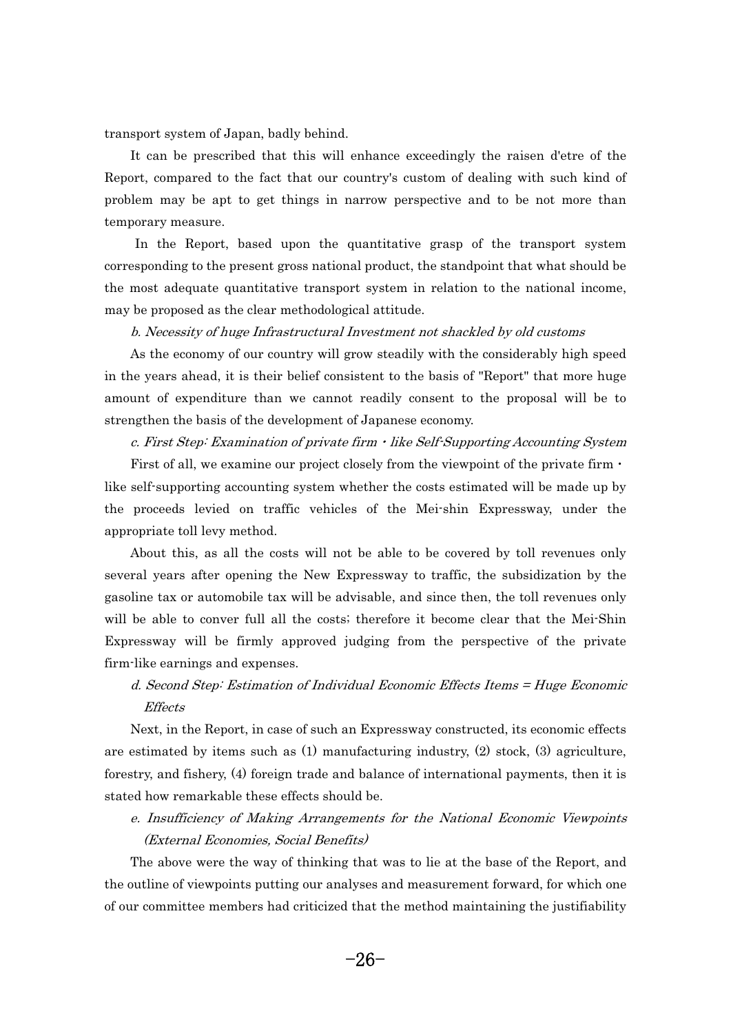transport system of Japan, badly behind.

It can be prescribed that this will enhance exceedingly the raisen d'etre of the Report, compared to the fact that our country's custom of dealing with such kind of problem may be apt to get things in narrow perspective and to be not more than temporary measure.

In the Report, based upon the quantitative grasp of the transport system corresponding to the present gross national product, the standpoint that what should be the most adequate quantitative transport system in relation to the national income, may be proposed as the clear methodological attitude.

*b. Necessity of huge Infrastructural Investment not shackled by old customs*

As the economy of our country will grow steadily with the considerably high speed in the years ahead, it is their belief consistent to the basis of "Report" that more huge amount of expenditure than we cannot readily consent to the proposal will be to strengthen the basis of the development of Japanese economy.

*c. First Step: Examination of private firm・like Self-Supporting Accounting System*

First of all, we examine our project closely from the viewpoint of the private firm・like self-supporting accounting system whether the costs estimated will be made up by the proceeds levied on traffic vehicles of the Mei-shin Expressway, under the appropriate toll levy method.

About this, as all the costs will not be able to be covered by toll revenues only several years after opening the New Expressway to traffic, the subsidization by the gasoline tax or automobile tax will be advisable, and since then, the toll revenues only will be able to conver full all the costs; therefore it become clear that the Mei-Shin Expressway will be firmly approved judging from the perspective of the private firm-like earnings and expenses.

*d. Second Step: Estimation of Individual Economic Effects Items = Huge Economic Effects*

Next, in the Report, in case of such an Expressway constructed, its economic effects are estimated by items such as (1) manufacturing industry, (2) stock, (3) agriculture, forestry, and fishery, (4) foreign trade and balance of international payments, then it is stated how remarkable these effects should be.

*e. Insufficiency of Making Arrangements for the National Economic Viewpoints (External Economies, Social Benefits)*

The above were the way of thinking that was to lie at the base of the Report, and the outline of viewpoints putting our analyses and measurement forward, for which one of our committee members had criticized that the method maintaining the justifiability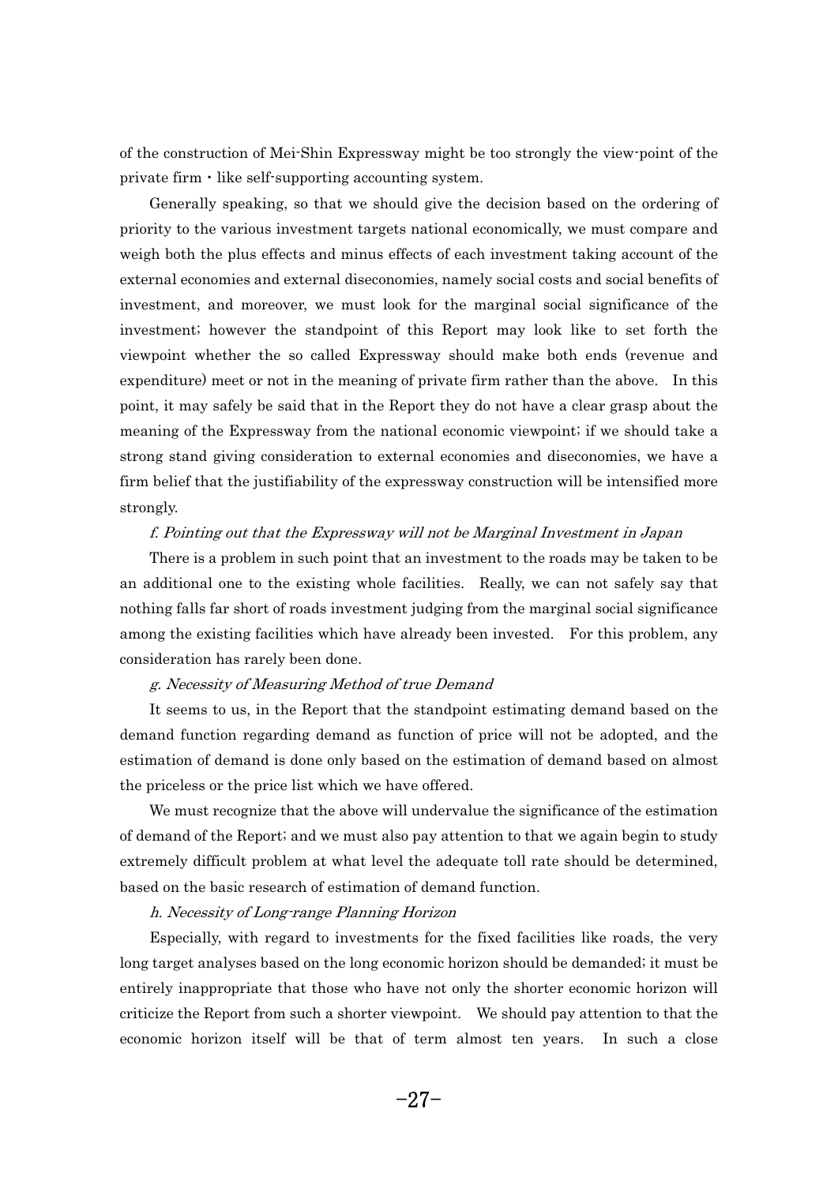of the construction of Mei-Shin Expressway might be too strongly the view-point of the private firm・like self-supporting accounting system.

Generally speaking, so that we should give the decision based on the ordering of priority to the various investment targets national economically, we must compare and weigh both the plus effects and minus effects of each investment taking account of the external economies and external diseconomies, namely social costs and social benefits of investment, and moreover, we must look for the marginal social significance of the investment; however the standpoint of this Report may look like to set forth the viewpoint whether the so called Expressway should make both ends (revenue and expenditure) meet or not in the meaning of private firm rather than the above. In this point, it may safely be said that in the Report they do not have a clear grasp about the meaning of the Expressway from the national economic viewpoint; if we should take a strong stand giving consideration to external economies and diseconomies, we have a firm belief that the justifiability of the expressway construction will be intensified more strongly.

*f. Pointing out that the Expressway will not be Marginal Investment in Japan*

There is a problem in such point that an investment to the roads may be taken to be an additional one to the existing whole facilities. Really, we can not safely say that nothing falls far short of roads investment judging from the marginal social significance among the existing facilities which have already been invested. For this problem, any consideration has rarely been done.

*g. Necessity of Measuring Method of true Demand*

It seems to us, in the Report that the standpoint estimating demand based on the demand function regarding demand as function of price will not be adopted, and the estimation of demand is done only based on the estimation of demand based on almost the priceless or the price list which we have offered.

We must recognize that the above will undervalue the significance of the estimation of demand of the Report; and we must also pay attention to that we again begin to study extremely difficult problem at what level the adequate toll rate should be determined, based on the basic research of estimation of demand function.

*h. Necessity of Long-range Planning Horizon*

Especially, with regard to investments for the fixed facilities like roads, the very long target analyses based on the long economic horizon should be demanded; it must be entirely inappropriate that those who have not only the shorter economic horizon will criticize the Report from such a shorter viewpoint. We should pay attention to that the economic horizon itself will be that of term almost ten years. In such a close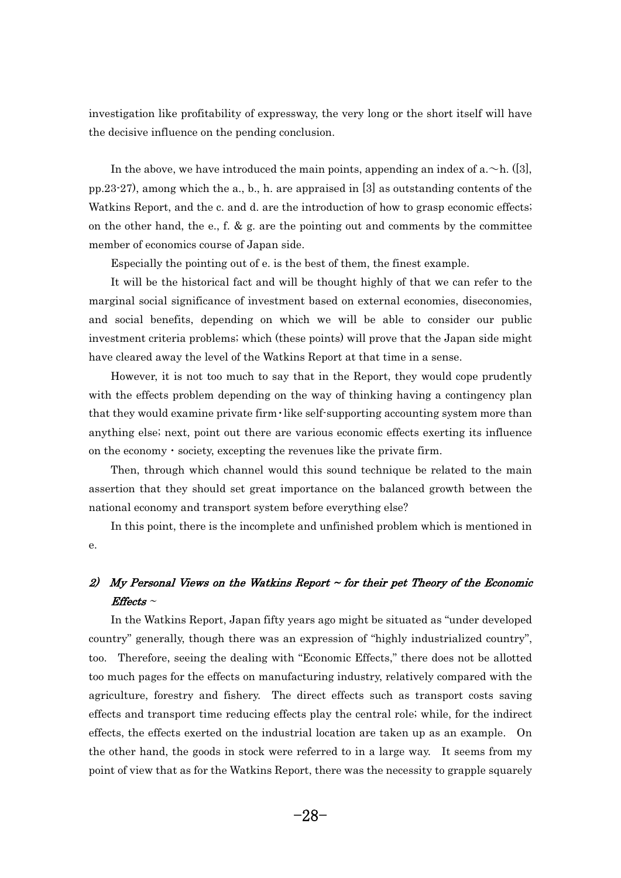investigation like profitability of expressway, the very long or the short itself will have the decisive influence on the pending conclusion.

In the above, we have introduced the main points, appending an index of a.～h. ([3], pp.23-27), among which the a., b., h. are appraised in [3] as outstanding contents of the Watkins Report, and the c. and d. are the introduction of how to grasp economic effects; on the other hand, the e., f. & g. are the pointing out and comments by the committee member of economics course of Japan side.

Especially the pointing out of e. is the best of them, the finest example.

It will be the historical fact and will be thought highly of that we can refer to the marginal social significance of investment based on external economies, diseconomies, and social benefits, depending on which we will be able to consider our public investment criteria problems; which (these points) will prove that the Japan side might have cleared away the level of the Watkins Report at that time in a sense.

However, it is not too much to say that in the Report, they would cope prudently with the effects problem depending on the way of thinking having a contingency plan that they would examine private firm・like self-supporting accounting system more than anything else; next, point out there are various economic effects exerting its influence on the economy・society, excepting the revenues like the private firm.

Then, through which channel would this sound technique be related to the main assertion that they should set great importance on the balanced growth between the national economy and transport system before everything else?

In this point, there is the incomplete and unfinished problem which is mentioned in e.

### *2) My Personal Views on the Watkins Report ~ for their pet Theory of the Economic Effects ~*

In the Watkins Report, Japan fifty years ago might be situated as "under developed country" generally, though there was an expression of "highly industrialized country", too. Therefore, seeing the dealing with "Economic Effects," there does not be allotted too much pages for the effects on manufacturing industry, relatively compared with the agriculture, forestry and fishery. The direct effects such as transport costs saving effects and transport time reducing effects play the central role; while, for the indirect effects, the effects exerted on the industrial location are taken up as an example. On the other hand, the goods in stock were referred to in a large way. It seems from my point of view that as for the Watkins Report, there was the necessity to grapple squarely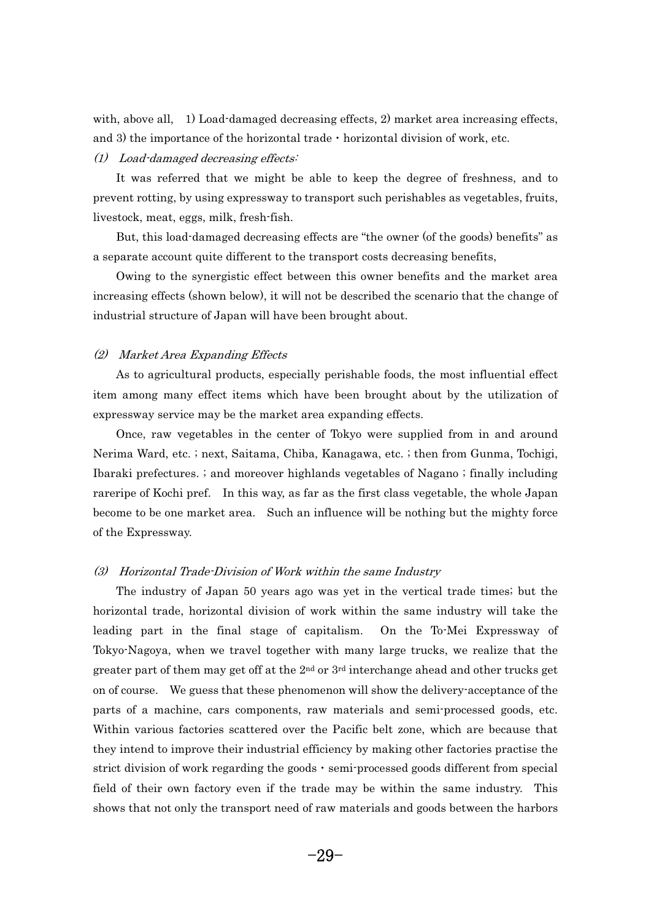with, above all, 1) Load-damaged decreasing effects, 2) market area increasing effects, and 3) the importance of the horizontal trade・horizontal division of work, etc.

*(1) Load-damaged decreasing effects:*

It was referred that we might be able to keep the degree of freshness, and to prevent rotting, by using expressway to transport such perishables as vegetables, fruits, livestock, meat, eggs, milk, fresh-fish.

But, this load-damaged decreasing effects are "the owner (of the goods) benefits" as a separate account quite different to the transport costs decreasing benefits,

Owing to the synergistic effect between this owner benefits and the market area increasing effects (shown below), it will not be described the scenario that the change of industrial structure of Japan will have been brought about.

*(2) Market Area Expanding Effects*

As to agricultural products, especially perishable foods, the most influential effect item among many effect items which have been brought about by the utilization of expressway service may be the market area expanding effects.

Once, raw vegetables in the center of Tokyo were supplied from in and around Nerima Ward, etc. ; next, Saitama, Chiba, Kanagawa, etc. ; then from Gunma, Tochigi, Ibaraki prefectures. ; and moreover highlands vegetables of Nagano ; finally including rareripe of Kochi pref. In this way, as far as the first class vegetable, the whole Japan become to be one market area. Such an influence will be nothing but the mighty force of the Expressway.

*(3) Horizontal Trade-Division of Work within the same Industry*

The industry of Japan 50 years ago was yet in the vertical trade times; but the horizontal trade, horizontal division of work within the same industry will take the leading part in the final stage of capitalism. On the To-Mei Expressway of Tokyo-Nagoya, when we travel together with many large trucks, we realize that the greater part of them may get off at the 2nd or 3rd interchange ahead and other trucks get on of course. We guess that these phenomenon will show the delivery-acceptance of the parts of a machine, cars components, raw materials and semi-processed goods, etc. Within various factories scattered over the Pacific belt zone, which are because that they intend to improve their industrial efficiency by making other factories practise the strict division of work regarding the goods・semi-processed goods different from special field of their own factory even if the trade may be within the same industry. This shows that not only the transport need of raw materials and goods between the harbors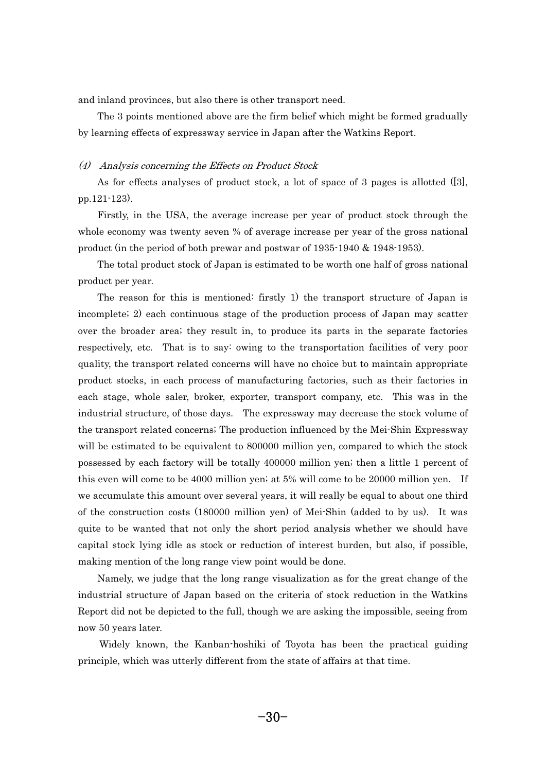and inland provinces, but also there is other transport need.

The 3 points mentioned above are the firm belief which might be formed gradually by learning effects of expressway service in Japan after the Watkins Report.

### *(4) Analysis concerning the Effects on Product Stock*

As for effects analyses of product stock, a lot of space of 3 pages is allotted ([3], pp.121-123).

Firstly, in the USA, the average increase per year of product stock through the whole economy was twenty seven % of average increase per year of the gross national product (in the period of both prewar and postwar of 1935-1940 & 1948-1953).

The total product stock of Japan is estimated to be worth one half of gross national product per year.

The reason for this is mentioned: firstly 1) the transport structure of Japan is incomplete; 2) each continuous stage of the production process of Japan may scatter over the broader area; they result in, to produce its parts in the separate factories respectively, etc. That is to say: owing to the transportation facilities of very poor quality, the transport related concerns will have no choice but to maintain appropriate product stocks, in each process of manufacturing factories, such as their factories in each stage, whole saler, broker, exporter, transport company, etc. This was in the industrial structure, of those days. The expressway may decrease the stock volume of the transport related concerns; The production influenced by the Mei-Shin Expressway will be estimated to be equivalent to 800000 million yen, compared to which the stock possessed by each factory will be totally 400000 million yen; then a little 1 percent of this even will come to be 4000 million yen; at 5% will come to be 20000 million yen. If we accumulate this amount over several years, it will really be equal to about one third of the construction costs (180000 million yen) of Mei-Shin (added to by us). It was quite to be wanted that not only the short period analysis whether we should have capital stock lying idle as stock or reduction of interest burden, but also, if possible, making mention of the long range view point would be done.

Namely, we judge that the long range visualization as for the great change of the industrial structure of Japan based on the criteria of stock reduction in the Watkins Report did not be depicted to the full, though we are asking the impossible, seeing from now 50 years later.

Widely known, the Kanban-hoshiki of Toyota has been the practical guiding principle, which was utterly different from the state of affairs at that time.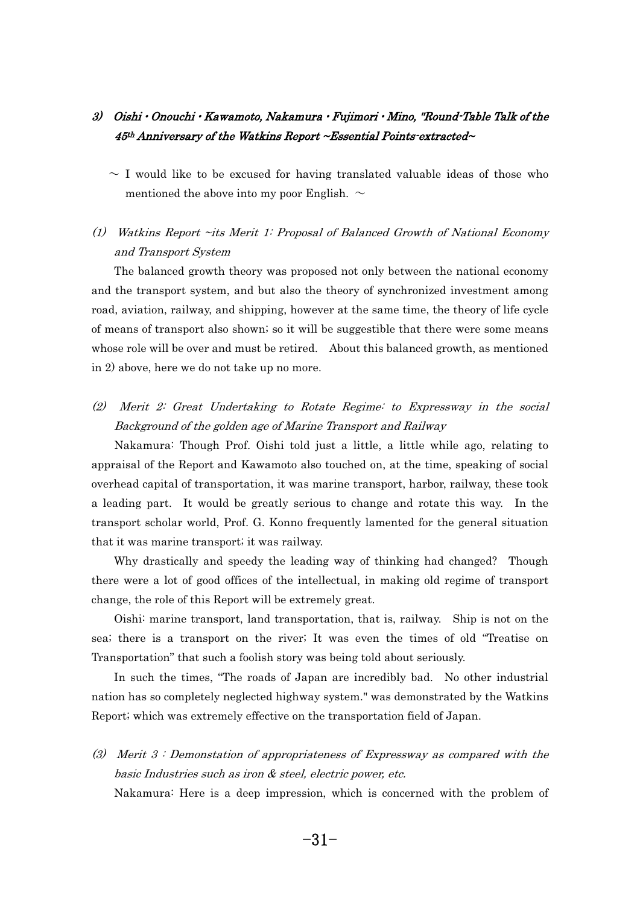### 3) *Oishi・Onouchi・Kawamoto, Nakamura・Fujimori・Mino, "Round-Table Talk of the 45th Anniversary of the Watkins Report ~Essential Points-extracted~*

～ I would like to be excused for having translated valuable ideas of those who mentioned the above into my poor English. ～

#### *(1) Watkins Report ~its Merit 1: Proposal of Balanced Growth of National Economy and Transport System*

The balanced growth theory was proposed not only between the national economy and the transport system, and but also the theory of synchronized investment among road, aviation, railway, and shipping, however at the same time, the theory of life cycle of means of transport also shown; so it will be suggestible that there were some means whose role will be over and must be retired. About this balanced growth, as mentioned in 2) above, here we do not take up no more.

#### *(2) Merit 2: Great Undertaking to Rotate Regime: to Expressway in the social Background of the golden age of Marine Transport and Railway*

Nakamura: Though Prof. Oishi told just a little, a little while ago, relating to appraisal of the Report and Kawamoto also touched on, at the time, speaking of social overhead capital of transportation, it was marine transport, harbor, railway, these took a leading part. It would be greatly serious to change and rotate this way. In the transport scholar world, Prof. G. Konno frequently lamented for the general situation that it was marine transport; it was railway.

Why drastically and speedy the leading way of thinking had changed? Though there were a lot of good offices of the intellectual, in making old regime of transport change, the role of this Report will be extremely great.

Oishi: marine transport, land transportation, that is, railway. Ship is not on the sea; there is a transport on the river; It was even the times of old "Treatise on Transportation" that such a foolish story was being told about seriously.

In such the times, "The roads of Japan are incredibly bad. No other industrial nation has so completely neglected highway system." was demonstrated by the Watkins Report; which was extremely effective on the transportation field of Japan.

#### *(3) Merit 3 : Demonstation of appropriateness of Expressway as compared with the basic Industries such as iron & steel, electric power, etc.*

Nakamura: Here is a deep impression, which is concerned with the problem of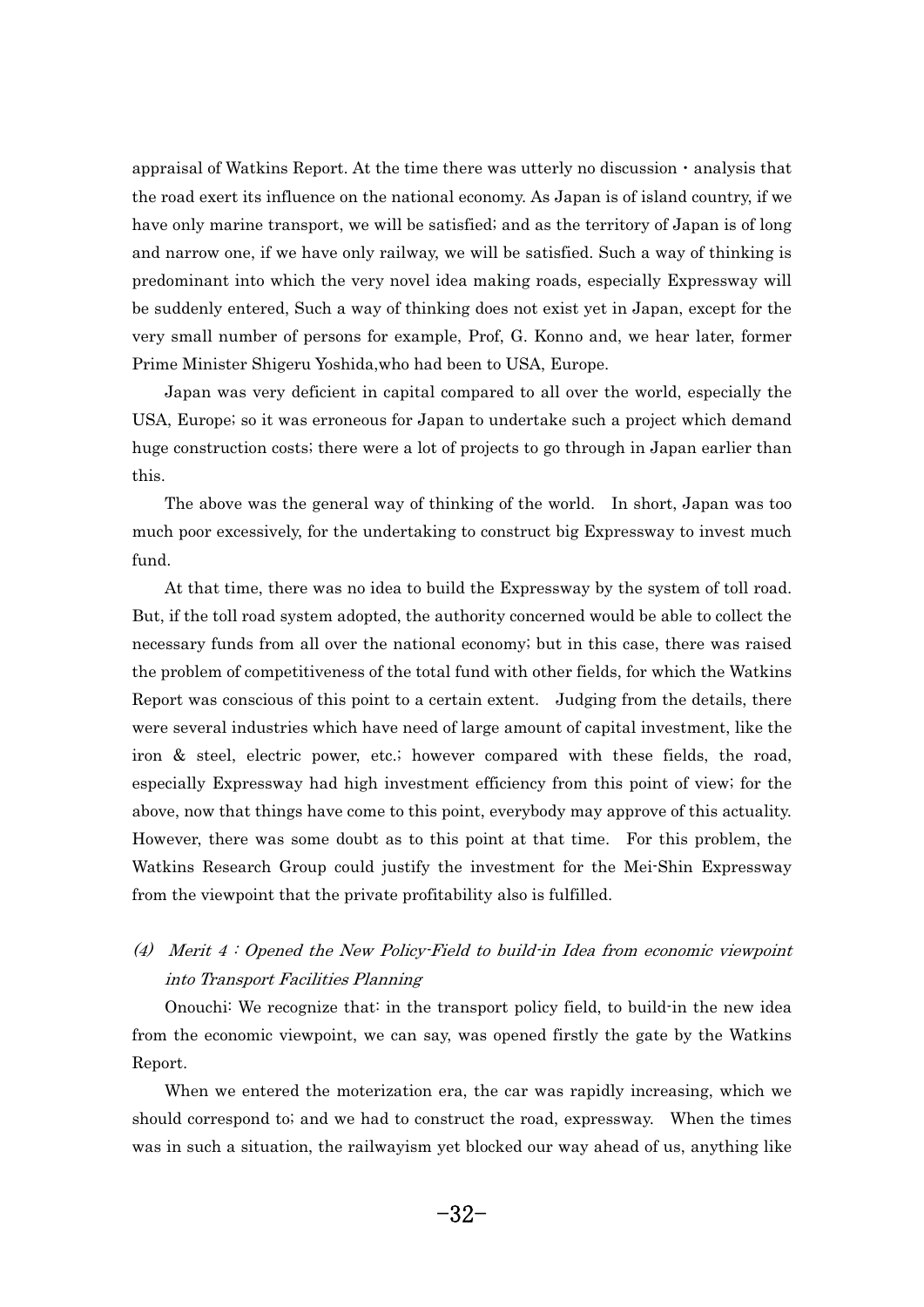appraisal of Watkins Report. At the time there was utterly no discussion・analysis that the road exert its influence on the national economy. As Japan is of island country, if we have only marine transport, we will be satisfied; and as the territory of Japan is of long and narrow one, if we have only railway, we will be satisfied. Such a way of thinking is predominant into which the very novel idea making roads, especially Expressway will be suddenly entered, Such a way of thinking does not exist yet in Japan, except for the very small number of persons for example, Prof, G. Konno and, we hear later, former Prime Minister Shigeru Yoshida,who had been to USA, Europe.

Japan was very deficient in capital compared to all over the world, especially the USA, Europe; so it was erroneous for Japan to undertake such a project which demand huge construction costs; there were a lot of projects to go through in Japan earlier than this.

The above was the general way of thinking of the world. In short, Japan was too much poor excessively, for the undertaking to construct big Expressway to invest much fund.

At that time, there was no idea to build the Expressway by the system of toll road. But, if the toll road system adopted, the authority concerned would be able to collect the necessary funds from all over the national economy; but in this case, there was raised the problem of competitiveness of the total fund with other fields, for which the Watkins Report was conscious of this point to a certain extent. Judging from the details, there were several industries which have need of large amount of capital investment, like the iron & steel, electric power, etc.; however compared with these fields, the road, especially Expressway had high investment efficiency from this point of view; for the above, now that things have come to this point, everybody may approve of this actuality. However, there was some doubt as to this point at that time. For this problem, the Watkins Research Group could justify the investment for the Mei-Shin Expressway from the viewpoint that the private profitability also is fulfilled.

### *(4) Merit 4 : Opened the New Policy-Field to build-in Idea from economic viewpoint into Transport Facilities Planning*

Onouchi: We recognize that: in the transport policy field, to build-in the new idea from the economic viewpoint, we can say, was opened firstly the gate by the Watkins Report.

When we entered the moterization era, the car was rapidly increasing, which we should correspond to; and we had to construct the road, expressway. When the times was in such a situation, the railwayism yet blocked our way ahead of us, anything like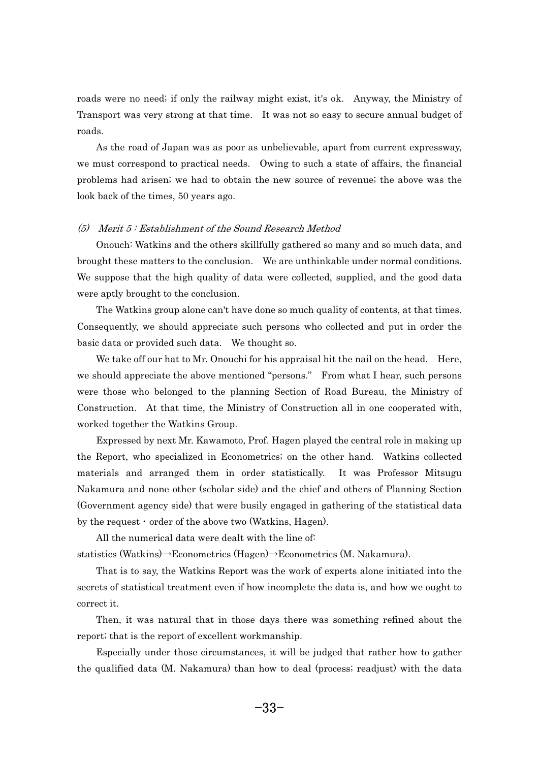roads were no need; if only the railway might exist, it's ok. Anyway, the Ministry of Transport was very strong at that time. It was not so easy to secure annual budget of roads.

As the road of Japan was as poor as unbelievable, apart from current expressway, we must correspond to practical needs. Owing to such a state of affairs, the financial problems had arisen; we had to obtain the new source of revenue; the above was the look back of the times, 50 years ago.

### (5) *Merit 5 : Establishment of the Sound Research Method*

Onouch: Watkins and the others skillfully gathered so many and so much data, and brought these matters to the conclusion. We are unthinkable under normal conditions. We suppose that the high quality of data were collected, supplied, and the good data were aptly brought to the conclusion.

The Watkins group alone can't have done so much quality of contents, at that times. Consequently, we should appreciate such persons who collected and put in order the basic data or provided such data. We thought so.

We take off our hat to Mr. Onouchi for his appraisal hit the nail on the head. Here, we should appreciate the above mentioned "persons." From what I hear, such persons were those who belonged to the planning Section of Road Bureau, the Ministry of Construction. At that time, the Ministry of Construction all in one cooperated with, worked together the Watkins Group.

Expressed by next Mr. Kawamoto, Prof. Hagen played the central role in making up the Report, who specialized in Econometrics; on the other hand. Watkins collected materials and arranged them in order statistically. It was Professor Mitsugu Nakamura and none other (scholar side) and the chief and others of Planning Section (Government agency side) that were busily engaged in gathering of the statistical data by the request・order of the above two (Watkins, Hagen).

All the numerical data were dealt with the line of:
statistics (Watkins)→Econometrics (Hagen)→Econometrics (M. Nakamura).

That is to say, the Watkins Report was the work of experts alone initiated into the secrets of statistical treatment even if how incomplete the data is, and how we ought to correct it.

Then, it was natural that in those days there was something refined about the report; that is the report of excellent workmanship.

Especially under those circumstances, it will be judged that rather how to gather the qualified data (M. Nakamura) than how to deal (process; readjust) with the data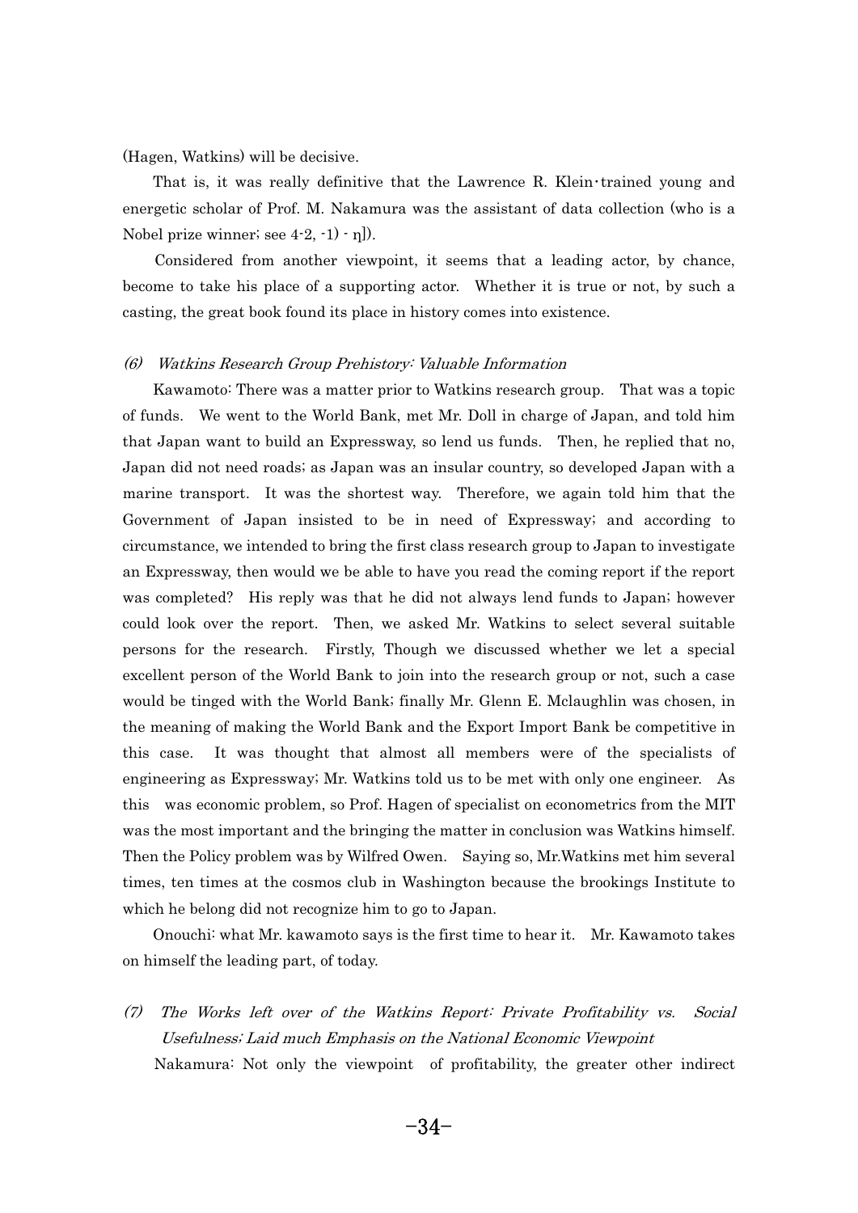(Hagen, Watkins) will be decisive.

That is, it was really definitive that the Lawrence R. Klein-trained young and energetic scholar of Prof. M. Nakamura was the assistant of data collection (who is a Nobel prize winner; see 4-2, -1) - η]).

Considered from another viewpoint, it seems that a leading actor, by chance, become to take his place of a supporting actor. Whether it is true or not, by such a casting, the great book found its place in history comes into existence.

### *(6) Watkins Research Group Prehistory: Valuable Information*

Kawamoto: There was a matter prior to Watkins research group. That was a topic of funds. We went to the World Bank, met Mr. Doll in charge of Japan, and told him that Japan want to build an Expressway, so lend us funds. Then, he replied that no, Japan did not need roads; as Japan was an insular country, so developed Japan with a marine transport. It was the shortest way. Therefore, we again told him that the Government of Japan insisted to be in need of Expressway; and according to circumstance, we intended to bring the first class research group to Japan to investigate an Expressway, then would we be able to have you read the coming report if the report was completed? His reply was that he did not always lend funds to Japan; however could look over the report. Then, we asked Mr. Watkins to select several suitable persons for the research. Firstly, Though we discussed whether we let a special excellent person of the World Bank to join into the research group or not, such a case would be tinged with the World Bank; finally Mr. Glenn E. Mclaughlin was chosen, in the meaning of making the World Bank and the Export Import Bank be competitive in this case. It was thought that almost all members were of the specialists of engineering as Expressway; Mr. Watkins told us to be met with only one engineer. As this was economic problem, so Prof. Hagen of specialist on econometrics from the MIT was the most important and the bringing the matter in conclusion was Watkins himself. Then the Policy problem was by Wilfred Owen. Saying so, Mr.Watkins met him several times, ten times at the cosmos club in Washington because the brookings Institute to which he belong did not recognize him to go to Japan.

Onouchi: what Mr. kawamoto says is the first time to hear it. Mr. Kawamoto takes on himself the leading part, of today.

### *(7) The Works left over of the Watkins Report: Private Profitability vs. Social Usefulness; Laid much Emphasis on the National Economic Viewpoint*

Nakamura: Not only the viewpoint of profitability, the greater other indirect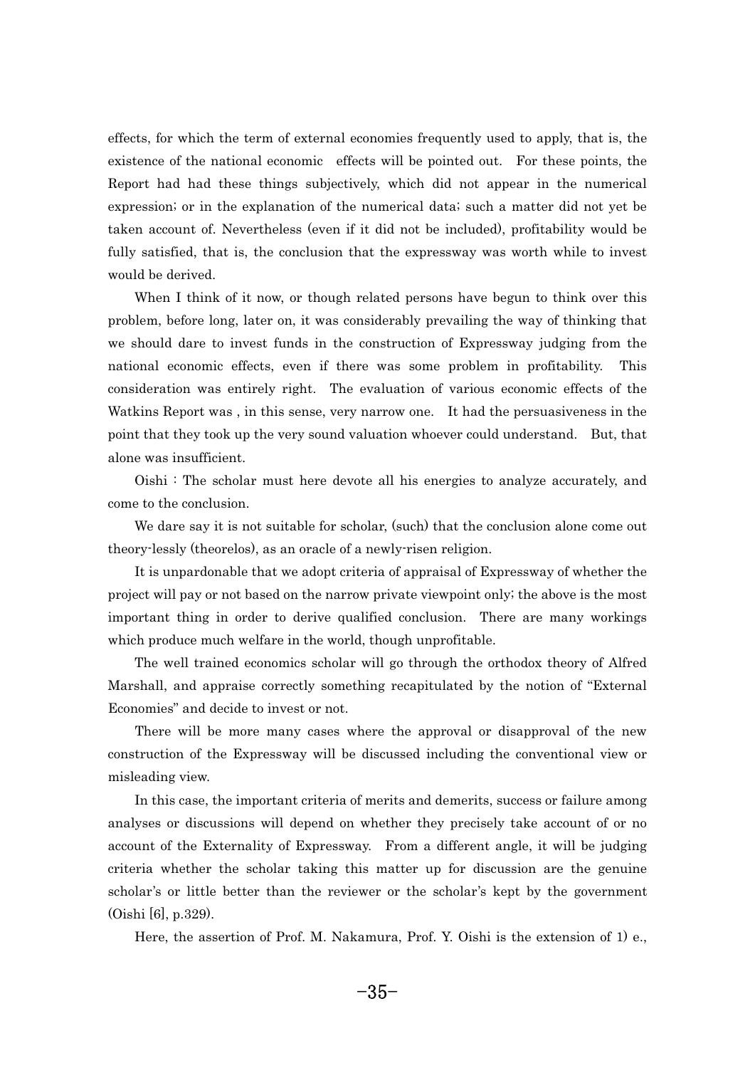effects, for which the term of external economies frequently used to apply, that is, the existence of the national economic effects will be pointed out. For these points, the Report had had these things subjectively, which did not appear in the numerical expression; or in the explanation of the numerical data; such a matter did not yet be taken account of. Nevertheless (even if it did not be included), profitability would be fully satisfied, that is, the conclusion that the expressway was worth while to invest would be derived.

When I think of it now, or though related persons have begun to think over this problem, before long, later on, it was considerably prevailing the way of thinking that we should dare to invest funds in the construction of Expressway judging from the national economic effects, even if there was some problem in profitability. This consideration was entirely right. The evaluation of various economic effects of the Watkins Report was , in this sense, very narrow one. It had the persuasiveness in the point that they took up the very sound valuation whoever could understand. But, that alone was insufficient.

Oishi : The scholar must here devote all his energies to analyze accurately, and come to the conclusion.

We dare say it is not suitable for scholar, (such) that the conclusion alone come out theory-lessly (theorelos), as an oracle of a newly-risen religion.

It is unpardonable that we adopt criteria of appraisal of Expressway of whether the project will pay or not based on the narrow private viewpoint only; the above is the most important thing in order to derive qualified conclusion. There are many workings which produce much welfare in the world, though unprofitable.

The well trained economics scholar will go through the orthodox theory of Alfred Marshall, and appraise correctly something recapitulated by the notion of "External Economies" and decide to invest or not.

There will be more many cases where the approval or disapproval of the new construction of the Expressway will be discussed including the conventional view or misleading view.

In this case, the important criteria of merits and demerits, success or failure among analyses or discussions will depend on whether they precisely take account of or no account of the Externality of Expressway. From a different angle, it will be judging criteria whether the scholar taking this matter up for discussion are the genuine scholar's or little better than the reviewer or the scholar's kept by the government (Oishi [6], p.329).

Here, the assertion of Prof. M. Nakamura, Prof. Y. Oishi is the extension of 1) e.,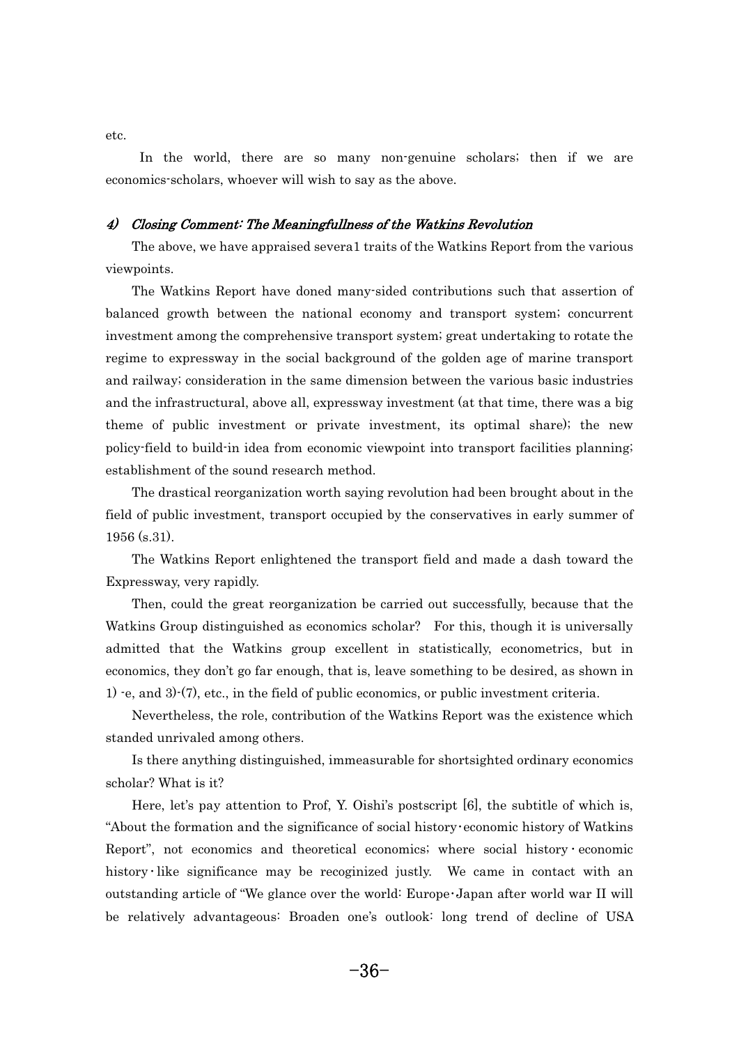etc.

In the world, there are so many non-genuine scholars; then if we are economics-scholars, whoever will wish to say as the above.

#### *4) Closing Comment: The Meaningfullness of the Watkins Revolution*

The above, we have appraised severa1 traits of the Watkins Report from the various viewpoints.

The Watkins Report have doned many-sided contributions such that assertion of balanced growth between the national economy and transport system; concurrent investment among the comprehensive transport system; great undertaking to rotate the regime to expressway in the social background of the golden age of marine transport and railway; consideration in the same dimension between the various basic industries and the infrastructural, above all, expressway investment (at that time, there was a big theme of public investment or private investment, its optimal share); the new policy-field to build-in idea from economic viewpoint into transport facilities planning; establishment of the sound research method.

The drastical reorganization worth saying revolution had been brought about in the field of public investment, transport occupied by the conservatives in early summer of 1956 (s.31).

The Watkins Report enlightened the transport field and made a dash toward the Expressway, very rapidly.

Then, could the great reorganization be carried out successfully, because that the Watkins Group distinguished as economics scholar? For this, though it is universally admitted that the Watkins group excellent in statistically, econometrics, but in economics, they don't go far enough, that is, leave something to be desired, as shown in 1) -e, and 3)-(7), etc., in the field of public economics, or public investment criteria.

Nevertheless, the role, contribution of the Watkins Report was the existence which standed unrivaled among others.

Is there anything distinguished, immeasurable for shortsighted ordinary economics scholar? What is it?

Here, let's pay attention to Prof, Y. Oishi's postscript [6], the subtitle of which is, "About the formation and the significance of social history･economic history of Watkins Report", not economics and theoretical economics; where social history・economic history・like significance may be recoginized justly. We came in contact with an outstanding article of "We glance over the world: Europe･Japan after world war II will be relatively advantageous: Broaden one's outlook: long trend of decline of USA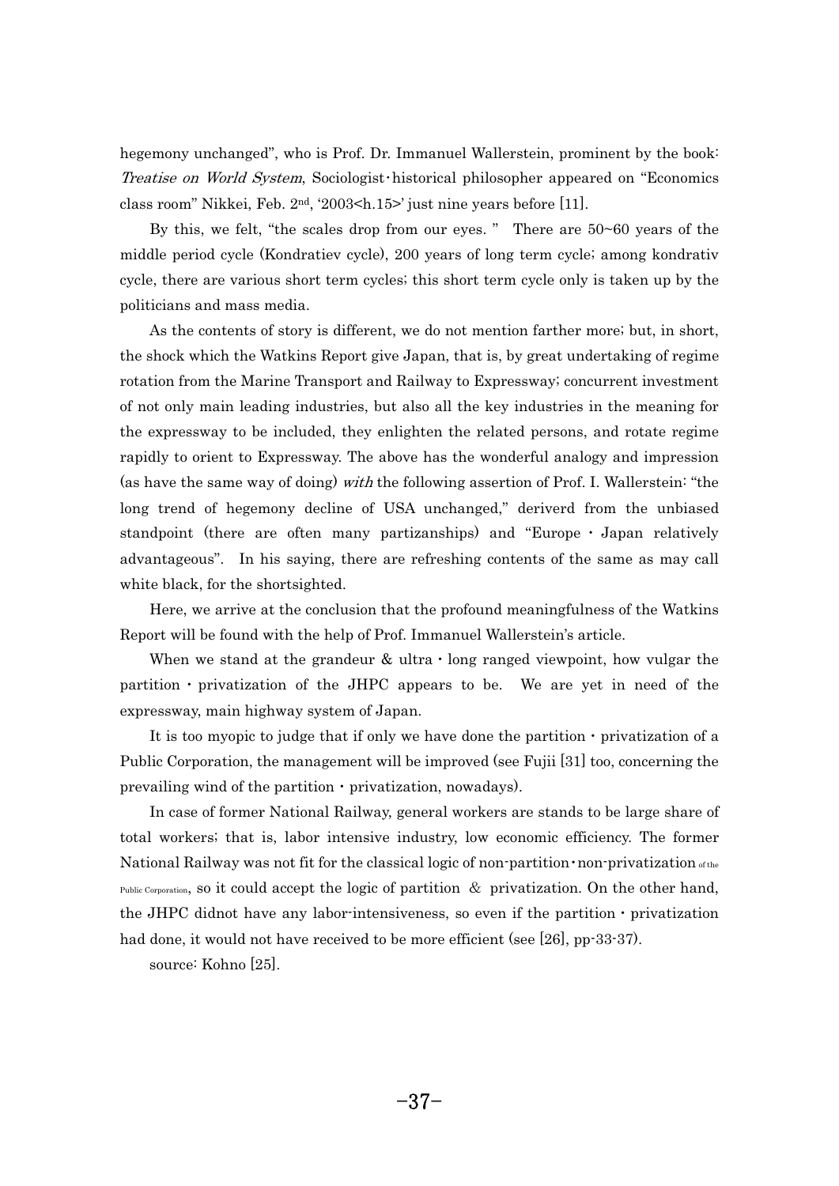hegemony unchanged", who is Prof. Dr. Immanuel Wallerstein, prominent by the book: *Treatise on World System*, Sociologist・historical philosopher appeared on "Economics class room" Nikkei, Feb. 2nd, '2003<h.15>' just nine years before [11].

By this, we felt, "the scales drop from our eyes. " There are 50~60 years of the middle period cycle (Kondratiev cycle), 200 years of long term cycle; among kondrativ cycle, there are various short term cycles; this short term cycle only is taken up by the politicians and mass media.

As the contents of story is different, we do not mention farther more; but, in short, the shock which the Watkins Report give Japan, that is, by great undertaking of regime rotation from the Marine Transport and Railway to Expressway; concurrent investment of not only main leading industries, but also all the key industries in the meaning for the expressway to be included, they enlighten the related persons, and rotate regime rapidly to orient to Expressway. The above has the wonderful analogy and impression (as have the same way of doing) *with* the following assertion of Prof. I. Wallerstein: "the long trend of hegemony decline of USA unchanged," deriverd from the unbiased standpoint (there are often many partizanships) and "Europe・Japan relatively advantageous". In his saying, there are refreshing contents of the same as may call white black, for the shortsighted.

Here, we arrive at the conclusion that the profound meaningfulness of the Watkins Report will be found with the help of Prof. Immanuel Wallerstein's article.

When we stand at the grandeur & ultra・long ranged viewpoint, how vulgar the partition・privatization of the JHPC appears to be. We are yet in need of the expressway, main highway system of Japan.

It is too myopic to judge that if only we have done the partition・privatization of a Public Corporation, the management will be improved (see Fujii [31] too, concerning the prevailing wind of the partition・privatization, nowadays).

In case of former National Railway, general workers are stands to be large share of total workers; that is, labor intensive industry, low economic efficiency. The former National Railway was not fit for the classical logic of non-partition・non-privatization of the Public Corporation, so it could accept the logic of partition & privatization. On the other hand, the JHPC didnot have any labor-intensiveness, so even if the partition・privatization had done, it would not have received to be more efficient (see [26], pp-33-37).

source: Kohno [25].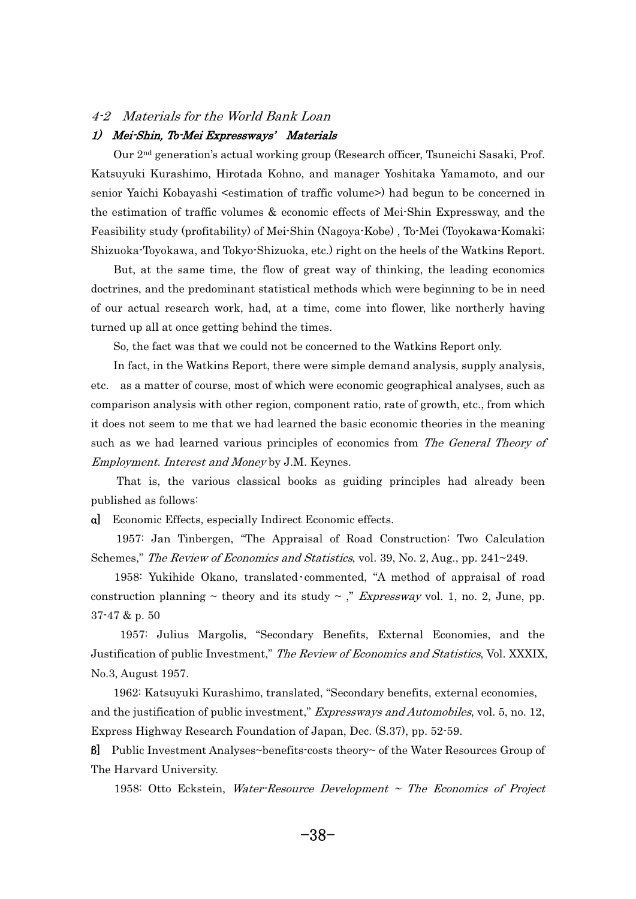### *4-2 Materials for the World Bank Loan*

#### *1) Mei-Shin, To-Mei Expressways' Materials*

Our 2nd generation's actual working group (Research officer, Tsuneichi Sasaki, Prof. Katsuyuki Kurashimo, Hirotada Kohno, and manager Yoshitaka Yamamoto, and our senior Yaichi Kobayashi <estimation of traffic volume>) had begun to be concerned in the estimation of traffic volumes & economic effects of Mei-Shin Expressway, and the Feasibility study (profitability) of Mei-Shin (Nagoya-Kobe) , To-Mei (Toyokawa-Komaki; Shizuoka-Toyokawa, and Tokyo-Shizuoka, etc.) right on the heels of the Watkins Report.

But, at the same time, the flow of great way of thinking, the leading economics doctrines, and the predominant statistical methods which were beginning to be in need of our actual research work, had, at a time, come into flower, like northerly having turned up all at once getting behind the times.

So, the fact was that we could not be concerned to the Watkins Report only.

In fact, in the Watkins Report, there were simple demand analysis, supply analysis, etc. as a matter of course, most of which were economic geographical analyses, such as comparison analysis with other region, component ratio, rate of growth, etc., from which it does not seem to me that we had learned the basic economic theories in the meaning such as we had learned various principles of economics from *The General Theory of Employment. Interest and Money* by J.M. Keynes.

That is, the various classical books as guiding principles had already been published as follows:

α] Economic Effects, especially Indirect Economic effects.

1957: Jan Tinbergen, "The Appraisal of Road Construction: Two Calculation Schemes," *The Review of Economics and Statistics*, vol. 39, No. 2, Aug., pp. 241~249.

1958: Yukihide Okano, translated・commented, "A method of appraisal of road construction planning ~ theory and its study ~ ," *Expressway* vol. 1, no. 2, June, pp. 37-47 & p. 50

1957: Julius Margolis, "Secondary Benefits, External Economies, and the Justification of public Investment," *The Review of Economics and Statistics*, Vol. XXXIX, No.3, August 1957.

1962: Katsuyuki Kurashimo, translated, "Secondary benefits, external economies, and the justification of public investment," *Expressways and Automobiles*, vol. 5, no. 12, Express Highway Research Foundation of Japan, Dec. (S.37), pp. 52-59.

β] Public Investment Analyses~benefits-costs theory~ of the Water Resources Group of The Harvard University.

1958: Otto Eckstein, *Water-Resource Development ~ The Economics of Project*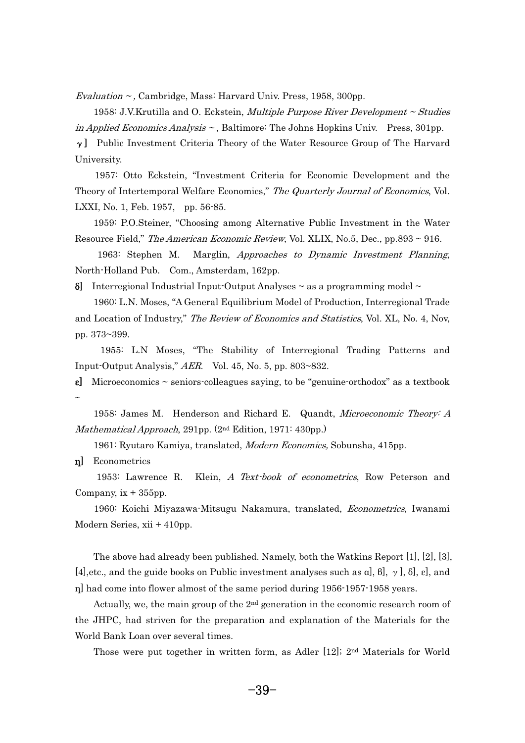*Evaluation ~ ,* Cambridge, Mass: Harvard Univ. Press, 1958, 300pp.

1958: J.V.Krutilla and O. Eckstein, *Multiple Purpose River Development ~ Studies in Applied Economics Analysis ~* , Baltimore: The Johns Hopkins Univ. Press, 301pp.

**γ]** Public Investment Criteria Theory of the Water Resource Group of The Harvard University.

1957: Otto Eckstein, "Investment Criteria for Economic Development and the Theory of Intertemporal Welfare Economics," *The Quarterly Journal of Economics*, Vol. LXXI, No. 1, Feb. 1957, pp. 56-85.

1959: P.O.Steiner, "Choosing among Alternative Public Investment in the Water Resource Field," *The American Economic Review*, Vol. XLIX, No.5, Dec., pp.893 ~ 916.

1963: Stephen M. Marglin, *Approaches to Dynamic Investment Planning*, North-Holland Pub. Com., Amsterdam, 162pp.

**δ]** Interregional Industrial Input-Output Analyses ~ as a programming model ~

1960: L.N. Moses, "A General Equilibrium Model of Production, Interregional Trade and Location of Industry," *The Review of Economics and Statistics*, Vol. XL, No. 4, Nov, pp. 373~399.

1955: L.N Moses, "The Stability of Interregional Trading Patterns and Input-Output Analysis," *AER*. Vol. 45, No. 5, pp. 803~832.

**ε]** Microeconomics ~ seniors-colleagues saying, to be "genuine-orthodox" as a textbook ~

1958: James M. Henderson and Richard E. Quandt, *Microeconomic Theory: A Mathematical Approach*, 291pp. (2nd Edition, 1971: 430pp.)

1961: Ryutaro Kamiya, translated, *Modern Economics,* Sobunsha, 415pp.

**η]** Econometrics

1953: Lawrence R. Klein, *A Text-book of econometrics*, Row Peterson and Company, ix + 355pp.

1960: Koichi Miyazawa-Mitsugu Nakamura, translated, *Econometrics*, Iwanami Modern Series, xii + 410pp.

The above had already been published. Namely, both the Watkins Report [1], [2], [3], [4],etc., and the guide books on Public investment analyses such as α], β], γ], δ], ε], and η] had come into flower almost of the same period during 1956-1957-1958 years.

Actually, we, the main group of the 2nd generation in the economic research room of the JHPC, had striven for the preparation and explanation of the Materials for the World Bank Loan over several times.

Those were put together in written form, as Adler [12]; 2nd Materials for World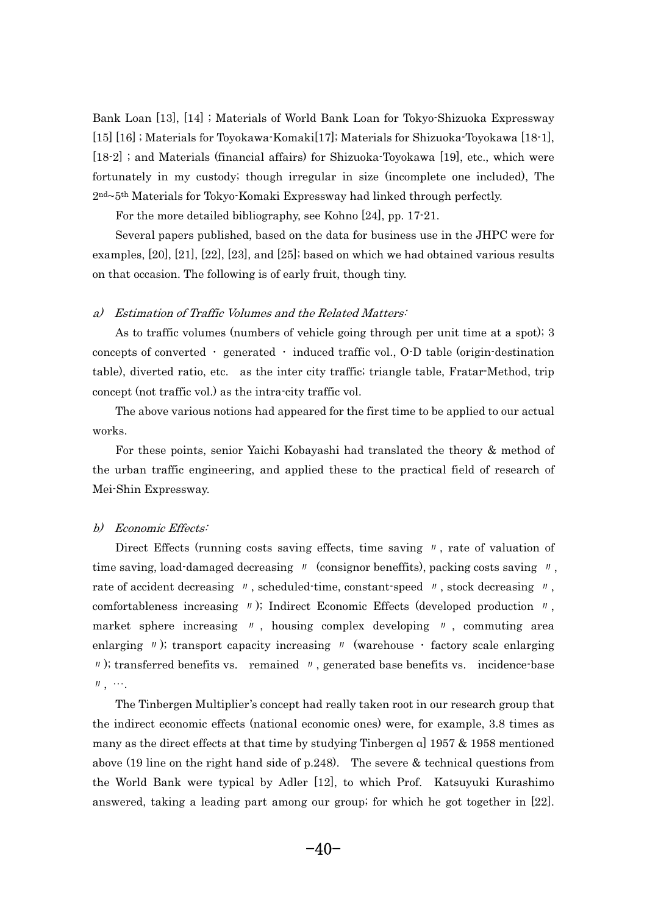Bank Loan [13], [14] ; Materials of World Bank Loan for Tokyo-Shizuoka Expressway [15] [16] ; Materials for Toyokawa-Komaki[17]; Materials for Shizuoka-Toyokawa [18-1], [18-2] ; and Materials (financial affairs) for Shizuoka-Toyokawa [19], etc., which were fortunately in my custody; though irregular in size (incomplete one included), The 2nd~5th Materials for Tokyo-Komaki Expressway had linked through perfectly.

For the more detailed bibliography, see Kohno [24], pp. 17-21.

Several papers published, based on the data for business use in the JHPC were for examples, [20], [21], [22], [23], and [25]; based on which we had obtained various results on that occasion. The following is of early fruit, though tiny.

*a) Estimation of Traffic Volumes and the Related Matters:*

As to traffic volumes (numbers of vehicle going through per unit time at a spot); 3 concepts of converted · generated · induced traffic vol., O-D table (origin-destination table), diverted ratio, etc. as the inter city traffic; triangle table, Fratar-Method, trip concept (not traffic vol.) as the intra-city traffic vol.

The above various notions had appeared for the first time to be applied to our actual works.

For these points, senior Yaichi Kobayashi had translated the theory & method of the urban traffic engineering, and applied these to the practical field of research of Mei-Shin Expressway.

*b) Economic Effects:*

Direct Effects (running costs saving effects, time saving 〃, rate of valuation of time saving, load-damaged decreasing 〃 (consignor beneffits), packing costs saving 〃, rate of accident decreasing 〃, scheduled-time, constant-speed 〃, stock decreasing 〃, comfortableness increasing 〃); Indirect Economic Effects (developed production 〃, market sphere increasing 〃, housing complex developing 〃, commuting area enlarging 〃); transport capacity increasing 〃 (warehouse · factory scale enlarging 〃); transferred benefits vs. remained 〃, generated base benefits vs. incidence-base 〃, ….

The Tinbergen Multiplier's concept had really taken root in our research group that the indirect economic effects (national economic ones) were, for example, 3.8 times as many as the direct effects at that time by studying Tinbergen α] 1957 & 1958 mentioned above (19 line on the right hand side of p.248). The severe & technical questions from the World Bank were typical by Adler [12], to which Prof. Katsuyuki Kurashimo answered, taking a leading part among our group; for which he got together in [22].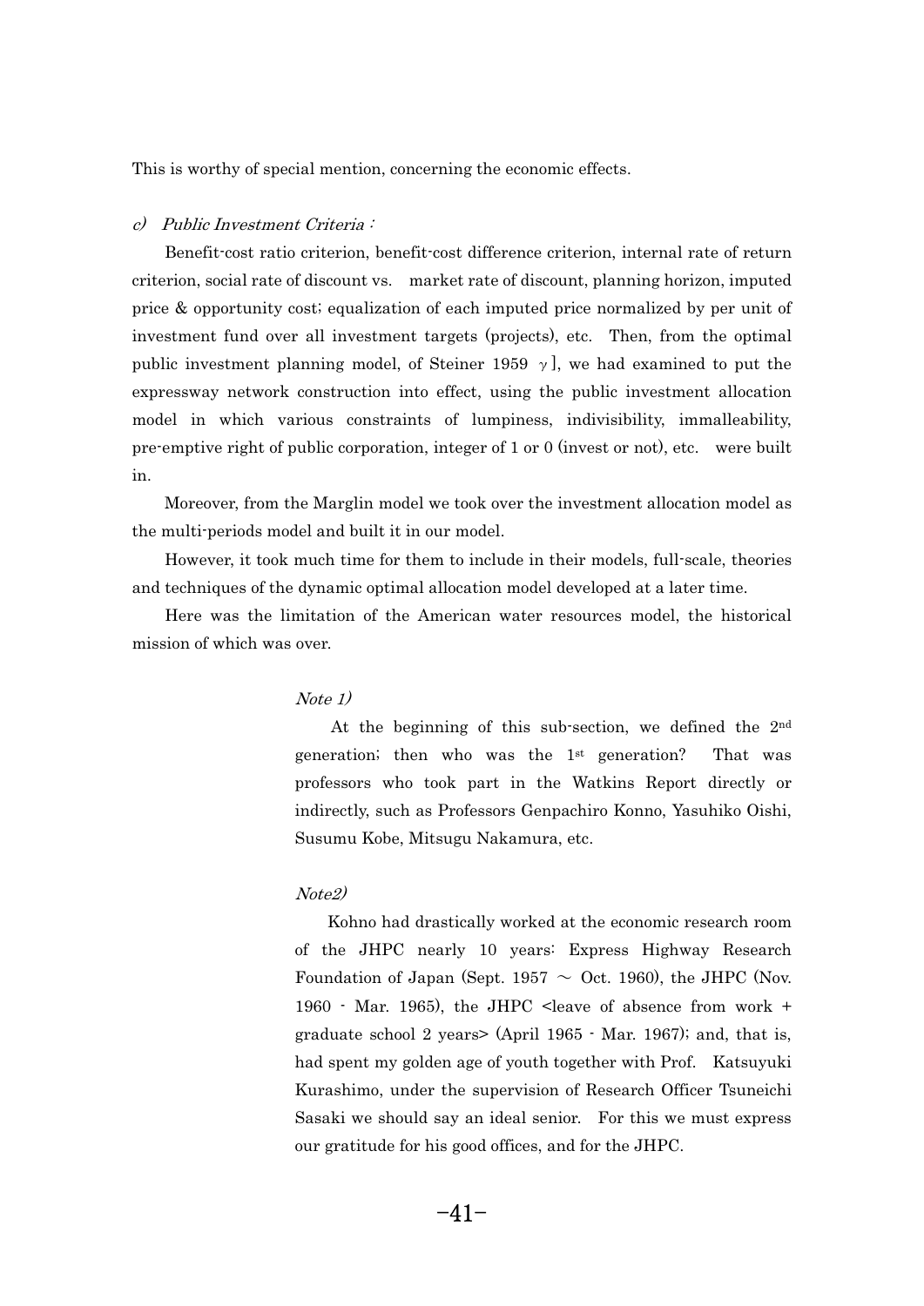This is worthy of special mention, concerning the economic effects.

*c) Public Investment Criteria :*

Benefit-cost ratio criterion, benefit-cost difference criterion, internal rate of return criterion, social rate of discount vs. market rate of discount, planning horizon, imputed price & opportunity cost; equalization of each imputed price normalized by per unit of investment fund over all investment targets (projects), etc. Then, from the optimal public investment planning model, of Steiner 1959 $\gamma$], we had examined to put the expressway network construction into effect, using the public investment allocation model in which various constraints of lumpiness, indivisibility, immalleability, pre-emptive right of public corporation, integer of 1 or 0 (invest or not), etc. were built in.

Moreover, from the Marglin model we took over the investment allocation model as the multi-periods model and built it in our model.

However, it took much time for them to include in their models, full-scale, theories and techniques of the dynamic optimal allocation model developed at a later time.

Here was the limitation of the American water resources model, the historical mission of which was over.

*Note 1)*

At the beginning of this sub-section, we defined the 2nd generation; then who was the 1st generation? That was professors who took part in the Watkins Report directly or indirectly, such as Professors Genpachiro Konno, Yasuhiko Oishi, Susumu Kobe, Mitsugu Nakamura, etc.

*Note2)*

Kohno had drastically worked at the economic research room of the JHPC nearly 10 years: Express Highway Research Foundation of Japan (Sept. 1957 ～ Oct. 1960), the JHPC (Nov. 1960 - Mar. 1965), the JHPC <leave of absence from work + graduate school 2 years> (April 1965 - Mar. 1967); and, that is, had spent my golden age of youth together with Prof. Katsuyuki Kurashimo, under the supervision of Research Officer Tsuneichi Sasaki we should say an ideal senior. For this we must express our gratitude for his good offices, and for the JHPC.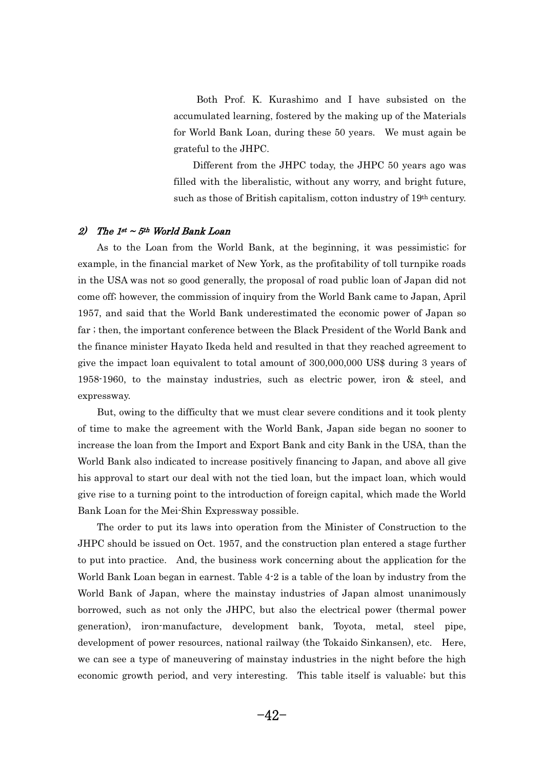Both Prof. K. Kurashimo and I have subsisted on the accumulated learning, fostered by the making up of the Materials for World Bank Loan, during these 50 years. We must again be grateful to the JHPC.

Different from the JHPC today, the JHPC 50 years ago was filled with the liberalistic, without any worry, and bright future, such as those of British capitalism, cotton industry of 19th century.

### *2) The 1st ~ 5th World Bank Loan*

As to the Loan from the World Bank, at the beginning, it was pessimistic; for example, in the financial market of New York, as the profitability of toll turnpike roads in the USA was not so good generally, the proposal of road public loan of Japan did not come off; however, the commission of inquiry from the World Bank came to Japan, April 1957, and said that the World Bank underestimated the economic power of Japan so far ; then, the important conference between the Black President of the World Bank and the finance minister Hayato Ikeda held and resulted in that they reached agreement to give the impact loan equivalent to total amount of 300,000,000 US$ during 3 years of 1958-1960, to the mainstay industries, such as electric power, iron & steel, and expressway.

But, owing to the difficulty that we must clear severe conditions and it took plenty of time to make the agreement with the World Bank, Japan side began no sooner to increase the loan from the Import and Export Bank and city Bank in the USA, than the World Bank also indicated to increase positively financing to Japan, and above all give his approval to start our deal with not the tied loan, but the impact loan, which would give rise to a turning point to the introduction of foreign capital, which made the World Bank Loan for the Mei-Shin Expressway possible.

The order to put its laws into operation from the Minister of Construction to the JHPC should be issued on Oct. 1957, and the construction plan entered a stage further to put into practice. And, the business work concerning about the application for the World Bank Loan began in earnest. Table 4-2 is a table of the loan by industry from the World Bank of Japan, where the mainstay industries of Japan almost unanimously borrowed, such as not only the JHPC, but also the electrical power (thermal power generation), iron-manufacture, development bank, Toyota, metal, steel pipe, development of power resources, national railway (the Tokaido Sinkansen), etc. Here, we can see a type of maneuvering of mainstay industries in the night before the high economic growth period, and very interesting. This table itself is valuable; but this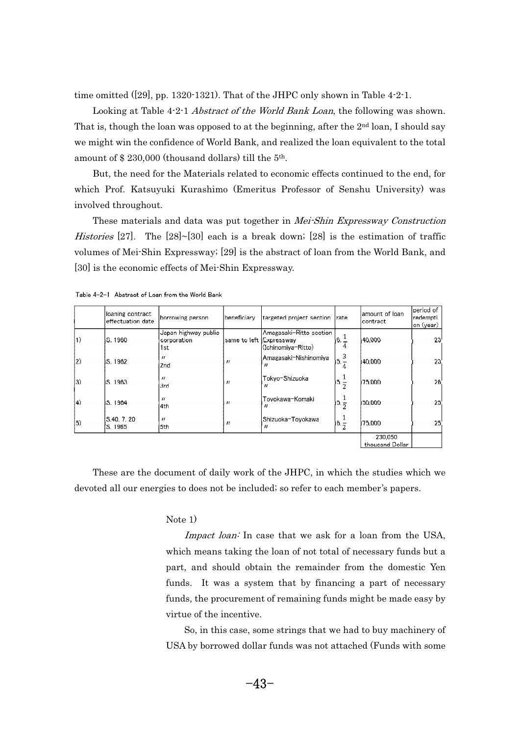time omitted ([29], pp. 1320-1321). That of the JHPC only shown in Table 4-2-1.

Looking at Table 4-2-1 *Abstract of the World Bank Loan*, the following was shown. That is, though the loan was opposed to at the beginning, after the 2nd loan, I should say we might win the confidence of World Bank, and realized the loan equivalent to the total amount of $ 230,000 (thousand dollars) till the 5th.

But, the need for the Materials related to economic effects continued to the end, for which Prof. Katsuyuki Kurashimo (Emeritus Professor of Senshu University) was involved throughout.

These materials and data was put together in *Mei-Shin Expressway Construction Histories* [27]. The [28]~[30] each is a break down; [28] is the estimation of traffic volumes of Mei-Shin Expressway; [29] is the abstract of loan from the World Bank, and [30] is the economic effects of Mei-Shin Expressway.

Table 4-2-1 Abstract of Loan from the World Bank

| | loaning contract effectuation date | borrowing person | beneficiary | targeted project section | rate | amount of loan contract | period of redemption (year) |
|---|---|---|---|---|---|---|---|
| 1) | S. 1960 | Japan highway public corporation 1st | same to left | Amagasaki-Ritto section Expressway (Ichinomiya-Ritto) | $6\frac{1}{4}$ | 40,000 | 23 |
| 2) | S. 1962 | 〃 2nd | 〃 | Amagasaki-Nishinomiya 〃 | $5\frac{3}{4}$ | 40,000 | 23 |
| 3) | S. 1963 | 〃 3rd | 〃 | Tokyo-Shizuoka 〃 | $5\frac{1}{2}$ | 75,000 | 26 |
| 4) | S. 1964 | 〃 4th | 〃 | Toyokawa-Komaki 〃 | $5\frac{1}{2}$ | 50,000 | 25 |
| 5) | S.40. 7. 20 S. 1965 | 〃 5th | 〃 | Shizuoka-Toyokawa 〃 | $6\frac{1}{2}$ | 75,000 | 25 |
| | | | | | | 230,050 thousand Dollar | |

These are the document of daily work of the JHPC, in which the studies which we devoted all our energies to does not be included; so refer to each member's papers.

Note 1)

*Impact loan:* In case that we ask for a loan from the USA, which means taking the loan of not total of necessary funds but a part, and should obtain the remainder from the domestic Yen funds. It was a system that by financing a part of necessary funds, the procurement of remaining funds might be made easy by virtue of the incentive.

So, in this case, some strings that we had to buy machinery of USA by borrowed dollar funds was not attached (Funds with some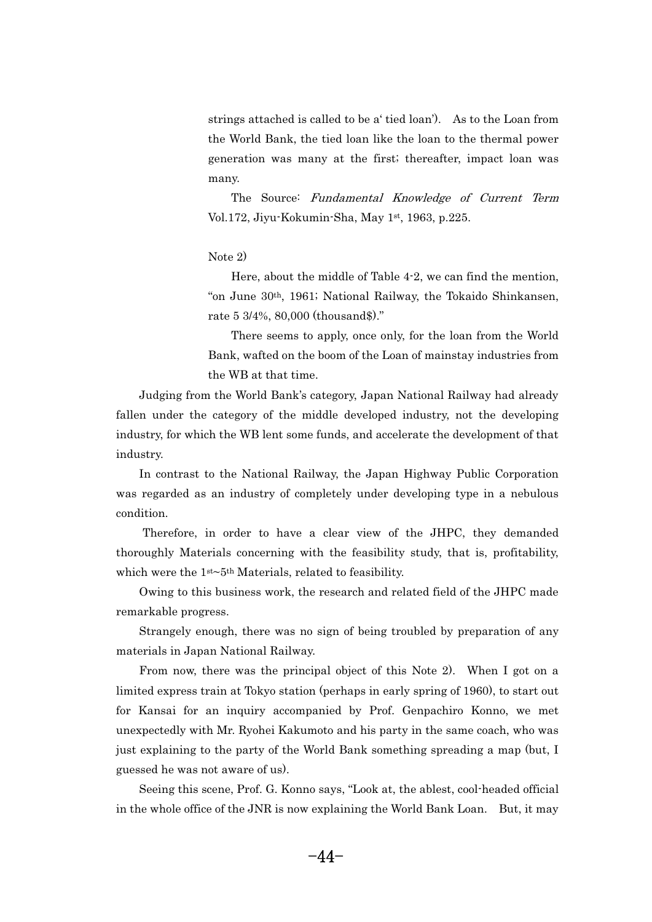strings attached is called to be a' tied loan'). As to the Loan from the World Bank, the tied loan like the loan to the thermal power generation was many at the first; thereafter, impact loan was many.

The Source: *Fundamental Knowledge of Current Term* Vol.172, Jiyu-Kokumin-Sha, May 1st, 1963, p.225.

Note 2)

Here, about the middle of Table 4-2, we can find the mention, "on June 30th, 1961; National Railway, the Tokaido Shinkansen, rate 5 3/4%, 80,000 (thousand$)."

There seems to apply, once only, for the loan from the World Bank, wafted on the boom of the Loan of mainstay industries from the WB at that time.

Judging from the World Bank's category, Japan National Railway had already fallen under the category of the middle developed industry, not the developing industry, for which the WB lent some funds, and accelerate the development of that industry.

In contrast to the National Railway, the Japan Highway Public Corporation was regarded as an industry of completely under developing type in a nebulous condition.

Therefore, in order to have a clear view of the JHPC, they demanded thoroughly Materials concerning with the feasibility study, that is, profitability, which were the 1st~5th Materials, related to feasibility.

Owing to this business work, the research and related field of the JHPC made remarkable progress.

Strangely enough, there was no sign of being troubled by preparation of any materials in Japan National Railway.

From now, there was the principal object of this Note 2). When I got on a limited express train at Tokyo station (perhaps in early spring of 1960), to start out for Kansai for an inquiry accompanied by Prof. Genpachiro Konno, we met unexpectedly with Mr. Ryohei Kakumoto and his party in the same coach, who was just explaining to the party of the World Bank something spreading a map (but, I guessed he was not aware of us).

Seeing this scene, Prof. G. Konno says, "Look at, the ablest, cool-headed official in the whole office of the JNR is now explaining the World Bank Loan. But, it may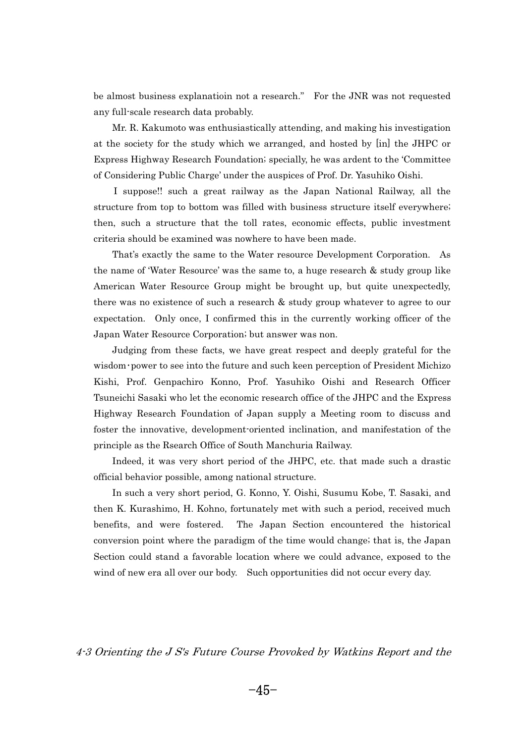be almost business explanatioin not a research." For the JNR was not requested any full-scale research data probably.

Mr. R. Kakumoto was enthusiastically attending, and making his investigation at the society for the study which we arranged, and hosted by [in] the JHPC or Express Highway Research Foundation; specially, he was ardent to the 'Committee of Considering Public Charge' under the auspices of Prof. Dr. Yasuhiko Oishi.

I suppose!! such a great railway as the Japan National Railway, all the structure from top to bottom was filled with business structure itself everywhere; then, such a structure that the toll rates, economic effects, public investment criteria should be examined was nowhere to have been made.

That's exactly the same to the Water resource Development Corporation. As the name of 'Water Resource' was the same to, a huge research & study group like American Water Resource Group might be brought up, but quite unexpectedly, there was no existence of such a research & study group whatever to agree to our expectation. Only once, I confirmed this in the currently working officer of the Japan Water Resource Corporation; but answer was non.

Judging from these facts, we have great respect and deeply grateful for the wisdom・power to see into the future and such keen perception of President Michizo Kishi, Prof. Genpachiro Konno, Prof. Yasuhiko Oishi and Research Officer Tsuneichi Sasaki who let the economic research office of the JHPC and the Express Highway Research Foundation of Japan supply a Meeting room to discuss and foster the innovative, development-oriented inclination, and manifestation of the principle as the Rsearch Office of South Manchuria Railway.

Indeed, it was very short period of the JHPC, etc. that made such a drastic official behavior possible, among national structure.

In such a very short period, G. Konno, Y. Oishi, Susumu Kobe, T. Sasaki, and then K. Kurashimo, H. Kohno, fortunately met with such a period, received much benefits, and were fostered. The Japan Section encountered the historical conversion point where the paradigm of the time would change; that is, the Japan Section could stand a favorable location where we could advance, exposed to the wind of new era all over our body. Such opportunities did not occur every day.

*4-3 Orienting the J S's Future Course Provoked by Watkins Report and the*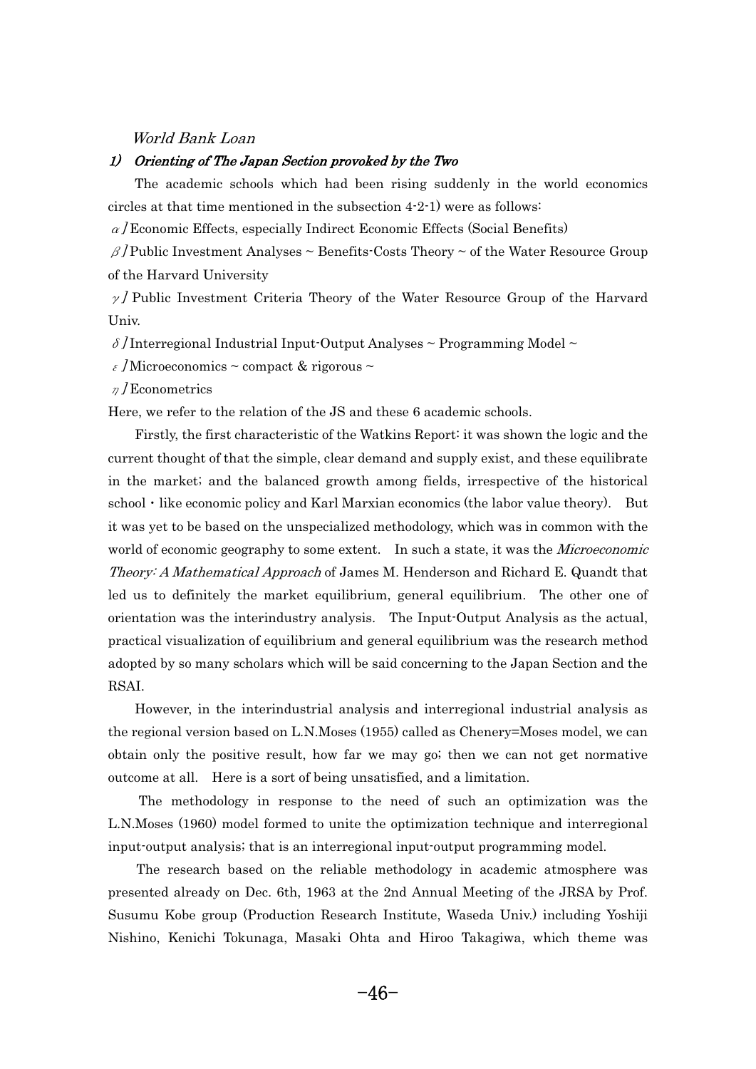*World Bank Loan*

### *1) Orienting of The Japan Section provoked by the Two*

The academic schools which had been rising suddenly in the world economics circles at that time mentioned in the subsection 4-2-1) were as follows:

α ] Economic Effects, especially Indirect Economic Effects (Social Benefits)

β ] Public Investment Analyses ~ Benefits-Costs Theory ~ of the Water Resource Group of the Harvard University

γ ] Public Investment Criteria Theory of the Water Resource Group of the Harvard Univ.

δ ] Interregional Industrial Input-Output Analyses ~ Programming Model ~

ε ] Microeconomics ~ compact & rigorous ~

η ] Econometrics

Here, we refer to the relation of the JS and these 6 academic schools.

Firstly, the first characteristic of the Watkins Report: it was shown the logic and the current thought of that the simple, clear demand and supply exist, and these equilibrate in the market; and the balanced growth among fields, irrespective of the historical school・like economic policy and Karl Marxian economics (the labor value theory). But it was yet to be based on the unspecialized methodology, which was in common with the world of economic geography to some extent. In such a state, it was the *Microeconomic Theory: A Mathematical Approach* of James M. Henderson and Richard E. Quandt that led us to definitely the market equilibrium, general equilibrium. The other one of orientation was the interindustry analysis. The Input-Output Analysis as the actual, practical visualization of equilibrium and general equilibrium was the research method adopted by so many scholars which will be said concerning to the Japan Section and the RSAI.

However, in the interindustrial analysis and interregional industrial analysis as the regional version based on L.N.Moses (1955) called as Chenery=Moses model, we can obtain only the positive result, how far we may go; then we can not get normative outcome at all. Here is a sort of being unsatisfied, and a limitation.

The methodology in response to the need of such an optimization was the L.N.Moses (1960) model formed to unite the optimization technique and interregional input-output analysis; that is an interregional input-output programming model.

The research based on the reliable methodology in academic atmosphere was presented already on Dec. 6th, 1963 at the 2nd Annual Meeting of the JRSA by Prof. Susumu Kobe group (Production Research Institute, Waseda Univ.) including Yoshiji Nishino, Kenichi Tokunaga, Masaki Ohta and Hiroo Takagiwa, which theme was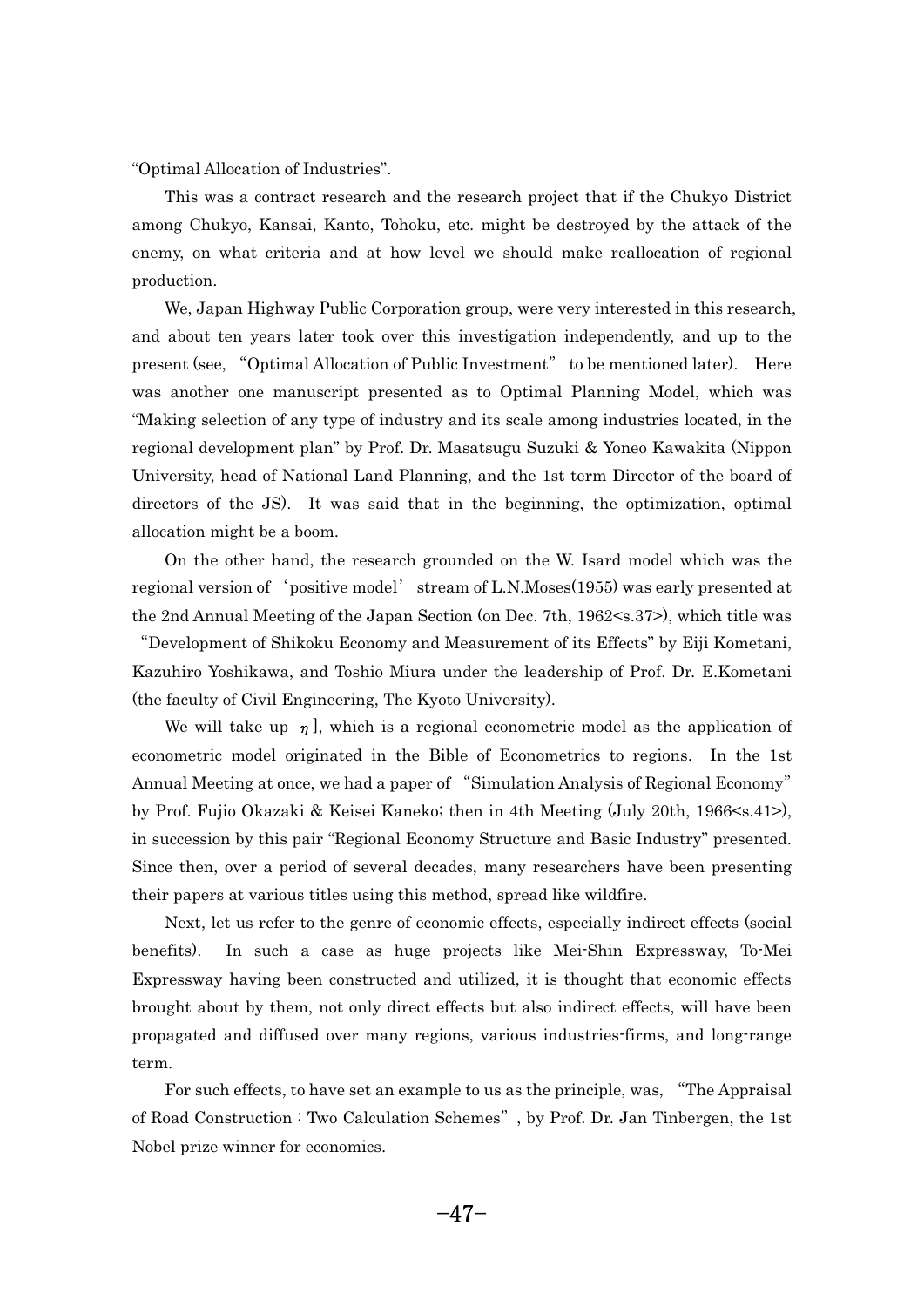"Optimal Allocation of Industries".

This was a contract research and the research project that if the Chukyo District among Chukyo, Kansai, Kanto, Tohoku, etc. might be destroyed by the attack of the enemy, on what criteria and at how level we should make reallocation of regional production.

We, Japan Highway Public Corporation group, were very interested in this research, and about ten years later took over this investigation independently, and up to the present (see, "Optimal Allocation of Public Investment" to be mentioned later). Here was another one manuscript presented as to Optimal Planning Model, which was "Making selection of any type of industry and its scale among industries located, in the regional development plan" by Prof. Dr. Masatsugu Suzuki & Yoneo Kawakita (Nippon University, head of National Land Planning, and the 1st term Director of the board of directors of the JS). It was said that in the beginning, the optimization, optimal allocation might be a boom.

On the other hand, the research grounded on the W. Isard model which was the regional version of 'positive model' stream of L.N.Moses(1955) was early presented at the 2nd Annual Meeting of the Japan Section (on Dec. 7th, 1962<s.37>), which title was "Development of Shikoku Economy and Measurement of its Effects" by Eiji Kometani, Kazuhiro Yoshikawa, and Toshio Miura under the leadership of Prof. Dr. E.Kometani (the faculty of Civil Engineering, The Kyoto University).

We will take up $\eta$], which is a regional econometric model as the application of econometric model originated in the Bible of Econometrics to regions. In the 1st Annual Meeting at once, we had a paper of "Simulation Analysis of Regional Economy" by Prof. Fujio Okazaki & Keisei Kaneko; then in 4th Meeting (July 20th, 1966<s.41>), in succession by this pair "Regional Economy Structure and Basic Industry" presented. Since then, over a period of several decades, many researchers have been presenting their papers at various titles using this method, spread like wildfire.

Next, let us refer to the genre of economic effects, especially indirect effects (social benefits). In such a case as huge projects like Mei-Shin Expressway, To-Mei Expressway having been constructed and utilized, it is thought that economic effects brought about by them, not only direct effects but also indirect effects, will have been propagated and diffused over many regions, various industries-firms, and long-range term.

For such effects, to have set an example to us as the principle, was, "The Appraisal of Road Construction : Two Calculation Schemes", by Prof. Dr. Jan Tinbergen, the 1st Nobel prize winner for economics.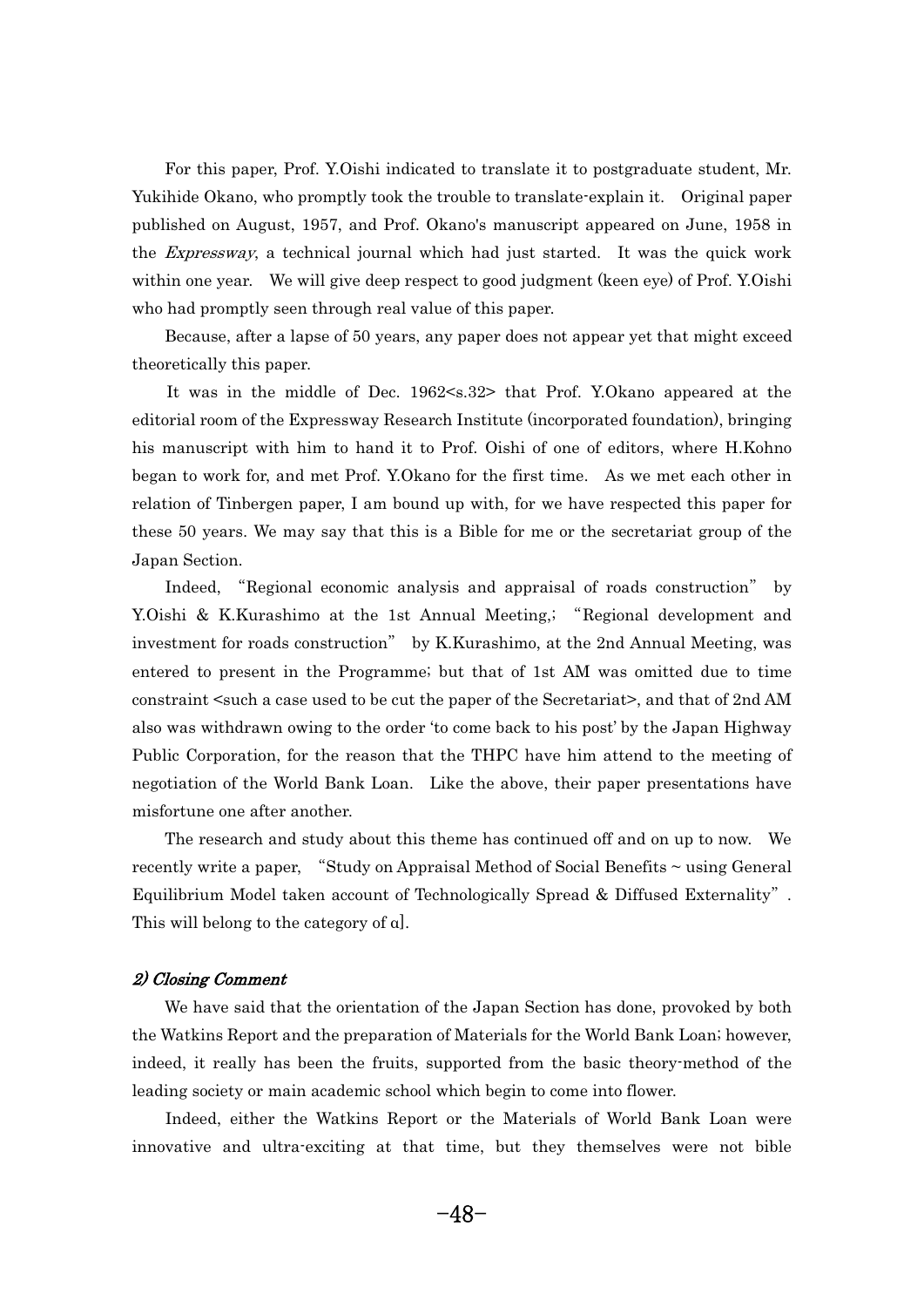For this paper, Prof. Y.Oishi indicated to translate it to postgraduate student, Mr. Yukihide Okano, who promptly took the trouble to translate-explain it. Original paper published on August, 1957, and Prof. Okano's manuscript appeared on June, 1958 in the *Expressway*, a technical journal which had just started. It was the quick work within one year. We will give deep respect to good judgment (keen eye) of Prof. Y.Oishi who had promptly seen through real value of this paper.

Because, after a lapse of 50 years, any paper does not appear yet that might exceed theoretically this paper.

It was in the middle of Dec. 1962<s.32> that Prof. Y.Okano appeared at the editorial room of the Expressway Research Institute (incorporated foundation), bringing his manuscript with him to hand it to Prof. Oishi of one of editors, where H.Kohno began to work for, and met Prof. Y.Okano for the first time. As we met each other in relation of Tinbergen paper, I am bound up with, for we have respected this paper for these 50 years. We may say that this is a Bible for me or the secretariat group of the Japan Section.

Indeed, "Regional economic analysis and appraisal of roads construction" by Y.Oishi & K.Kurashimo at the 1st Annual Meeting,; "Regional development and investment for roads construction" by K.Kurashimo, at the 2nd Annual Meeting, was entered to present in the Programme; but that of 1st AM was omitted due to time constraint <such a case used to be cut the paper of the Secretariat>, and that of 2nd AM also was withdrawn owing to the order 'to come back to his post' by the Japan Highway Public Corporation, for the reason that the THPC have him attend to the meeting of negotiation of the World Bank Loan. Like the above, their paper presentations have misfortune one after another.

The research and study about this theme has continued off and on up to now. We recently write a paper, "Study on Appraisal Method of Social Benefits ~ using General Equilibrium Model taken account of Technologically Spread & Diffused Externality". This will belong to the category of α].

#### *2) Closing Comment*

We have said that the orientation of the Japan Section has done, provoked by both the Watkins Report and the preparation of Materials for the World Bank Loan; however, indeed, it really has been the fruits, supported from the basic theory-method of the leading society or main academic school which begin to come into flower.

Indeed, either the Watkins Report or the Materials of World Bank Loan were innovative and ultra-exciting at that time, but they themselves were not bible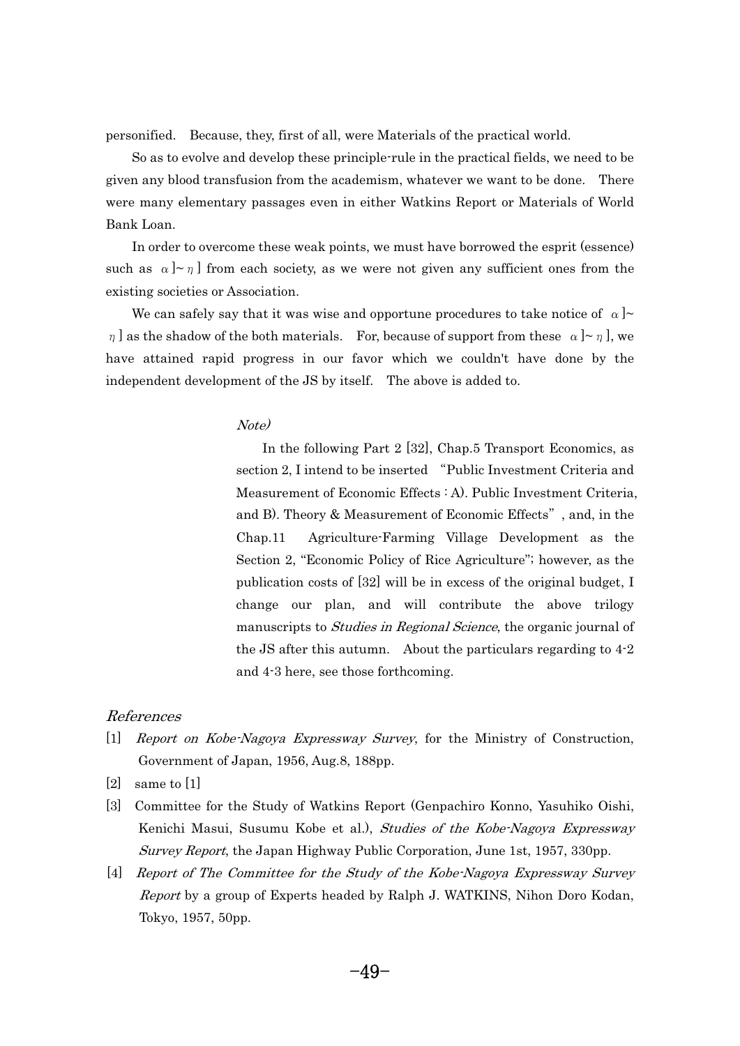personified. Because, they, first of all, were Materials of the practical world.

So as to evolve and develop these principle-rule in the practical fields, we need to be given any blood transfusion from the academism, whatever we want to be done. There were many elementary passages even in either Watkins Report or Materials of World Bank Loan.

In order to overcome these weak points, we must have borrowed the esprit (essence) such as α]~η] from each society, as we were not given any sufficient ones from the existing societies or Association.

We can safely say that it was wise and opportune procedures to take notice of α]~η] as the shadow of the both materials. For, because of support from these α]~η], we have attained rapid progress in our favor which we couldn't have done by the independent development of the JS by itself. The above is added to.

*Note)*

In the following Part 2 [32], Chap.5 Transport Economics, as section 2, I intend to be inserted "Public Investment Criteria and Measurement of Economic Effects : A). Public Investment Criteria, and B). Theory & Measurement of Economic Effects", and, in the Chap.11 Agriculture-Farming Village Development as the Section 2, "Economic Policy of Rice Agriculture"; however, as the publication costs of [32] will be in excess of the original budget, I change our plan, and will contribute the above trilogy manuscripts to *Studies in Regional Science*, the organic journal of the JS after this autumn. About the particulars regarding to 4-2 and 4-3 here, see those forthcoming.

## *References*

[1] *Report on Kobe-Nagoya Expressway Survey*, for the Ministry of Construction, Government of Japan, 1956, Aug.8, 188pp.

[2] same to [1]

[3] Committee for the Study of Watkins Report (Genpachiro Konno, Yasuhiko Oishi, Kenichi Masui, Susumu Kobe et al.), *Studies of the Kobe-Nagoya Expressway Survey Report*, the Japan Highway Public Corporation, June 1st, 1957, 330pp.

[4] *Report of The Committee for the Study of the Kobe-Nagoya Expressway Survey Report* by a group of Experts headed by Ralph J. WATKINS, Nihon Doro Kodan, Tokyo, 1957, 50pp.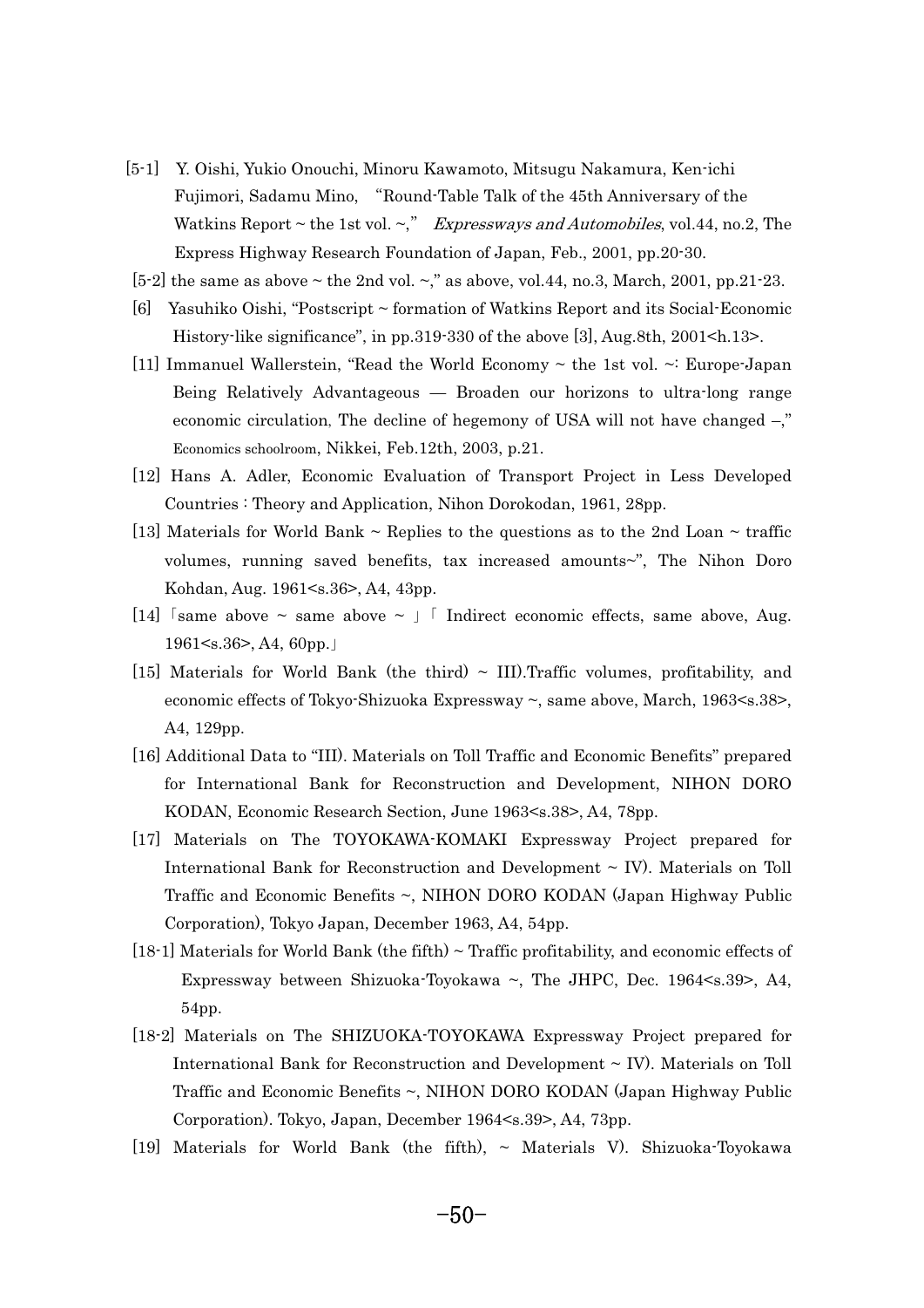[5-1] Y. Oishi, Yukio Onouchi, Minoru Kawamoto, Mitsugu Nakamura, Ken-ichi Fujimori, Sadamu Mino, "Round-Table Talk of the 45th Anniversary of the Watkins Report ~ the 1st vol. ~," *Expressways and Automobiles*, vol.44, no.2, The Express Highway Research Foundation of Japan, Feb., 2001, pp.20-30.

[5-2] the same as above ~ the 2nd vol. ~," as above, vol.44, no.3, March, 2001, pp.21-23.

[6] Yasuhiko Oishi, "Postscript ~ formation of Watkins Report and its Social-Economic History-like significance", in pp.319-330 of the above [3], Aug.8th, 2001<h.13>.

[11] Immanuel Wallerstein, "Read the World Economy ~ the 1st vol. ~: Europe-Japan Being Relatively Advantageous — Broaden our horizons to ultra-long range economic circulation, The decline of hegemony of USA will not have changed –," Economics schoolroom, Nikkei, Feb.12th, 2003, p.21.

[12] Hans A. Adler, Economic Evaluation of Transport Project in Less Developed Countries : Theory and Application, Nihon Dorokodan, 1961, 28pp.

[13] Materials for World Bank ~ Replies to the questions as to the 2nd Loan ~ traffic volumes, running saved benefits, tax increased amounts~", The Nihon Doro Kohdan, Aug. 1961<s.36>, A4, 43pp.

[14] 「same above ~ same above ~ 」「 Indirect economic effects, same above, Aug. 1961<s.36>, A4, 60pp.」

[15] Materials for World Bank (the third) ~ III).Traffic volumes, profitability, and economic effects of Tokyo-Shizuoka Expressway ~, same above, March, 1963<s.38>, A4, 129pp.

[16] Additional Data to "III). Materials on Toll Traffic and Economic Benefits" prepared for International Bank for Reconstruction and Development, NIHON DORO KODAN, Economic Research Section, June 1963<s.38>, A4, 78pp.

[17] Materials on The TOYOKAWA-KOMAKI Expressway Project prepared for International Bank for Reconstruction and Development ~ IV). Materials on Toll Traffic and Economic Benefits ~, NIHON DORO KODAN (Japan Highway Public Corporation), Tokyo Japan, December 1963, A4, 54pp.

[18-1] Materials for World Bank (the fifth) ~ Traffic profitability, and economic effects of Expressway between Shizuoka-Toyokawa ~, The JHPC, Dec. 1964<s.39>, A4, 54pp.

[18-2] Materials on The SHIZUOKA-TOYOKAWA Expressway Project prepared for International Bank for Reconstruction and Development ~ IV). Materials on Toll Traffic and Economic Benefits ~, NIHON DORO KODAN (Japan Highway Public Corporation). Tokyo, Japan, December 1964<s.39>, A4, 73pp.

[19] Materials for World Bank (the fifth), ~ Materials V). Shizuoka-Toyokawa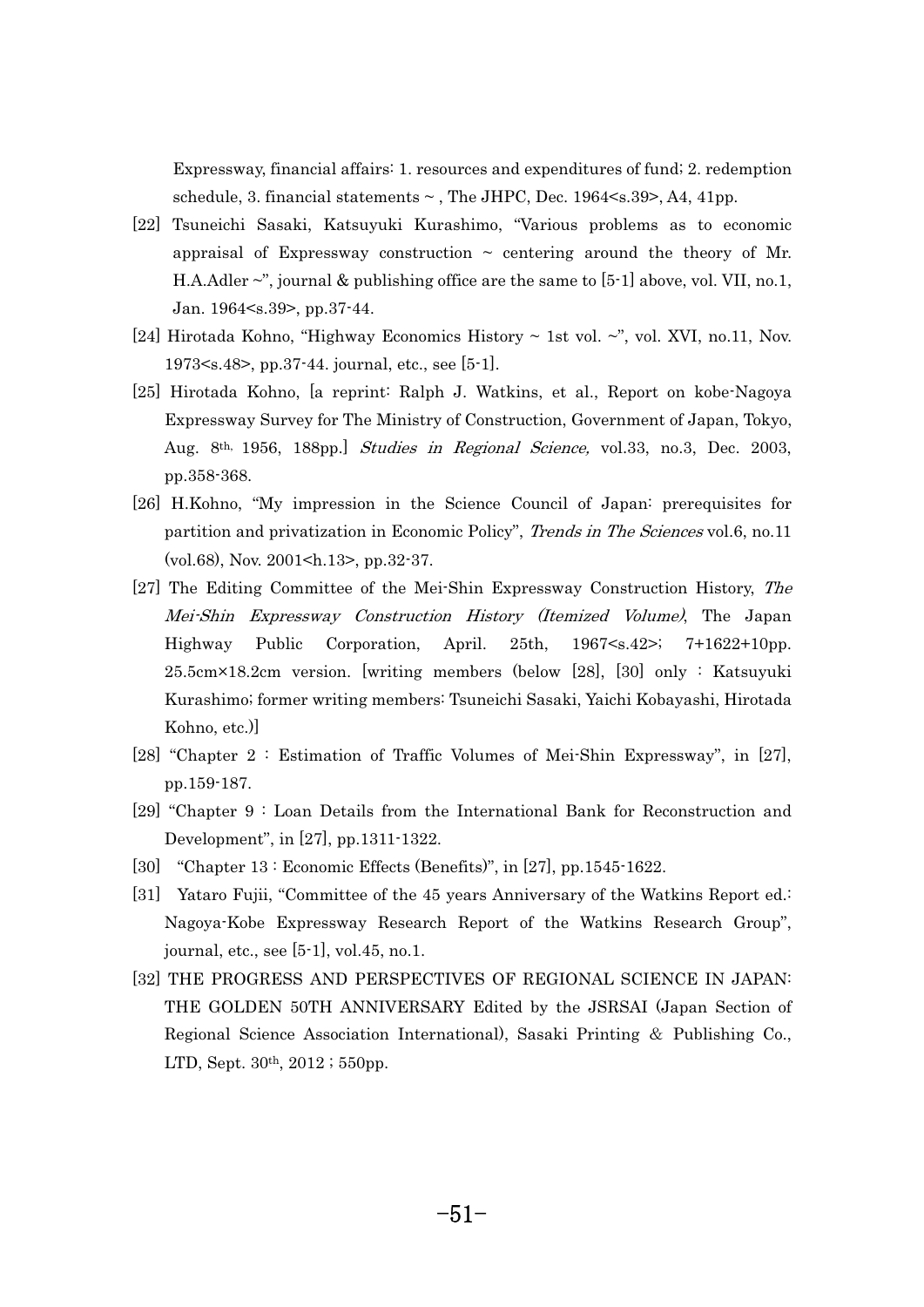Expressway, financial affairs: 1. resources and expenditures of fund; 2. redemption schedule, 3. financial statements ~ , The JHPC, Dec. 1964<s.39>, A4, 41pp.

[22] Tsuneichi Sasaki, Katsuyuki Kurashimo, "Various problems as to economic appraisal of Expressway construction ~ centering around the theory of Mr. H.A.Adler ~", journal & publishing office are the same to [5-1] above, vol. VII, no.1, Jan. 1964<s.39>, pp.37-44.

[24] Hirotada Kohno, "Highway Economics History ~ 1st vol. ~", vol. XVI, no.11, Nov. 1973<s.48>, pp.37-44. journal, etc., see [5-1].

[25] Hirotada Kohno, [a reprint: Ralph J. Watkins, et al., Report on kobe-Nagoya Expressway Survey for The Ministry of Construction, Government of Japan, Tokyo, Aug. 8th, 1956, 188pp.] *Studies in Regional Science,* vol.33, no.3, Dec. 2003, pp.358-368.

[26] H.Kohno, "My impression in the Science Council of Japan: prerequisites for partition and privatization in Economic Policy", *Trends in The Sciences* vol.6, no.11 (vol.68), Nov. 2001<h.13>, pp.32-37.

[27] The Editing Committee of the Mei-Shin Expressway Construction History, *The Mei-Shin Expressway Construction History (Itemized Volume)*, The Japan Highway Public Corporation, April. 25th, 1967<s.42>; 7+1622+10pp. 25.5cm×18.2cm version. [writing members (below [28], [30] only : Katsuyuki Kurashimo; former writing members: Tsuneichi Sasaki, Yaichi Kobayashi, Hirotada Kohno, etc.)]

[28] "Chapter 2 : Estimation of Traffic Volumes of Mei-Shin Expressway", in [27], pp.159-187.

[29] "Chapter 9 : Loan Details from the International Bank for Reconstruction and Development", in [27], pp.1311-1322.

[30] "Chapter 13 : Economic Effects (Benefits)", in [27], pp.1545-1622.

[31] Yataro Fujii, "Committee of the 45 years Anniversary of the Watkins Report ed.: Nagoya-Kobe Expressway Research Report of the Watkins Research Group", journal, etc., see [5-1], vol.45, no.1.

[32] THE PROGRESS AND PERSPECTIVES OF REGIONAL SCIENCE IN JAPAN: THE GOLDEN 50TH ANNIVERSARY Edited by the JSRSAI (Japan Section of Regional Science Association International), Sasaki Printing & Publishing Co., LTD, Sept. 30th, 2012 ; 550pp.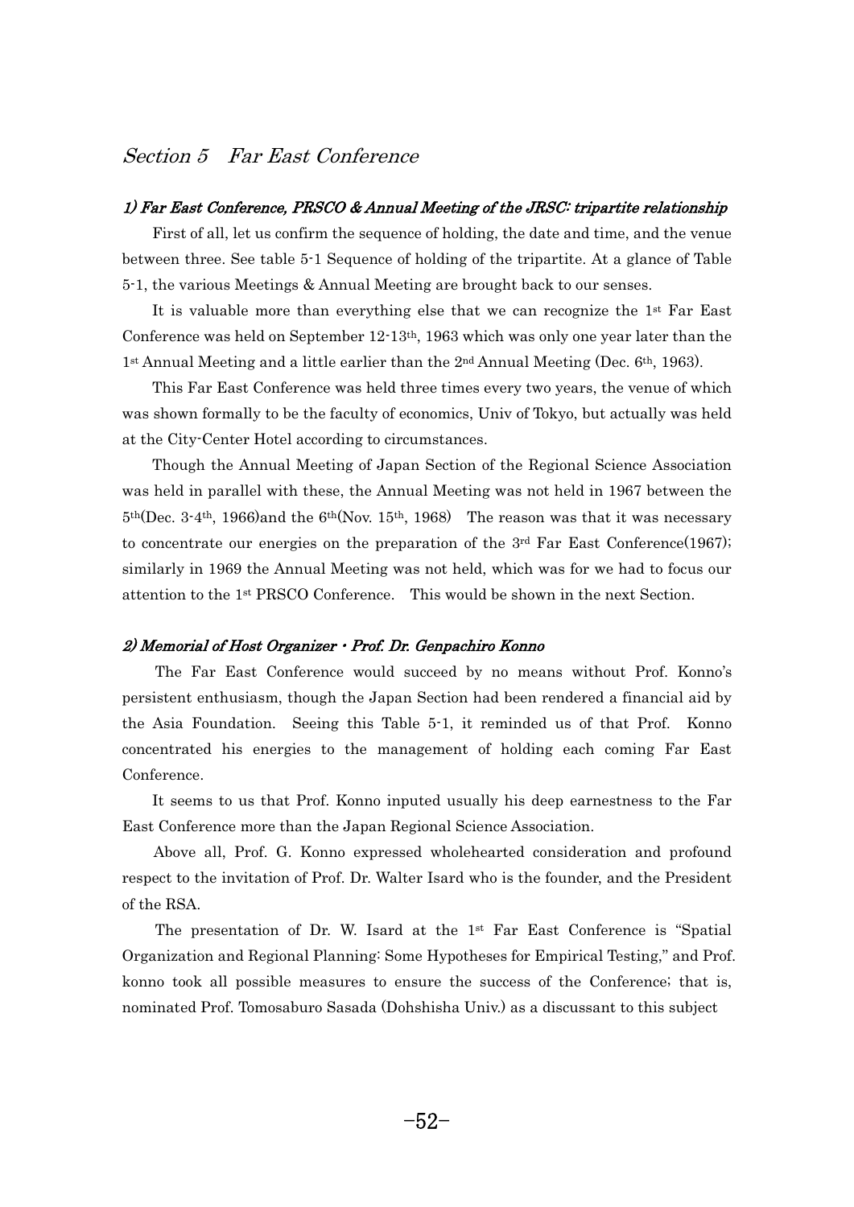## *Section 5 Far East Conference*

### *1) Far East Conference, PRSCO & Annual Meeting of the JRSC: tripartite relationship*

First of all, let us confirm the sequence of holding, the date and time, and the venue between three. See table 5-1 Sequence of holding of the tripartite. At a glance of Table 5-1, the various Meetings & Annual Meeting are brought back to our senses.

It is valuable more than everything else that we can recognize the 1st Far East Conference was held on September 12-13th, 1963 which was only one year later than the 1st Annual Meeting and a little earlier than the 2nd Annual Meeting (Dec. 6th, 1963).

This Far East Conference was held three times every two years, the venue of which was shown formally to be the faculty of economics, Univ of Tokyo, but actually was held at the City-Center Hotel according to circumstances.

Though the Annual Meeting of Japan Section of the Regional Science Association was held in parallel with these, the Annual Meeting was not held in 1967 between the 5th(Dec. 3-4th, 1966)and the 6th(Nov. 15th, 1968) The reason was that it was necessary to concentrate our energies on the preparation of the 3rd Far East Conference(1967); similarly in 1969 the Annual Meeting was not held, which was for we had to focus our attention to the 1st PRSCO Conference. This would be shown in the next Section.

### *2) Memorial of Host Organizer・Prof. Dr. Genpachiro Konno*

The Far East Conference would succeed by no means without Prof. Konno's persistent enthusiasm, though the Japan Section had been rendered a financial aid by the Asia Foundation. Seeing this Table 5-1, it reminded us of that Prof. Konno concentrated his energies to the management of holding each coming Far East Conference.

It seems to us that Prof. Konno inputed usually his deep earnestness to the Far East Conference more than the Japan Regional Science Association.

Above all, Prof. G. Konno expressed wholehearted consideration and profound respect to the invitation of Prof. Dr. Walter Isard who is the founder, and the President of the RSA.

The presentation of Dr. W. Isard at the 1st Far East Conference is "Spatial Organization and Regional Planning: Some Hypotheses for Empirical Testing," and Prof. konno took all possible measures to ensure the success of the Conference; that is, nominated Prof. Tomosaburo Sasada (Dohshisha Univ.) as a discussant to this subject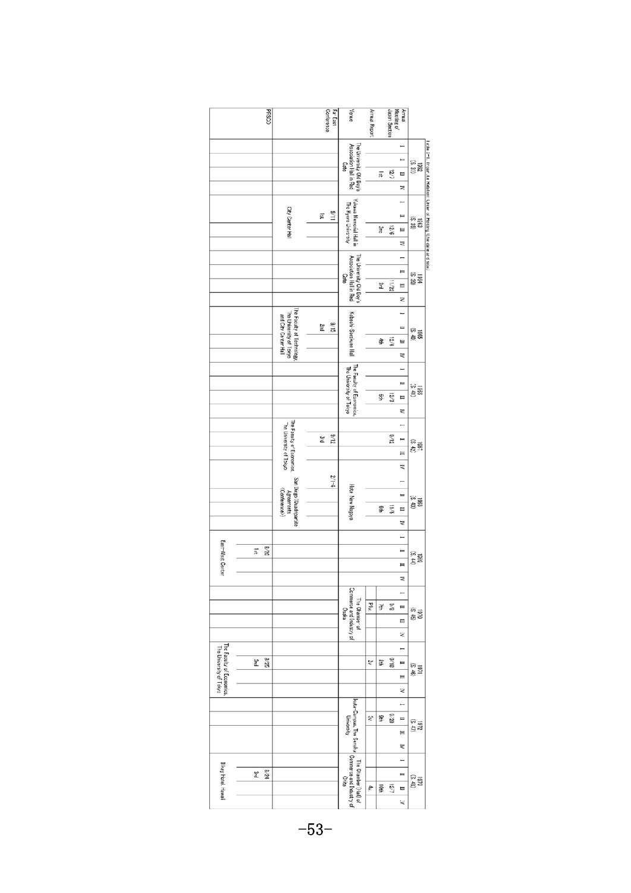Table 2-1. (cont.) Historical Order of Holding (the date and site)

| Year | Annual Meeting of Japan Section | Annual Report | Venue | Far East Conference | PRSCO |
|---|---|---|---|---|---|
| 1962 (S.37) | 12/7, 1st | | The University Old Boy's Association Hall in Red Gate | | |
| 1963 (S.38) | 12/6, 2nd | | Yukawa Memorial Hall in The Kyoto University | 9/11, 1st, City Center Hall | |
| 1964 (S.39) | 11/22, 3rd | | The University Old Boy's Association Hall in Red Gate | | |
| 1965 (S.40) | 12/4, 4th | | Kobashi-Syokutei Hall | 9/15, 2nd, The Faculty of Technology, The University of Tokyo and City Center Hall | |
| 1966 (S.41) | 12/3, 5th | | The Faculty of Economics, The University of Tokyo | | |
| 1967 (S.42) | 9/12 | | | 9/12, 3rd, The Faculty of Economics, The University of Tokyo | |
| 1968 (S.43) | 11/3, 6th | | Hotel New Nagoya | 2/1-4, San Diego (Quadripartite Agreements Conference) | |
| 1969 (S.44) | | | | | 8/26, 1st, East-West Center |
| 1970 (S.45) | 9/8, 7th | Plv. | The Chamber of Commerce and Industry of Osaka | | |
| 1971 (S.46) | 9/18, 8th | 2v. | | | 8/25, 2nd, The Faculty of Economics, The University of Tokyo |
| 1972 (S.47) | 9/28, 9th | 3v. | Ikuta-Campus, The Senshu University | | |
| 1973 (S.48) | 12/7, 10th | 4v. | The Chamber (Hall) of Commerce and Industry of Oita | | 8/24, 3rd, Ilikai Hotel, Hawaii |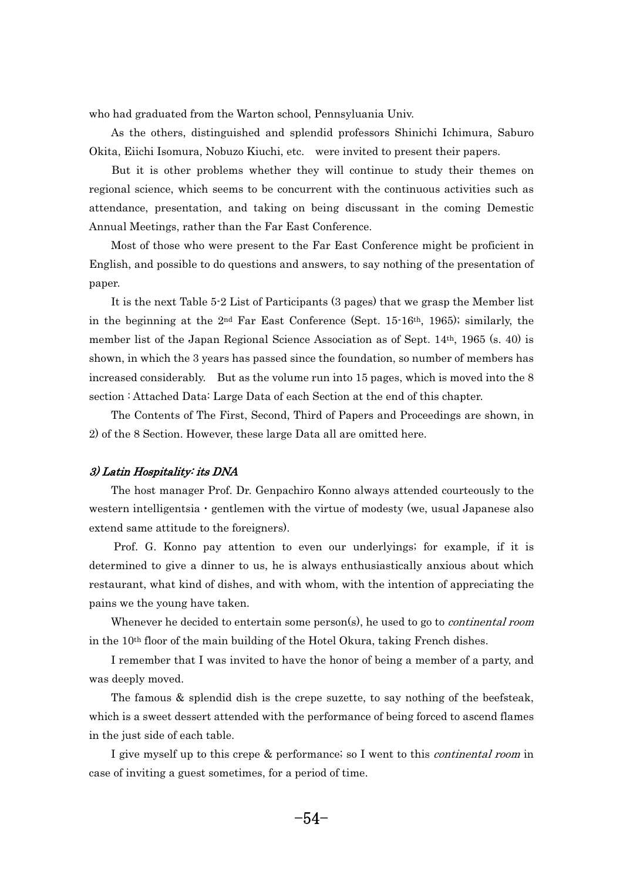who had graduated from the Warton school, Pennsyluania Univ.

As the others, distinguished and splendid professors Shinichi Ichimura, Saburo Okita, Eiichi Isomura, Nobuzo Kiuchi, etc.　were invited to present their papers.

But it is other problems whether they will continue to study their themes on regional science, which seems to be concurrent with the continuous activities such as attendance, presentation, and taking on being discussant in the coming Demestic Annual Meetings, rather than the Far East Conference.

Most of those who were present to the Far East Conference might be proficient in English, and possible to do questions and answers, to say nothing of the presentation of paper.

It is the next Table 5-2 List of Participants (3 pages) that we grasp the Member list in the beginning at the 2nd Far East Conference (Sept. 15-16th, 1965); similarly, the member list of the Japan Regional Science Association as of Sept. 14th, 1965 (s. 40) is shown, in which the 3 years has passed since the foundation, so number of members has increased considerably.　But as the volume run into 15 pages, which is moved into the 8 section : Attached Data: Large Data of each Section at the end of this chapter.

The Contents of The First, Second, Third of Papers and Proceedings are shown, in 2) of the 8 Section. However, these large Data all are omitted here.

### *3) Latin Hospitality: its DNA*

The host manager Prof. Dr. Genpachiro Konno always attended courteously to the western intelligentsia・gentlemen with the virtue of modesty (we, usual Japanese also extend same attitude to the foreigners).

Prof. G. Konno pay attention to even our underlyings; for example, if it is determined to give a dinner to us, he is always enthusiastically anxious about which restaurant, what kind of dishes, and with whom, with the intention of appreciating the pains we the young have taken.

Whenever he decided to entertain some person(s), he used to go to *continental room* in the 10th floor of the main building of the Hotel Okura, taking French dishes.

I remember that I was invited to have the honor of being a member of a party, and was deeply moved.

The famous & splendid dish is the crepe suzette, to say nothing of the beefsteak, which is a sweet dessert attended with the performance of being forced to ascend flames in the just side of each table.

I give myself up to this crepe & performance; so I went to this *continental room* in case of inviting a guest sometimes, for a period of time.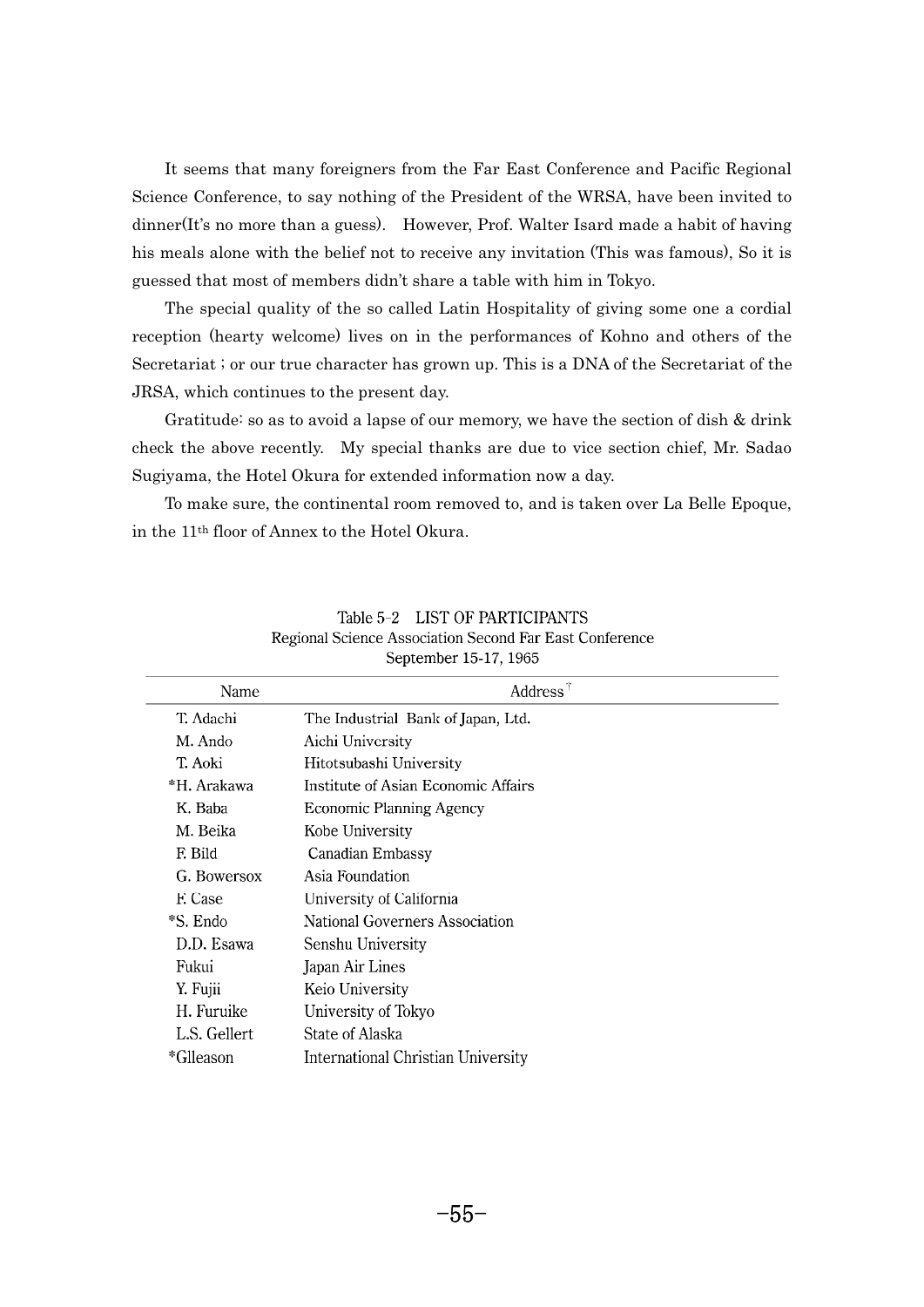It seems that many foreigners from the Far East Conference and Pacific Regional Science Conference, to say nothing of the President of the WRSA, have been invited to dinner(It's no more than a guess). However, Prof. Walter Isard made a habit of having his meals alone with the belief not to receive any invitation (This was famous), So it is guessed that most of members didn't share a table with him in Tokyo.

The special quality of the so called Latin Hospitality of giving some one a cordial reception (hearty welcome) lives on in the performances of Kohno and others of the Secretariat ; or our true character has grown up. This is a DNA of the Secretariat of the JRSA, which continues to the present day.

Gratitude: so as to avoid a lapse of our memory, we have the section of dish & drink check the above recently. My special thanks are due to vice section chief, Mr. Sadao Sugiyama, the Hotel Okura for extended information now a day.

To make sure, the continental room removed to, and is taken over La Belle Epoque, in the 11th floor of Annex to the Hotel Okura.

Table 5-2 LIST OF PARTICIPANTS
Regional Science Association Second Far East Conference
September 15-17, 1965

| Name | Address† |
|---|---|
| T. Adachi | The Industrial Bank of Japan, Ltd. |
| M. Ando | Aichi University |
| T. Aoki | Hitotsubashi University |
| *H. Arakawa | Institute of Asian Economic Affairs |
| K. Baba | Economic Planning Agency |
| M. Beika | Kobe University |
| F. Bild | Canadian Embassy |
| G. Bowersox | Asia Foundation |
| F. Case | University of California |
| *S. Endo | National Governers Association |
| D.D. Esawa | Senshu University |
| Fukui | Japan Air Lines |
| Y. Fujii | Keio University |
| H. Furuike | University of Tokyo |
| L.S. Gellert | State of Alaska |
| *Glleason | International Christian University |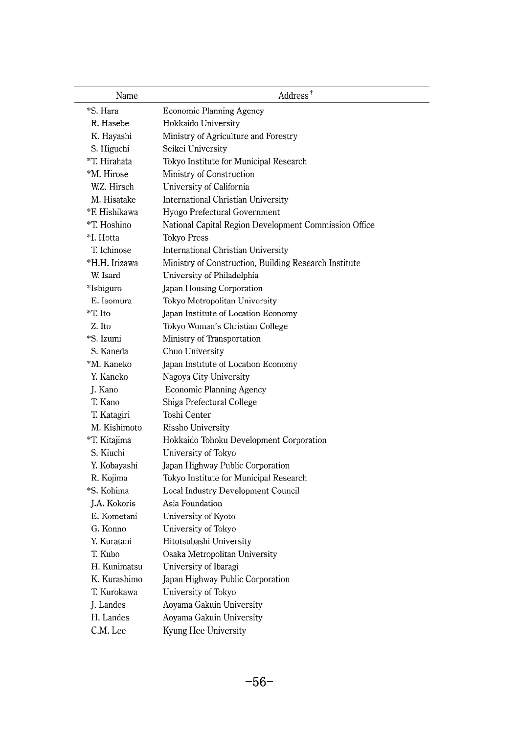| Name | Address† |
|---|---|
| *S. Hara | Economic Planning Agency |
| R. Hasebe | Hokkaido University |
| K. Hayashi | Ministry of Agriculture and Forestry |
| S. Higuchi | Seikei University |
| *T. Hirahata | Tokyo Institute for Municipal Research |
| *M. Hirose | Ministry of Construction |
| W.Z. Hirsch | University of California |
| M. Hisatake | International Christian University |
| *F. Hishikawa | Hyogo Prefectural Government |
| *T. Hoshino | National Capital Region Development Commission Office |
| *I. Hotta | Tokyo Press |
| T. Ichinose | International Christian University |
| *H.H. Irizawa | Ministry of Construction, Building Research Institute |
| W. Isard | University of Philadelphia |
| *Ishiguro | Japan Housing Corporation |
| E. Isomura | Tokyo Metropolitan University |
| *T. Ito | Japan Institute of Location Economy |
| Z. Ito | Tokyo Woman's Christian College |
| *S. Izumi | Ministry of Transportation |
| S. Kaneda | Chuo University |
| *M. Kaneko | Japan Institute of Location Economy |
| Y. Kaneko | Nagoya City University |
| J. Kano | Economic Planning Agency |
| T. Kano | Shiga Prefectural College |
| T. Katagiri | Toshi Center |
| M. Kishimoto | Rissho University |
| *T. Kitajima | Hokkaido Tohoku Development Corporation |
| S. Kiuchi | University of Tokyo |
| Y. Kobayashi | Japan Highway Public Corporation |
| R. Kojima | Tokyo Institute for Municipal Research |
| *S. Kohima | Local Industry Development Council |
| J.A. Kokoris | Asia Foundation |
| E. Kometani | University of Kyoto |
| G. Konno | University of Tokyo |
| Y. Kuratani | Hitotsubashi University |
| T. Kubo | Osaka Metropolitan University |
| H. Kunimatsu | University of Ibaragi |
| K. Kurashimo | Japan Highway Public Corporation |
| T. Kurokawa | University of Tokyo |
| J. Landes | Aoyama Gakuin University |
| H. Landes | Aoyama Gakuin University |
| C.M. Lee | Kyung Hee University |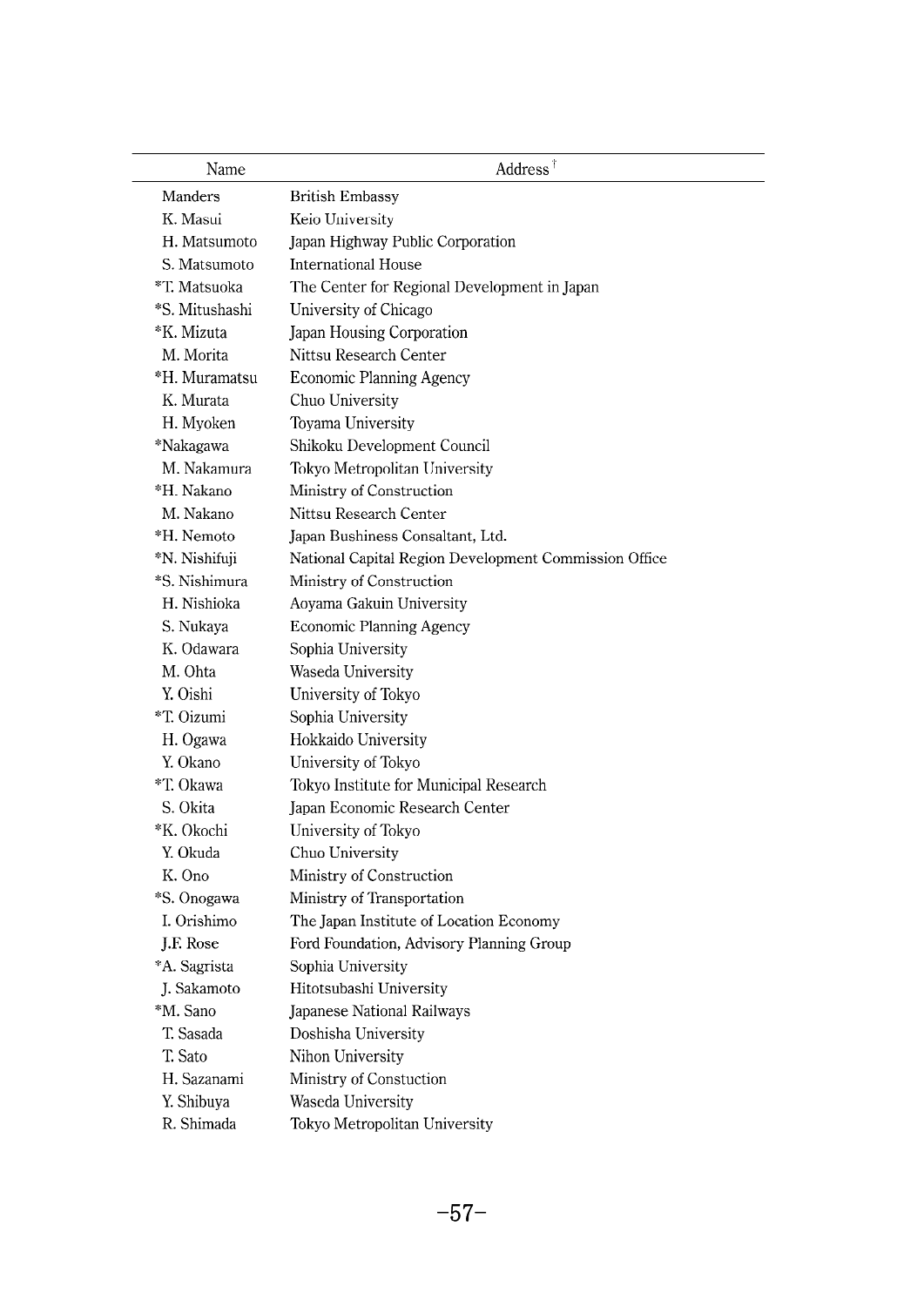| Name | Address† |
|---|---|
| Manders | British Embassy |
| K. Masui | Keio University |
| H. Matsumoto | Japan Highway Public Corporation |
| S. Matsumoto | International House |
| *T. Matsuoka | The Center for Regional Development in Japan |
| *S. Mitushashi | University of Chicago |
| *K. Mizuta | Japan Housing Corporation |
| M. Morita | Nittsu Research Center |
| *H. Muramatsu | Economic Planning Agency |
| K. Murata | Chuo University |
| H. Myoken | Toyama University |
| *Nakagawa | Shikoku Development Council |
| M. Nakamura | Tokyo Metropolitan University |
| *H. Nakano | Ministry of Construction |
| M. Nakano | Nittsu Research Center |
| *H. Nemoto | Japan Bushiness Consaltant, Ltd. |
| *N. Nishifuji | National Capital Region Development Commission Office |
| *S. Nishimura | Ministry of Construction |
| H. Nishioka | Aoyama Gakuin University |
| S. Nukaya | Economic Planning Agency |
| K. Odawara | Sophia University |
| M. Ohta | Waseda University |
| Y. Oishi | University of Tokyo |
| *T. Oizumi | Sophia University |
| H. Ogawa | Hokkaido University |
| Y. Okano | University of Tokyo |
| *T. Okawa | Tokyo Institute for Municipal Research |
| S. Okita | Japan Economic Research Center |
| *K. Okochi | University of Tokyo |
| Y. Okuda | Chuo University |
| K. Ono | Ministry of Construction |
| *S. Onogawa | Ministry of Transportation |
| I. Orishimo | The Japan Institute of Location Economy |
| J.F. Rose | Ford Foundation, Advisory Planning Group |
| *A. Sagrista | Sophia University |
| J. Sakamoto | Hitotsubashi University |
| *M. Sano | Japanese National Railways |
| T. Sasada | Doshisha University |
| T. Sato | Nihon University |
| H. Sazanami | Ministry of Constuction |
| Y. Shibuya | Waseda University |
| R. Shimada | Tokyo Metropolitan University |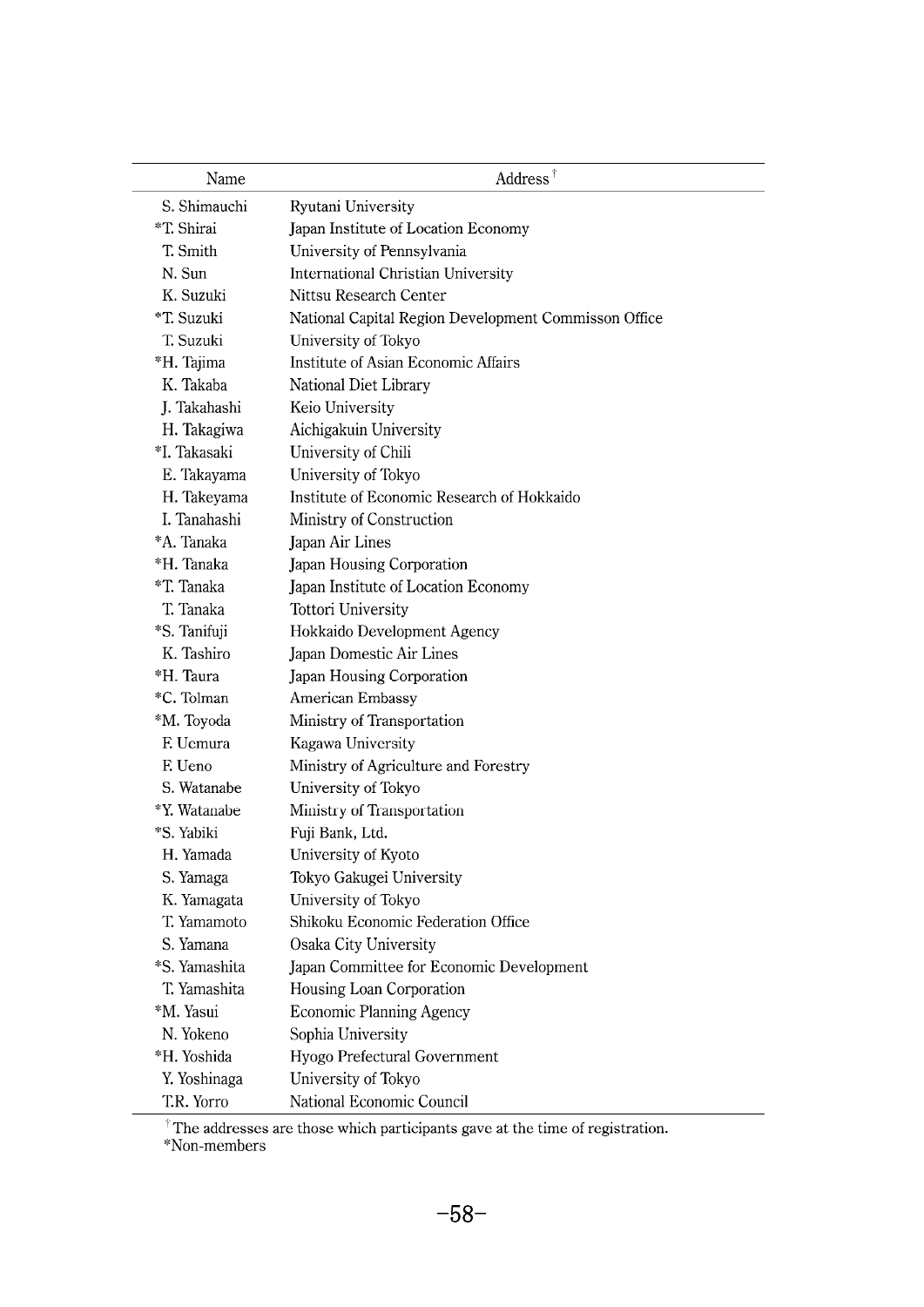| Name | Address† |
|---|---|
| S. Shimauchi | Ryutani University |
| *T. Shirai | Japan Institute of Location Economy |
| T. Smith | University of Pennsylvania |
| N. Sun | International Christian University |
| K. Suzuki | Nittsu Research Center |
| *T. Suzuki | National Capital Region Development Commisson Office |
| T. Suzuki | University of Tokyo |
| *H. Tajima | Institute of Asian Economic Affairs |
| K. Takaba | National Diet Library |
| J. Takahashi | Keio University |
| H. Takagiwa | Aichigakuin University |
| *I. Takasaki | University of Chili |
| E. Takayama | University of Tokyo |
| H. Takeyama | Institute of Economic Research of Hokkaido |
| I. Tanahashi | Ministry of Construction |
| *A. Tanaka | Japan Air Lines |
| *H. Tanaka | Japan Housing Corporation |
| *T. Tanaka | Japan Institute of Location Economy |
| T. Tanaka | Tottori University |
| *S. Tanifuji | Hokkaido Development Agency |
| K. Tashiro | Japan Domestic Air Lines |
| *H. Taura | Japan Housing Corporation |
| *C. Tolman | American Embassy |
| *M. Toyoda | Ministry of Transportation |
| F. Uemura | Kagawa University |
| F. Ueno | Ministry of Agriculture and Forestry |
| S. Watanabe | University of Tokyo |
| *Y. Watanabe | Ministry of Transportation |
| *S. Yabiki | Fuji Bank, Ltd. |
| H. Yamada | University of Kyoto |
| S. Yamaga | Tokyo Gakugei University |
| K. Yamagata | University of Tokyo |
| T. Yamamoto | Shikoku Economic Federation Office |
| S. Yamana | Osaka City University |
| *S. Yamashita | Japan Committee for Economic Development |
| T. Yamashita | Housing Loan Corporation |
| *M. Yasui | Economic Planning Agency |
| N. Yokeno | Sophia University |
| *H. Yoshida | Hyogo Prefectural Government |
| Y. Yoshinaga | University of Tokyo |
| T.R. Yorro | National Economic Council |

† The addresses are those which participants gave at the time of registration.
*Non-members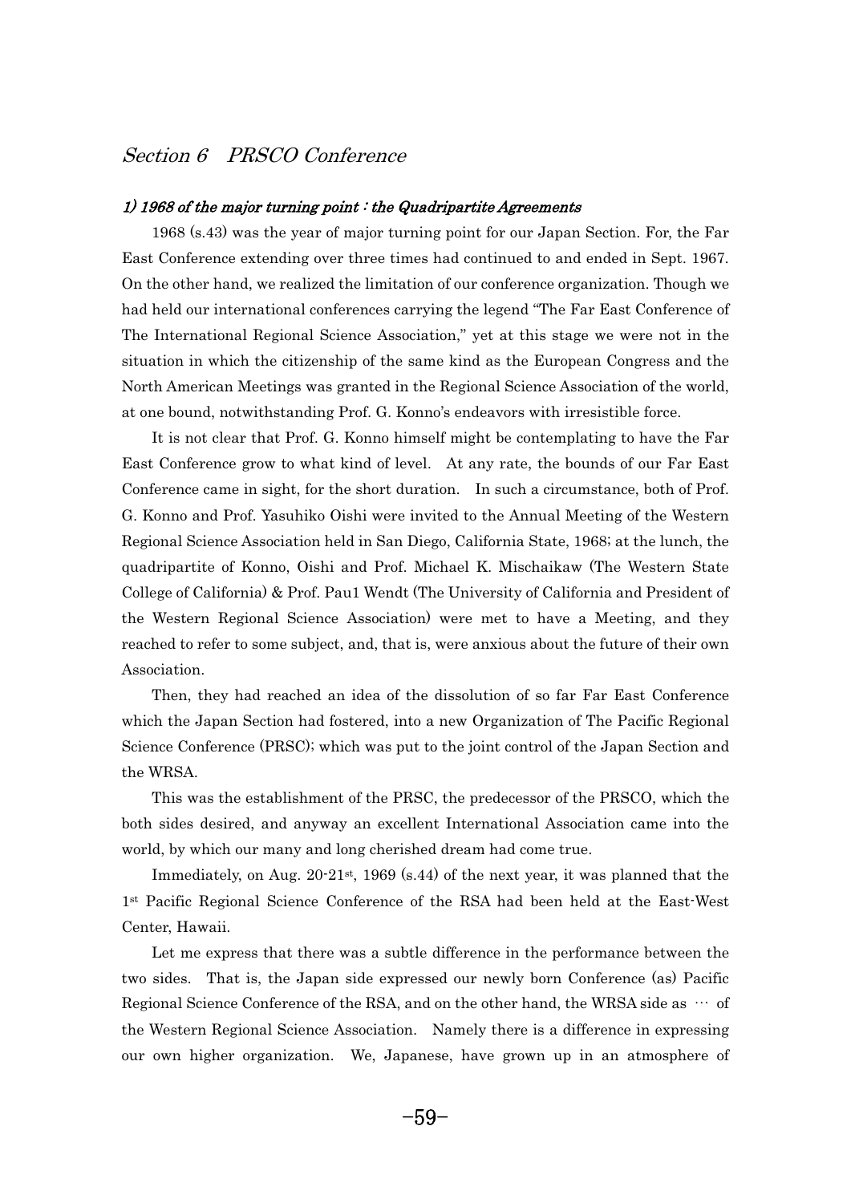## *Section 6　PRSCO Conference*

### *1) 1968 of the major turning point : the Quadripartite Agreements*

1968 (s.43) was the year of major turning point for our Japan Section. For, the Far East Conference extending over three times had continued to and ended in Sept. 1967. On the other hand, we realized the limitation of our conference organization. Though we had held our international conferences carrying the legend "The Far East Conference of The International Regional Science Association," yet at this stage we were not in the situation in which the citizenship of the same kind as the European Congress and the North American Meetings was granted in the Regional Science Association of the world, at one bound, notwithstanding Prof. G. Konno's endeavors with irresistible force.

It is not clear that Prof. G. Konno himself might be contemplating to have the Far East Conference grow to what kind of level.　At any rate, the bounds of our Far East Conference came in sight, for the short duration.　In such a circumstance, both of Prof. G. Konno and Prof. Yasuhiko Oishi were invited to the Annual Meeting of the Western Regional Science Association held in San Diego, California State, 1968; at the lunch, the quadripartite of Konno, Oishi and Prof. Michael K. Mischaikaw (The Western State College of California) & Prof. Pau1 Wendt (The University of California and President of the Western Regional Science Association) were met to have a Meeting, and they reached to refer to some subject, and, that is, were anxious about the future of their own Association.

Then, they had reached an idea of the dissolution of so far Far East Conference which the Japan Section had fostered, into a new Organization of The Pacific Regional Science Conference (PRSC); which was put to the joint control of the Japan Section and the WRSA.

This was the establishment of the PRSC, the predecessor of the PRSCO, which the both sides desired, and anyway an excellent International Association came into the world, by which our many and long cherished dream had come true.

Immediately, on Aug. 20-21st, 1969 (s.44) of the next year, it was planned that the 1st Pacific Regional Science Conference of the RSA had been held at the East-West Center, Hawaii.

Let me express that there was a subtle difference in the performance between the two sides.　That is, the Japan side expressed our newly born Conference (as) Pacific Regional Science Conference of the RSA, and on the other hand, the WRSA side as … of the Western Regional Science Association.　Namely there is a difference in expressing our own higher organization.　We, Japanese, have grown up in an atmosphere of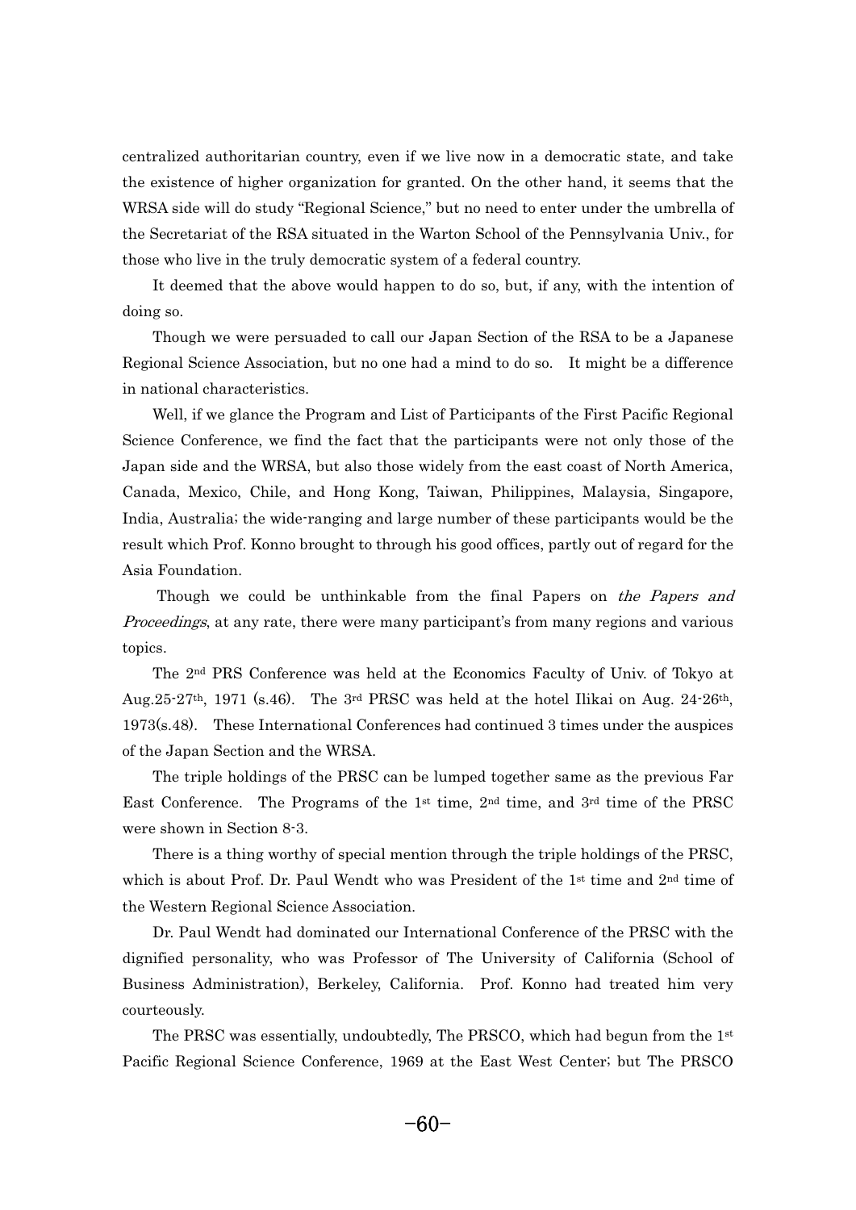centralized authoritarian country, even if we live now in a democratic state, and take the existence of higher organization for granted. On the other hand, it seems that the WRSA side will do study "Regional Science," but no need to enter under the umbrella of the Secretariat of the RSA situated in the Warton School of the Pennsylvania Univ., for those who live in the truly democratic system of a federal country.

It deemed that the above would happen to do so, but, if any, with the intention of doing so.

Though we were persuaded to call our Japan Section of the RSA to be a Japanese Regional Science Association, but no one had a mind to do so. It might be a difference in national characteristics.

Well, if we glance the Program and List of Participants of the First Pacific Regional Science Conference, we find the fact that the participants were not only those of the Japan side and the WRSA, but also those widely from the east coast of North America, Canada, Mexico, Chile, and Hong Kong, Taiwan, Philippines, Malaysia, Singapore, India, Australia; the wide-ranging and large number of these participants would be the result which Prof. Konno brought to through his good offices, partly out of regard for the Asia Foundation.

Though we could be unthinkable from the final Papers on *the Papers and Proceedings*, at any rate, there were many participant's from many regions and various topics.

The 2nd PRS Conference was held at the Economics Faculty of Univ. of Tokyo at Aug.25-27th, 1971 (s.46). The 3rd PRSC was held at the hotel Ilikai on Aug. 24-26th, 1973(s.48). These International Conferences had continued 3 times under the auspices of the Japan Section and the WRSA.

The triple holdings of the PRSC can be lumped together same as the previous Far East Conference. The Programs of the 1st time, 2nd time, and 3rd time of the PRSC were shown in Section 8-3.

There is a thing worthy of special mention through the triple holdings of the PRSC, which is about Prof. Dr. Paul Wendt who was President of the 1st time and 2nd time of the Western Regional Science Association.

Dr. Paul Wendt had dominated our International Conference of the PRSC with the dignified personality, who was Professor of The University of California (School of Business Administration), Berkeley, California. Prof. Konno had treated him very courteously.

The PRSC was essentially, undoubtedly, The PRSCO, which had begun from the 1st Pacific Regional Science Conference, 1969 at the East West Center; but The PRSCO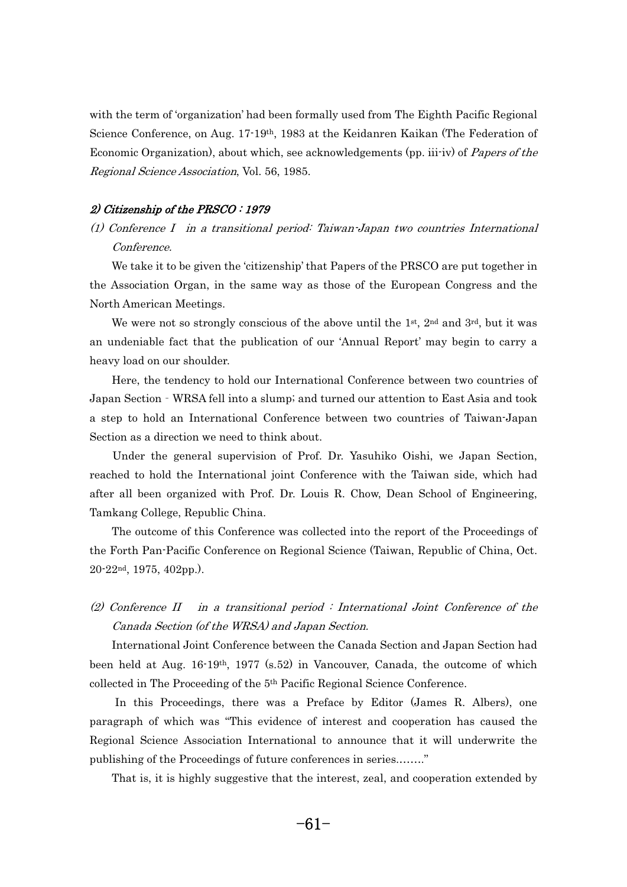with the term of 'organization' had been formally used from The Eighth Pacific Regional Science Conference, on Aug. 17-19th, 1983 at the Keidanren Kaikan (The Federation of Economic Organization), about which, see acknowledgements (pp. iii-iv) of *Papers of the Regional Science Association*, Vol. 56, 1985.

#### *2) Citizenship of the PRSCO : 1979*

*(1) Conference I in a transitional period: Taiwan-Japan two countries International Conference.*

We take it to be given the 'citizenship' that Papers of the PRSCO are put together in the Association Organ, in the same way as those of the European Congress and the North American Meetings.

We were not so strongly conscious of the above until the 1st, 2nd and 3rd, but it was an undeniable fact that the publication of our 'Annual Report' may begin to carry a heavy load on our shoulder.

Here, the tendency to hold our International Conference between two countries of Japan Section - WRSA fell into a slump; and turned our attention to East Asia and took a step to hold an International Conference between two countries of Taiwan-Japan Section as a direction we need to think about.

Under the general supervision of Prof. Dr. Yasuhiko Oishi, we Japan Section, reached to hold the International joint Conference with the Taiwan side, which had after all been organized with Prof. Dr. Louis R. Chow, Dean School of Engineering, Tamkang College, Republic China.

The outcome of this Conference was collected into the report of the Proceedings of the Forth Pan-Pacific Conference on Regional Science (Taiwan, Republic of China, Oct. 20-22nd, 1975, 402pp.).

*(2) Conference II in a transitional period : International Joint Conference of the Canada Section (of the WRSA) and Japan Section.*

International Joint Conference between the Canada Section and Japan Section had been held at Aug. 16-19th, 1977 (s.52) in Vancouver, Canada, the outcome of which collected in The Proceeding of the 5th Pacific Regional Science Conference.

In this Proceedings, there was a Preface by Editor (James R. Albers), one paragraph of which was "This evidence of interest and cooperation has caused the Regional Science Association International to announce that it will underwrite the publishing of the Proceedings of future conferences in series........"

That is, it is highly suggestive that the interest, zeal, and cooperation extended by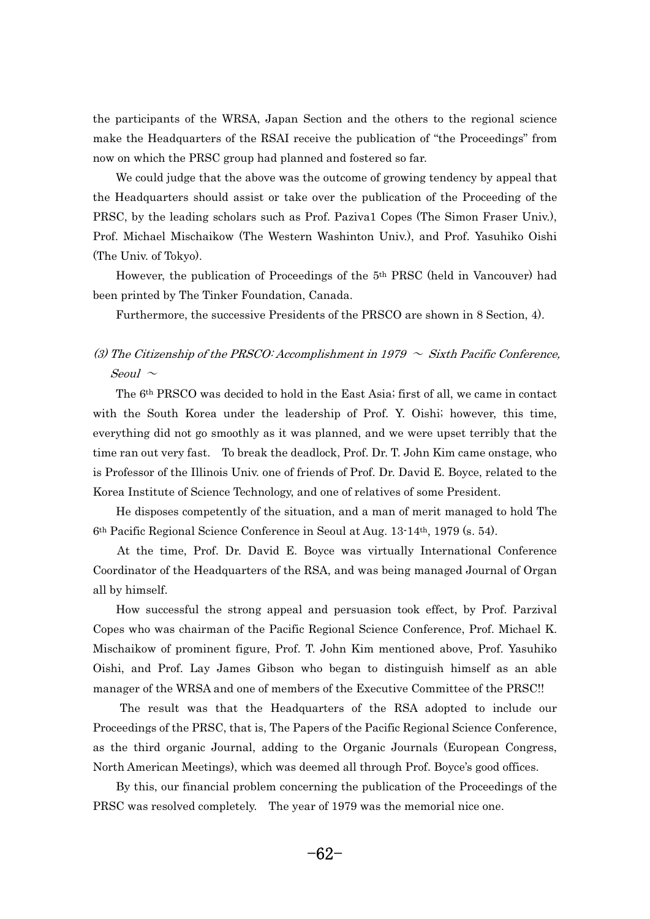the participants of the WRSA, Japan Section and the others to the regional science make the Headquarters of the RSAI receive the publication of "the Proceedings" from now on which the PRSC group had planned and fostered so far.

We could judge that the above was the outcome of growing tendency by appeal that the Headquarters should assist or take over the publication of the Proceeding of the PRSC, by the leading scholars such as Prof. Paziva1 Copes (The Simon Fraser Univ.), Prof. Michael Mischaikow (The Western Washinton Univ.), and Prof. Yasuhiko Oishi (The Univ. of Tokyo).

However, the publication of Proceedings of the 5th PRSC (held in Vancouver) had been printed by The Tinker Foundation, Canada.

Furthermore, the successive Presidents of the PRSCO are shown in 8 Section, 4).

### *(3) The Citizenship of the PRSCO: Accomplishment in 1979 ～ Sixth Pacific Conference, Seoul ～*

The 6th PRSCO was decided to hold in the East Asia; first of all, we came in contact with the South Korea under the leadership of Prof. Y. Oishi; however, this time, everything did not go smoothly as it was planned, and we were upset terribly that the time ran out very fast. To break the deadlock, Prof. Dr. T. John Kim came onstage, who is Professor of the Illinois Univ. one of friends of Prof. Dr. David E. Boyce, related to the Korea Institute of Science Technology, and one of relatives of some President.

He disposes competently of the situation, and a man of merit managed to hold The 6th Pacific Regional Science Conference in Seoul at Aug. 13-14th, 1979 (s. 54).

At the time, Prof. Dr. David E. Boyce was virtually International Conference Coordinator of the Headquarters of the RSA, and was being managed Journal of Organ all by himself.

How successful the strong appeal and persuasion took effect, by Prof. Parzival Copes who was chairman of the Pacific Regional Science Conference, Prof. Michael K. Mischaikow of prominent figure, Prof. T. John Kim mentioned above, Prof. Yasuhiko Oishi, and Prof. Lay James Gibson who began to distinguish himself as an able manager of the WRSA and one of members of the Executive Committee of the PRSC!!

The result was that the Headquarters of the RSA adopted to include our Proceedings of the PRSC, that is, The Papers of the Pacific Regional Science Conference, as the third organic Journal, adding to the Organic Journals (European Congress, North American Meetings), which was deemed all through Prof. Boyce's good offices.

By this, our financial problem concerning the publication of the Proceedings of the PRSC was resolved completely. The year of 1979 was the memorial nice one.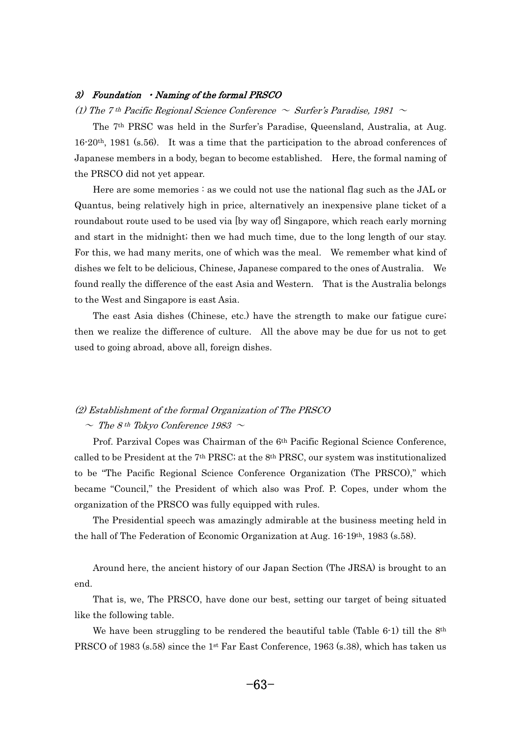### *3) Foundation ・Naming of the formal PRSCO*

*(1) The 7th Pacific Regional Science Conference ~ Surfer's Paradise, 1981 ~*

The 7th PRSC was held in the Surfer's Paradise, Queensland, Australia, at Aug. 16-20th, 1981 (s.56). It was a time that the participation to the abroad conferences of Japanese members in a body, began to become established. Here, the formal naming of the PRSCO did not yet appear.

Here are some memories : as we could not use the national flag such as the JAL or Quantus, being relatively high in price, alternatively an inexpensive plane ticket of a roundabout route used to be used via [by way of] Singapore, which reach early morning and start in the midnight; then we had much time, due to the long length of our stay. For this, we had many merits, one of which was the meal. We remember what kind of dishes we felt to be delicious, Chinese, Japanese compared to the ones of Australia. We found really the difference of the east Asia and Western. That is the Australia belongs to the West and Singapore is east Asia.

The east Asia dishes (Chinese, etc.) have the strength to make our fatigue cure; then we realize the difference of culture. All the above may be due for us not to get used to going abroad, above all, foreign dishes.

*(2) Establishment of the formal Organization of The PRSCO*

*~ The 8th Tokyo Conference 1983 ~*

Prof. Parzival Copes was Chairman of the 6th Pacific Regional Science Conference, called to be President at the 7th PRSC; at the 8th PRSC, our system was institutionalized to be "The Pacific Regional Science Conference Organization (The PRSCO)," which became "Council," the President of which also was Prof. P. Copes, under whom the organization of the PRSCO was fully equipped with rules.

The Presidential speech was amazingly admirable at the business meeting held in the hall of The Federation of Economic Organization at Aug. 16-19th, 1983 (s.58).

Around here, the ancient history of our Japan Section (The JRSA) is brought to an end.

That is, we, The PRSCO, have done our best, setting our target of being situated like the following table.

We have been struggling to be rendered the beautiful table (Table 6-1) till the 8th PRSCO of 1983 (s.58) since the 1st Far East Conference, 1963 (s.38), which has taken us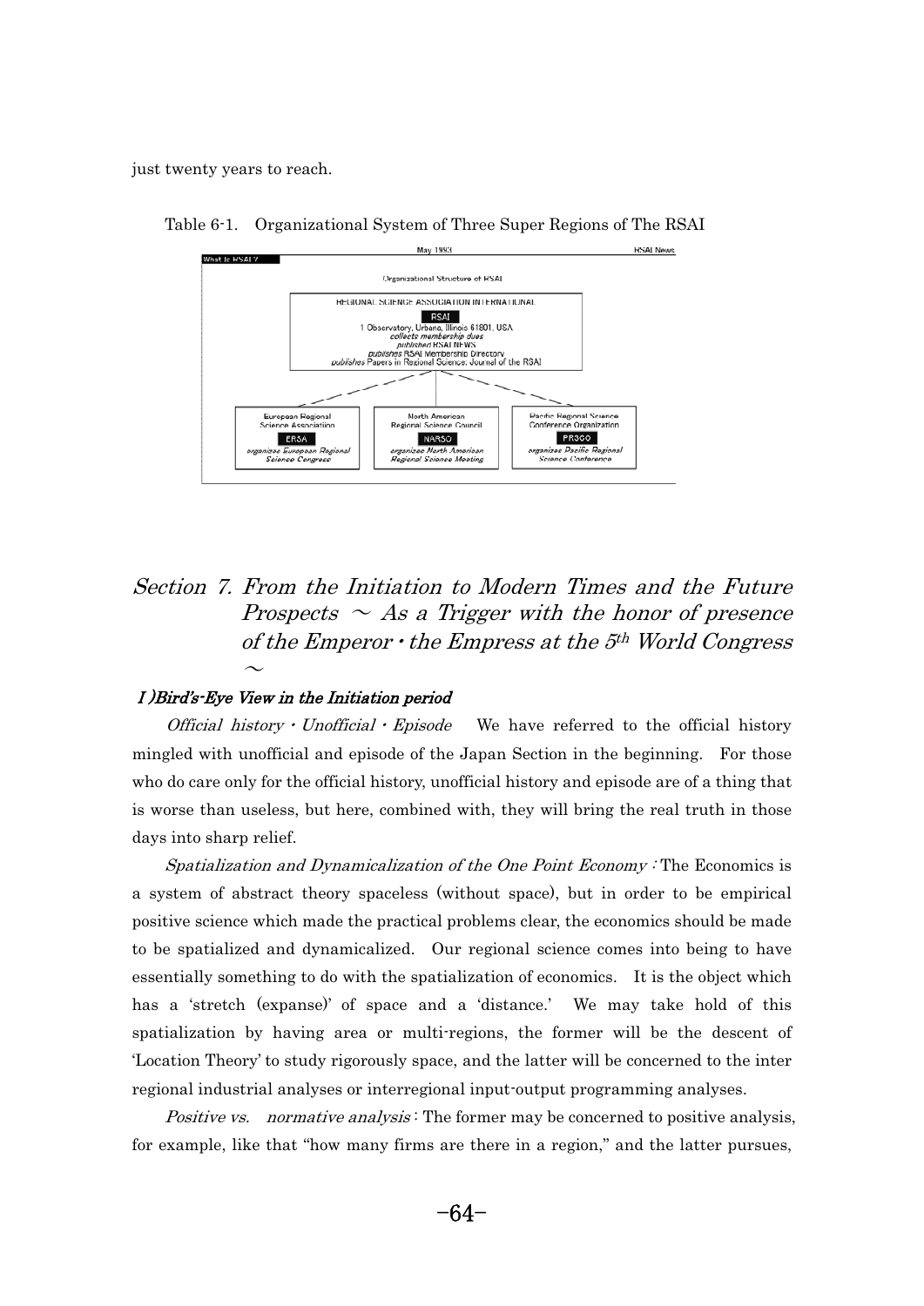just twenty years to reach.

Table 6-1. Organizational System of Three Super Regions of The RSAI

May 1993 — RSAI News

What Is RSAI?

Organizational Structure of RSAI

REGIONAL SCIENCE ASSOCIATION INTERNATIONAL
RSAI
1 Observatory, Urbana, Illinois 61801, USA
*collects membership dues*
*published* RSAI NEWS
*publishes* RSAI Membership Directory
*publishes* Papers in Regional Science: Journal of the RSAI

| European Regional Science Association | North American Regional Science Council | Pacific Regional Science Conference Organization |
|---|---|---|
| ERSA | NARSC | PRSCO |
| *organizes European Regional Science Congress* | *organizes North American Regional Science Meeting* | *organizes Pacific Regional Science Conference* |

# Section 7. *From the Initiation to Modern Times and the Future Prospects ～ As a Trigger with the honor of presence of the Emperor・the Empress at the 5th World Congress ～*

## *Ⅰ)Bird's-Eye View in the Initiation period*

*Official history・Unofficial・Episode* We have referred to the official history mingled with unofficial and episode of the Japan Section in the beginning. For those who do care only for the official history, unofficial history and episode are of a thing that is worse than useless, but here, combined with, they will bring the real truth in those days into sharp relief.

*Spatialization and Dynamicalization of the One Point Economy* : The Economics is a system of abstract theory spaceless (without space), but in order to be empirical positive science which made the practical problems clear, the economics should be made to be spatialized and dynamicalized. Our regional science comes into being to have essentially something to do with the spatialization of economics. It is the object which has a 'stretch (expanse)' of space and a 'distance.' We may take hold of this spatialization by having area or multi-regions, the former will be the descent of 'Location Theory' to study rigorously space, and the latter will be concerned to the inter regional industrial analyses or interregional input-output programming analyses.

*Positive vs. normative analysis* : The former may be concerned to positive analysis, for example, like that "how many firms are there in a region," and the latter pursues,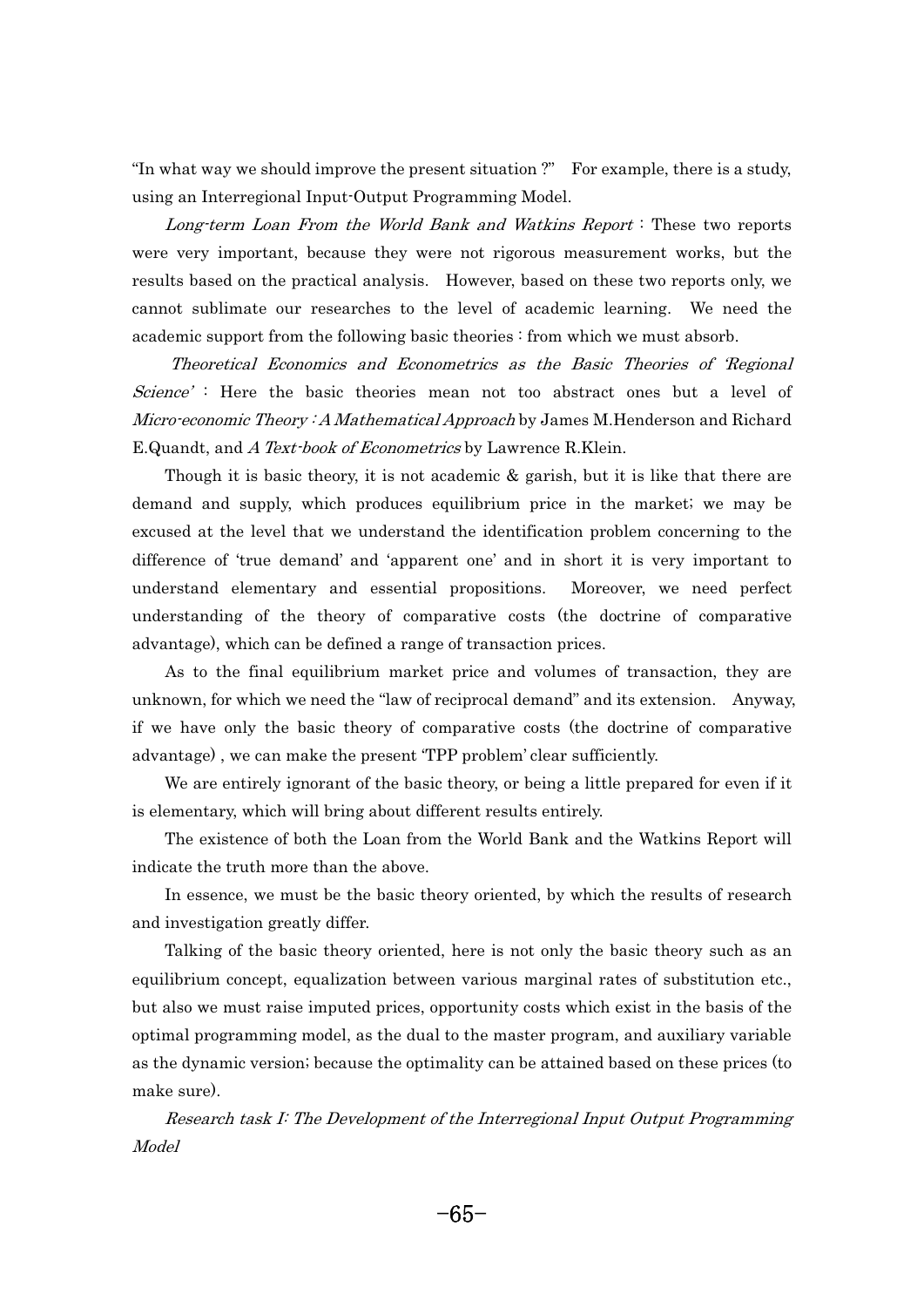"In what way we should improve the present situation ?" For example, there is a study, using an Interregional Input-Output Programming Model.

*Long-term Loan From the World Bank and Watkins Report* : These two reports were very important, because they were not rigorous measurement works, but the results based on the practical analysis. However, based on these two reports only, we cannot sublimate our researches to the level of academic learning. We need the academic support from the following basic theories : from which we must absorb.

*Theoretical Economics and Econometrics as the Basic Theories of 'Regional Science'* : Here the basic theories mean not too abstract ones but a level of *Micro-economic Theory : A Mathematical Approach* by James M.Henderson and Richard E.Quandt, and *A Text-book of Econometrics* by Lawrence R.Klein.

Though it is basic theory, it is not academic & garish, but it is like that there are demand and supply, which produces equilibrium price in the market; we may be excused at the level that we understand the identification problem concerning to the difference of 'true demand' and 'apparent one' and in short it is very important to understand elementary and essential propositions. Moreover, we need perfect understanding of the theory of comparative costs (the doctrine of comparative advantage), which can be defined a range of transaction prices.

As to the final equilibrium market price and volumes of transaction, they are unknown, for which we need the "law of reciprocal demand" and its extension. Anyway, if we have only the basic theory of comparative costs (the doctrine of comparative advantage) , we can make the present 'TPP problem' clear sufficiently.

We are entirely ignorant of the basic theory, or being a little prepared for even if it is elementary, which will bring about different results entirely.

The existence of both the Loan from the World Bank and the Watkins Report will indicate the truth more than the above.

In essence, we must be the basic theory oriented, by which the results of research and investigation greatly differ.

Talking of the basic theory oriented, here is not only the basic theory such as an equilibrium concept, equalization between various marginal rates of substitution etc., but also we must raise imputed prices, opportunity costs which exist in the basis of the optimal programming model, as the dual to the master program, and auxiliary variable as the dynamic version; because the optimality can be attained based on these prices (to make sure).

*Research task I: The Development of the Interregional Input Output Programming Model*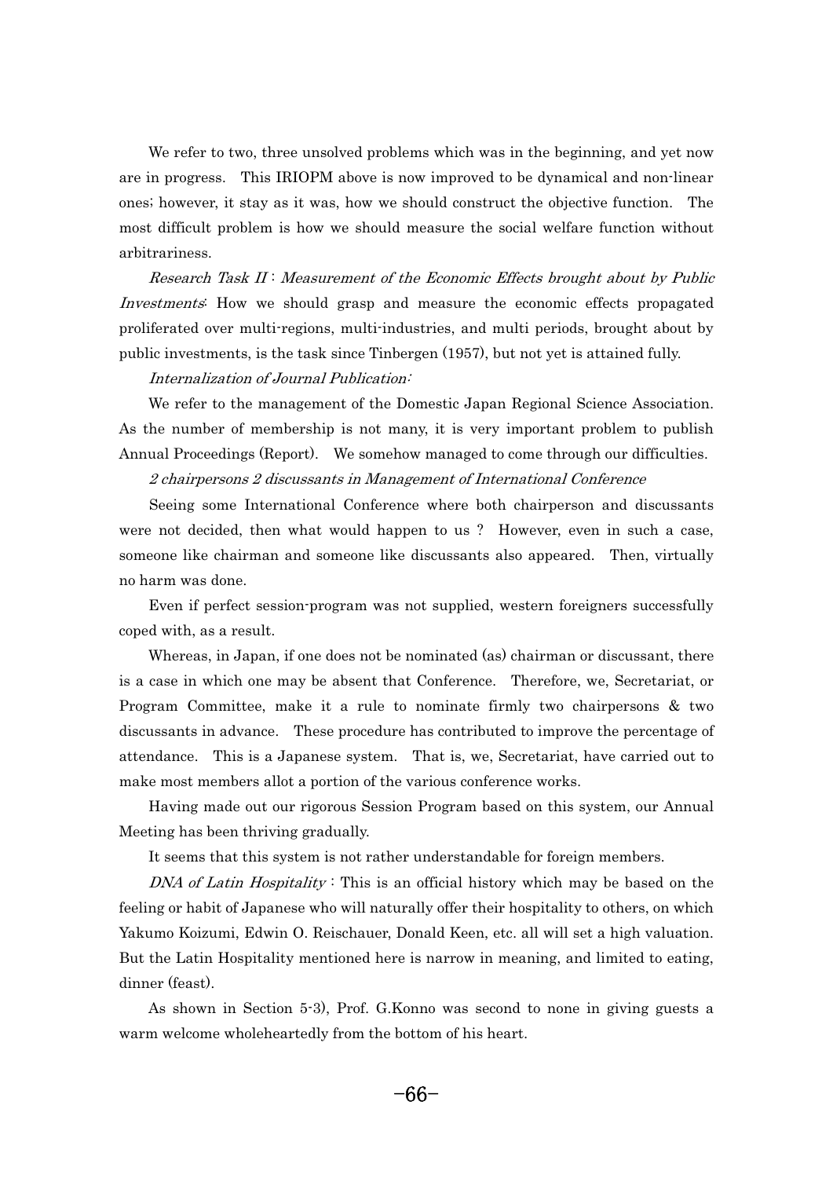We refer to two, three unsolved problems which was in the beginning, and yet now are in progress. This IRIOPM above is now improved to be dynamical and non-linear ones; however, it stay as it was, how we should construct the objective function. The most difficult problem is how we should measure the social welfare function without arbitrariness.

*Research Task II : Measurement of the Economic Effects brought about by Public Investments*: How we should grasp and measure the economic effects propagated proliferated over multi-regions, multi-industries, and multi periods, brought about by public investments, is the task since Tinbergen (1957), but not yet is attained fully.

*Internalization of Journal Publication:*

We refer to the management of the Domestic Japan Regional Science Association. As the number of membership is not many, it is very important problem to publish Annual Proceedings (Report). We somehow managed to come through our difficulties.

*2 chairpersons 2 discussants in Management of International Conference*

Seeing some International Conference where both chairperson and discussants were not decided, then what would happen to us ? However, even in such a case, someone like chairman and someone like discussants also appeared. Then, virtually no harm was done.

Even if perfect session-program was not supplied, western foreigners successfully coped with, as a result.

Whereas, in Japan, if one does not be nominated (as) chairman or discussant, there is a case in which one may be absent that Conference. Therefore, we, Secretariat, or Program Committee, make it a rule to nominate firmly two chairpersons & two discussants in advance. These procedure has contributed to improve the percentage of attendance. This is a Japanese system. That is, we, Secretariat, have carried out to make most members allot a portion of the various conference works.

Having made out our rigorous Session Program based on this system, our Annual Meeting has been thriving gradually.

It seems that this system is not rather understandable for foreign members.

*DNA of Latin Hospitality* : This is an official history which may be based on the feeling or habit of Japanese who will naturally offer their hospitality to others, on which Yakumo Koizumi, Edwin O. Reischauer, Donald Keen, etc. all will set a high valuation. But the Latin Hospitality mentioned here is narrow in meaning, and limited to eating, dinner (feast).

As shown in Section 5-3), Prof. G.Konno was second to none in giving guests a warm welcome wholeheartedly from the bottom of his heart.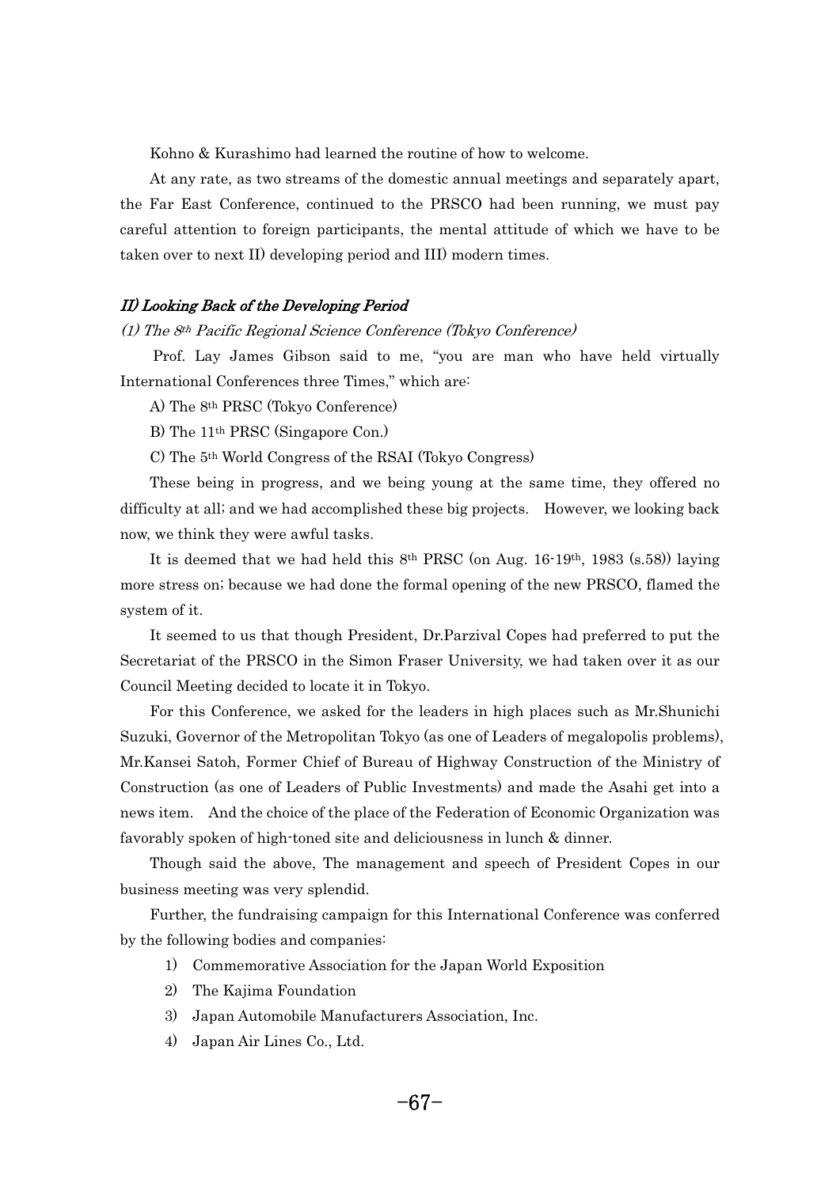Kohno & Kurashimo had learned the routine of how to welcome.

At any rate, as two streams of the domestic annual meetings and separately apart, the Far East Conference, continued to the PRSCO had been running, we must pay careful attention to foreign participants, the mental attitude of which we have to be taken over to next II) developing period and III) modern times.

### *II) Looking Back of the Developing Period*

#### *(1) The 8th Pacific Regional Science Conference (Tokyo Conference)*

Prof. Lay James Gibson said to me, "you are man who have held virtually International Conferences three Times," which are:

A) The 8th PRSC (Tokyo Conference)

B) The 11th PRSC (Singapore Con.)

C) The 5th World Congress of the RSAI (Tokyo Congress)

These being in progress, and we being young at the same time, they offered no difficulty at all; and we had accomplished these big projects.　However, we looking back now, we think they were awful tasks.

It is deemed that we had held this 8th PRSC (on Aug. 16-19th, 1983 (s.58)) laying more stress on; because we had done the formal opening of the new PRSCO, flamed the system of it.

It seemed to us that though President, Dr.Parzival Copes had preferred to put the Secretariat of the PRSCO in the Simon Fraser University, we had taken over it as our Council Meeting decided to locate it in Tokyo.

For this Conference, we asked for the leaders in high places such as Mr.Shunichi Suzuki, Governor of the Metropolitan Tokyo (as one of Leaders of megalopolis problems), Mr.Kansei Satoh, Former Chief of Bureau of Highway Construction of the Ministry of Construction (as one of Leaders of Public Investments) and made the Asahi get into a news item.　And the choice of the place of the Federation of Economic Organization was favorably spoken of high-toned site and deliciousness in lunch & dinner.

Though said the above, The management and speech of President Copes in our business meeting was very splendid.

Further, the fundraising campaign for this International Conference was conferred by the following bodies and companies:

1) Commemorative Association for the Japan World Exposition
2) The Kajima Foundation
3) Japan Automobile Manufacturers Association, Inc.
4) Japan Air Lines Co., Ltd.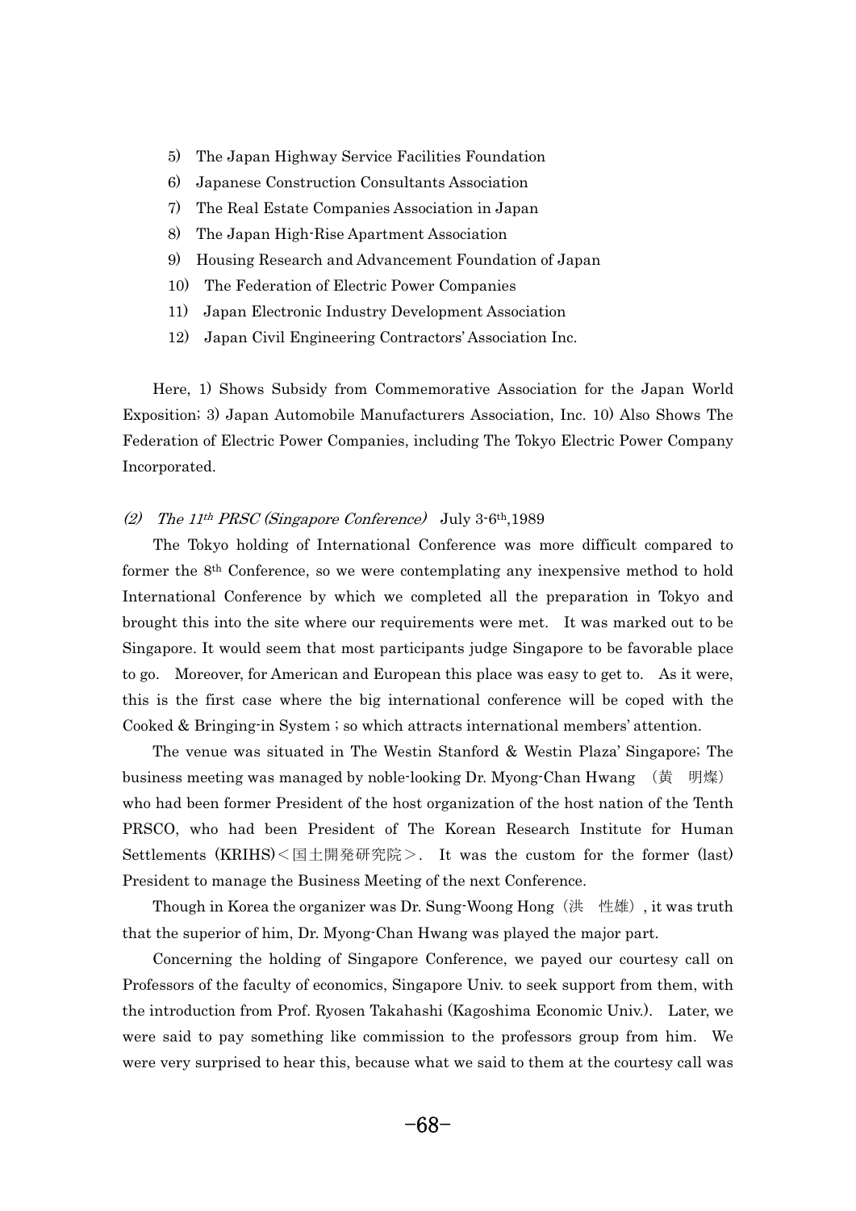5) The Japan Highway Service Facilities Foundation
6) Japanese Construction Consultants Association
7) The Real Estate Companies Association in Japan
8) The Japan High-Rise Apartment Association
9) Housing Research and Advancement Foundation of Japan
10) The Federation of Electric Power Companies
11) Japan Electronic Industry Development Association
12) Japan Civil Engineering Contractors' Association Inc.

Here, 1) Shows Subsidy from Commemorative Association for the Japan World Exposition; 3) Japan Automobile Manufacturers Association, Inc. 10) Also Shows The Federation of Electric Power Companies, including The Tokyo Electric Power Company Incorporated.

### *(2) The 11th PRSC (Singapore Conference)* July 3-6th,1989

The Tokyo holding of International Conference was more difficult compared to former the 8th Conference, so we were contemplating any inexpensive method to hold International Conference by which we completed all the preparation in Tokyo and brought this into the site where our requirements were met. It was marked out to be Singapore. It would seem that most participants judge Singapore to be favorable place to go. Moreover, for American and European this place was easy to get to. As it were, this is the first case where the big international conference will be coped with the Cooked & Bringing-in System ; so which attracts international members' attention.

The venue was situated in The Westin Stanford & Westin Plaza' Singapore; The business meeting was managed by noble-looking Dr. Myong-Chan Hwang （黄　明燦） who had been former President of the host organization of the host nation of the Tenth PRSCO, who had been President of The Korean Research Institute for Human Settlements (KRIHS)＜国土開発研究院＞. It was the custom for the former (last) President to manage the Business Meeting of the next Conference.

Though in Korea the organizer was Dr. Sung-Woong Hong（洪　性雄）, it was truth that the superior of him, Dr. Myong-Chan Hwang was played the major part.

Concerning the holding of Singapore Conference, we payed our courtesy call on Professors of the faculty of economics, Singapore Univ. to seek support from them, with the introduction from Prof. Ryosen Takahashi (Kagoshima Economic Univ.). Later, we were said to pay something like commission to the professors group from him. We were very surprised to hear this, because what we said to them at the courtesy call was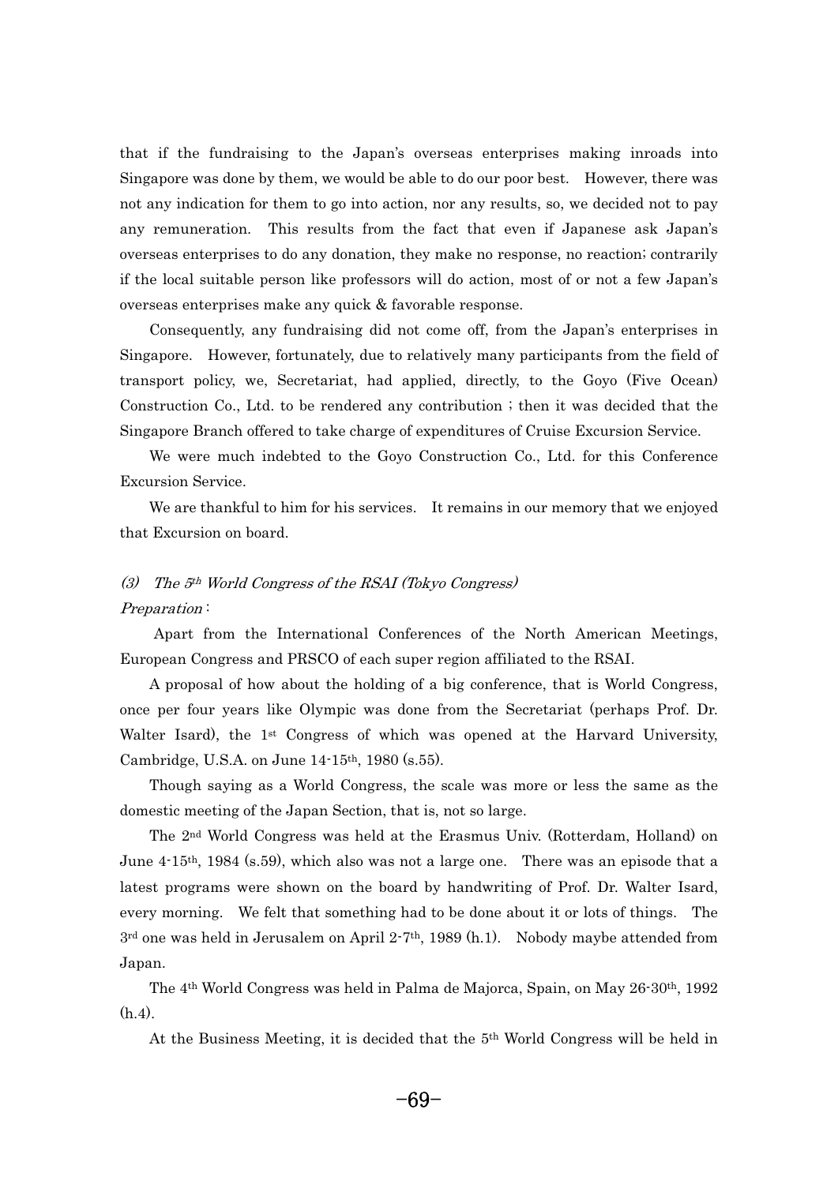that if the fundraising to the Japan's overseas enterprises making inroads into Singapore was done by them, we would be able to do our poor best. However, there was not any indication for them to go into action, nor any results, so, we decided not to pay any remuneration. This results from the fact that even if Japanese ask Japan's overseas enterprises to do any donation, they make no response, no reaction; contrarily if the local suitable person like professors will do action, most of or not a few Japan's overseas enterprises make any quick & favorable response.

Consequently, any fundraising did not come off, from the Japan's enterprises in Singapore. However, fortunately, due to relatively many participants from the field of transport policy, we, Secretariat, had applied, directly, to the Goyo (Five Ocean) Construction Co., Ltd. to be rendered any contribution ; then it was decided that the Singapore Branch offered to take charge of expenditures of Cruise Excursion Service.

We were much indebted to the Goyo Construction Co., Ltd. for this Conference Excursion Service.

We are thankful to him for his services. It remains in our memory that we enjoyed that Excursion on board.

### *(3) The 5th World Congress of the RSAI (Tokyo Congress)*

*Preparation* :

Apart from the International Conferences of the North American Meetings, European Congress and PRSCO of each super region affiliated to the RSAI.

A proposal of how about the holding of a big conference, that is World Congress, once per four years like Olympic was done from the Secretariat (perhaps Prof. Dr. Walter Isard), the 1st Congress of which was opened at the Harvard University, Cambridge, U.S.A. on June 14-15th, 1980 (s.55).

Though saying as a World Congress, the scale was more or less the same as the domestic meeting of the Japan Section, that is, not so large.

The 2nd World Congress was held at the Erasmus Univ. (Rotterdam, Holland) on June 4-15th, 1984 (s.59), which also was not a large one. There was an episode that a latest programs were shown on the board by handwriting of Prof. Dr. Walter Isard, every morning. We felt that something had to be done about it or lots of things. The 3rd one was held in Jerusalem on April 2-7th, 1989 (h.1). Nobody maybe attended from Japan.

The 4th World Congress was held in Palma de Majorca, Spain, on May 26-30th, 1992 (h.4).

At the Business Meeting, it is decided that the 5th World Congress will be held in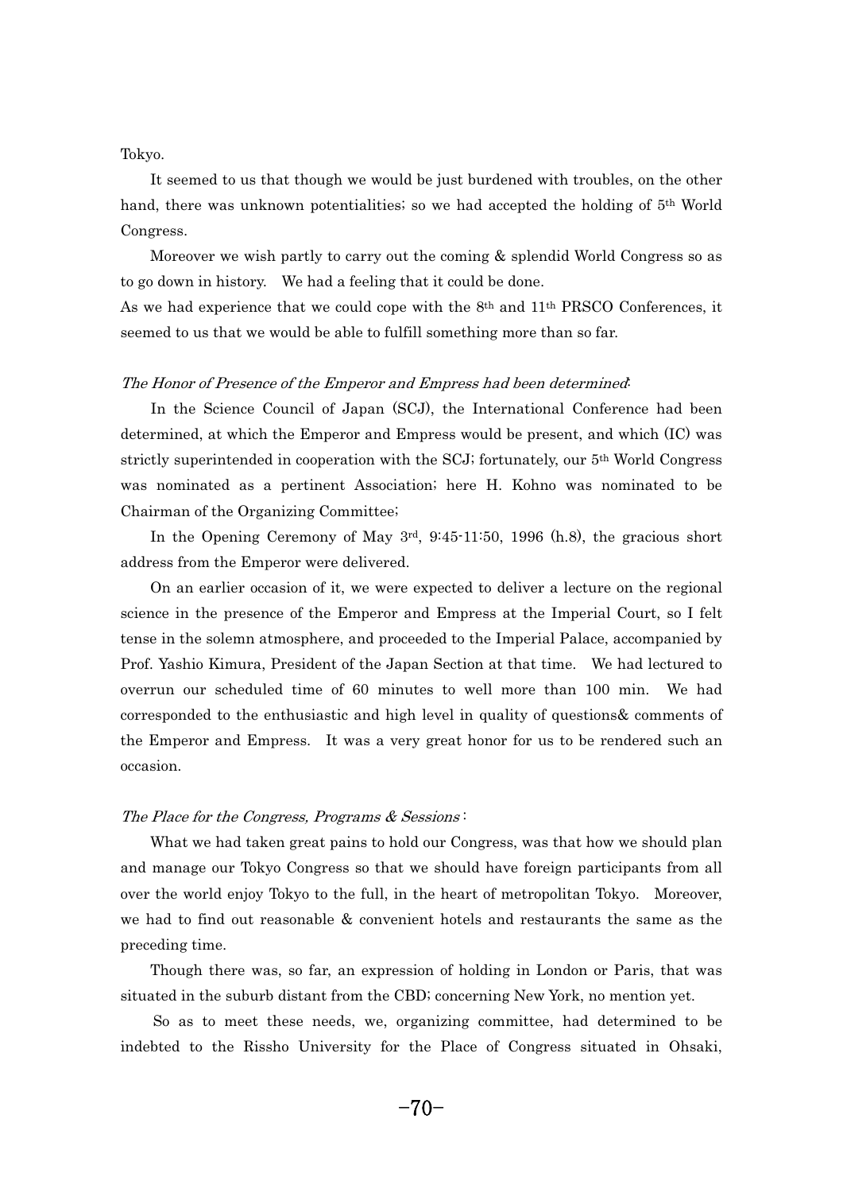Tokyo.

It seemed to us that though we would be just burdened with troubles, on the other hand, there was unknown potentialities; so we had accepted the holding of 5th World Congress.

Moreover we wish partly to carry out the coming & splendid World Congress so as to go down in history. We had a feeling that it could be done.

As we had experience that we could cope with the 8th and 11th PRSCO Conferences, it seemed to us that we would be able to fulfill something more than so far.

*The Honor of Presence of the Emperor and Empress had been determined*:

In the Science Council of Japan (SCJ), the International Conference had been determined, at which the Emperor and Empress would be present, and which (IC) was strictly superintended in cooperation with the SCJ; fortunately, our 5th World Congress was nominated as a pertinent Association; here H. Kohno was nominated to be Chairman of the Organizing Committee;

In the Opening Ceremony of May 3rd, 9:45-11:50, 1996 (h.8), the gracious short address from the Emperor were delivered.

On an earlier occasion of it, we were expected to deliver a lecture on the regional science in the presence of the Emperor and Empress at the Imperial Court, so I felt tense in the solemn atmosphere, and proceeded to the Imperial Palace, accompanied by Prof. Yashio Kimura, President of the Japan Section at that time. We had lectured to overrun our scheduled time of 60 minutes to well more than 100 min. We had corresponded to the enthusiastic and high level in quality of questions& comments of the Emperor and Empress. It was a very great honor for us to be rendered such an occasion.

*The Place for the Congress, Programs & Sessions* :

What we had taken great pains to hold our Congress, was that how we should plan and manage our Tokyo Congress so that we should have foreign participants from all over the world enjoy Tokyo to the full, in the heart of metropolitan Tokyo. Moreover, we had to find out reasonable & convenient hotels and restaurants the same as the preceding time.

Though there was, so far, an expression of holding in London or Paris, that was situated in the suburb distant from the CBD; concerning New York, no mention yet.

So as to meet these needs, we, organizing committee, had determined to be indebted to the Rissho University for the Place of Congress situated in Ohsaki,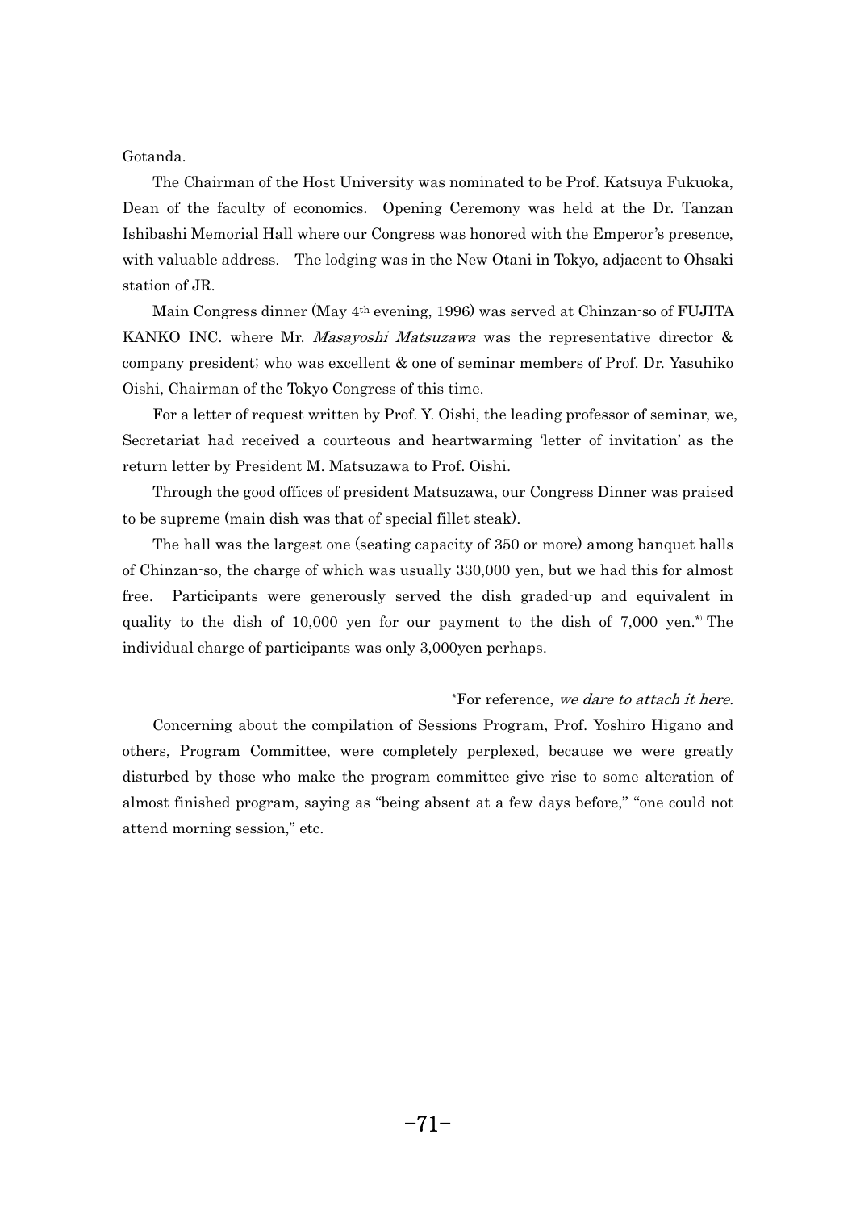Gotanda.

The Chairman of the Host University was nominated to be Prof. Katsuya Fukuoka, Dean of the faculty of economics. Opening Ceremony was held at the Dr. Tanzan Ishibashi Memorial Hall where our Congress was honored with the Emperor's presence, with valuable address. The lodging was in the New Otani in Tokyo, adjacent to Ohsaki station of JR.

Main Congress dinner (May 4th evening, 1996) was served at Chinzan-so of FUJITA KANKO INC. where Mr. *Masayoshi Matsuzawa* was the representative director & company president; who was excellent & one of seminar members of Prof. Dr. Yasuhiko Oishi, Chairman of the Tokyo Congress of this time.

For a letter of request written by Prof. Y. Oishi, the leading professor of seminar, we, Secretariat had received a courteous and heartwarming 'letter of invitation' as the return letter by President M. Matsuzawa to Prof. Oishi.

Through the good offices of president Matsuzawa, our Congress Dinner was praised to be supreme (main dish was that of special fillet steak).

The hall was the largest one (seating capacity of 350 or more) among banquet halls of Chinzan-so, the charge of which was usually 330,000 yen, but we had this for almost free. Participants were generously served the dish graded-up and equivalent in quality to the dish of 10,000 yen for our payment to the dish of 7,000 yen.*) The individual charge of participants was only 3,000yen perhaps.

*For reference, *we dare to attach it here.*

Concerning about the compilation of Sessions Program, Prof. Yoshiro Higano and others, Program Committee, were completely perplexed, because we were greatly disturbed by those who make the program committee give rise to some alteration of almost finished program, saying as "being absent at a few days before," "one could not attend morning session," etc.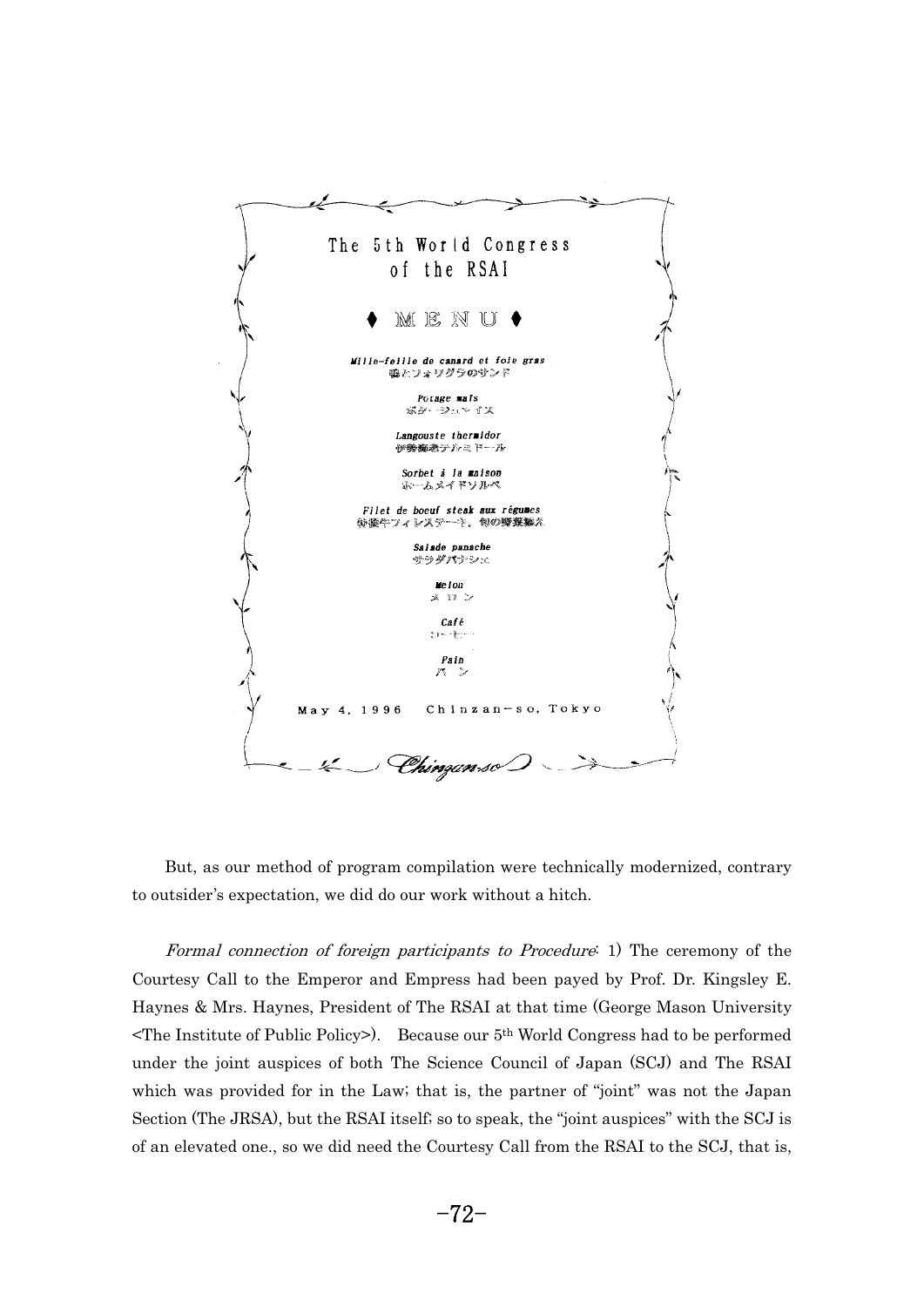The 5th World Congress
of the RSAI

♦ MENU ♦

*Mille-feille de canard et foie gras*
鴨とフォリグラのサンド

*Potage maïs*
ポタージュマイス

*Langouste thermidor*
伊勢海老テルミドール

*Sorbet à la maison*
ホームメイドソルベ

*Filet de boeuf steak aux régumes*
特選牛フィレステーキ、旬の野菜添え

*Salade panache*
サラダパナシェ

*Melon*
メロン

*Café*
コーヒー

*Pain*
パン

May 4, 1996　Chinzan-so, Tokyo

Chinzan-so

But, as our method of program compilation were technically modernized, contrary to outsider's expectation, we did do our work without a hitch.

*Formal connection of foreign participants to Procedure*: 1) The ceremony of the Courtesy Call to the Emperor and Empress had been payed by Prof. Dr. Kingsley E. Haynes & Mrs. Haynes, President of The RSAI at that time (George Mason University <The Institute of Public Policy>). Because our 5th World Congress had to be performed under the joint auspices of both The Science Council of Japan (SCJ) and The RSAI which was provided for in the Law; that is, the partner of "joint" was not the Japan Section (The JRSA), but the RSAI itself; so to speak, the "joint auspices" with the SCJ is of an elevated one., so we did need the Courtesy Call from the RSAI to the SCJ, that is,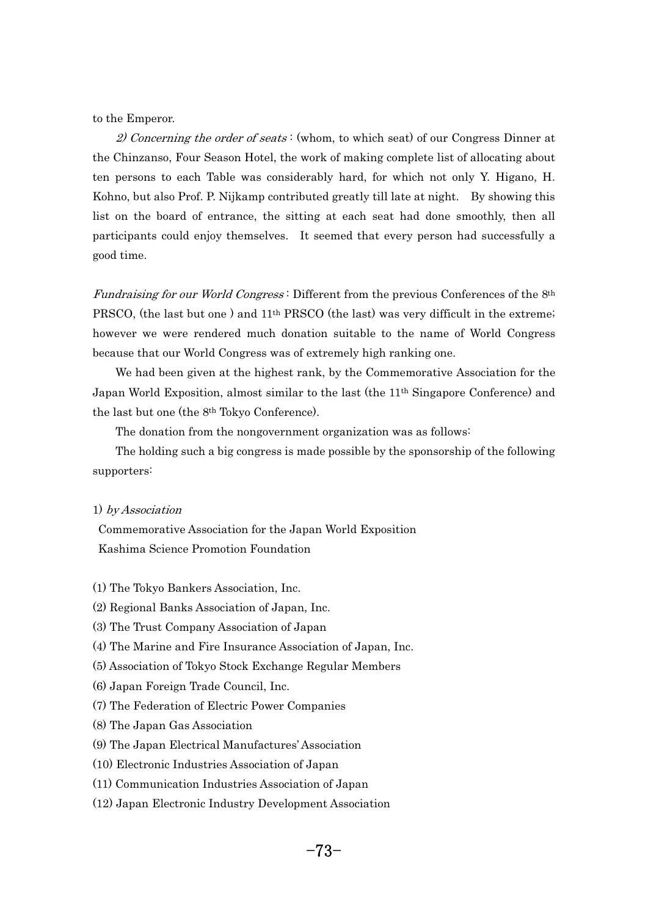to the Emperor.

*2) Concerning the order of seats* : (whom, to which seat) of our Congress Dinner at the Chinzanso, Four Season Hotel, the work of making complete list of allocating about ten persons to each Table was considerably hard, for which not only Y. Higano, H. Kohno, but also Prof. P. Nijkamp contributed greatly till late at night. By showing this list on the board of entrance, the sitting at each seat had done smoothly, then all participants could enjoy themselves. It seemed that every person had successfully a good time.

*Fundraising for our World Congress* : Different from the previous Conferences of the 8th PRSCO, (the last but one ) and 11th PRSCO (the last) was very difficult in the extreme; however we were rendered much donation suitable to the name of World Congress because that our World Congress was of extremely high ranking one.

We had been given at the highest rank, by the Commemorative Association for the Japan World Exposition, almost similar to the last (the 11th Singapore Conference) and the last but one (the 8th Tokyo Conference).

The donation from the nongovernment organization was as follows:

The holding such a big congress is made possible by the sponsorship of the following supporters:

1) *by Association*

Commemorative Association for the Japan World Exposition
Kashima Science Promotion Foundation

(1) The Tokyo Bankers Association, Inc.
(2) Regional Banks Association of Japan, Inc.
(3) The Trust Company Association of Japan
(4) The Marine and Fire Insurance Association of Japan, Inc.
(5) Association of Tokyo Stock Exchange Regular Members
(6) Japan Foreign Trade Council, Inc.
(7) The Federation of Electric Power Companies
(8) The Japan Gas Association
(9) The Japan Electrical Manufactures' Association
(10) Electronic Industries Association of Japan
(11) Communication Industries Association of Japan
(12) Japan Electronic Industry Development Association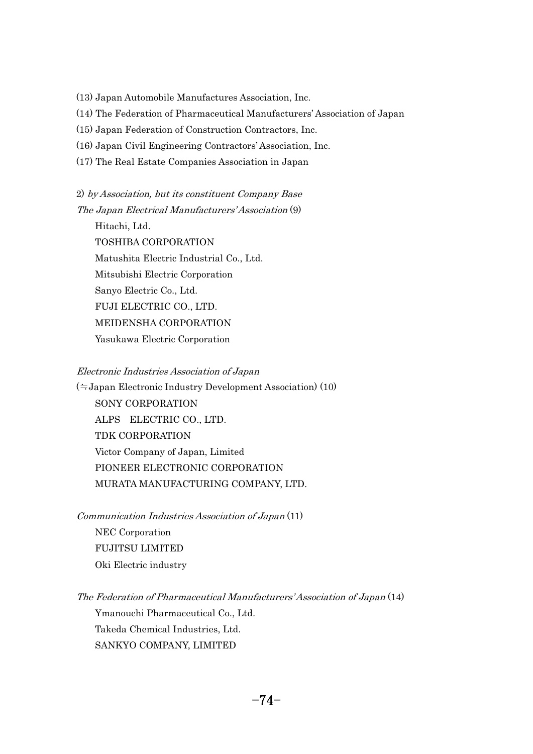(13) Japan Automobile Manufactures Association, Inc.

(14) The Federation of Pharmaceutical Manufacturers' Association of Japan

(15) Japan Federation of Construction Contractors, Inc.

(16) Japan Civil Engineering Contractors' Association, Inc.

(17) The Real Estate Companies Association in Japan

2) *by Association, but its constituent Company Base*

*The Japan Electrical Manufacturers' Association* (9)

- Hitachi, Ltd.
- TOSHIBA CORPORATION
- Matushita Electric Industrial Co., Ltd.
- Mitsubishi Electric Corporation
- Sanyo Electric Co., Ltd.
- FUJI ELECTRIC CO., LTD.
- MEIDENSHA CORPORATION
- Yasukawa Electric Corporation

*Electronic Industries Association of Japan*

(≒Japan Electronic Industry Development Association) (10)

- SONY CORPORATION
- ALPS　ELECTRIC CO., LTD.
- TDK CORPORATION
- Victor Company of Japan, Limited
- PIONEER ELECTRONIC CORPORATION
- MURATA MANUFACTURING COMPANY, LTD.

*Communication Industries Association of Japan* (11)

- NEC Corporation
- FUJITSU LIMITED
- Oki Electric industry

*The Federation of Pharmaceutical Manufacturers' Association of Japan* (14)

- Ymanouchi Pharmaceutical Co., Ltd.
- Takeda Chemical Industries, Ltd.
- SANKYO COMPANY, LIMITED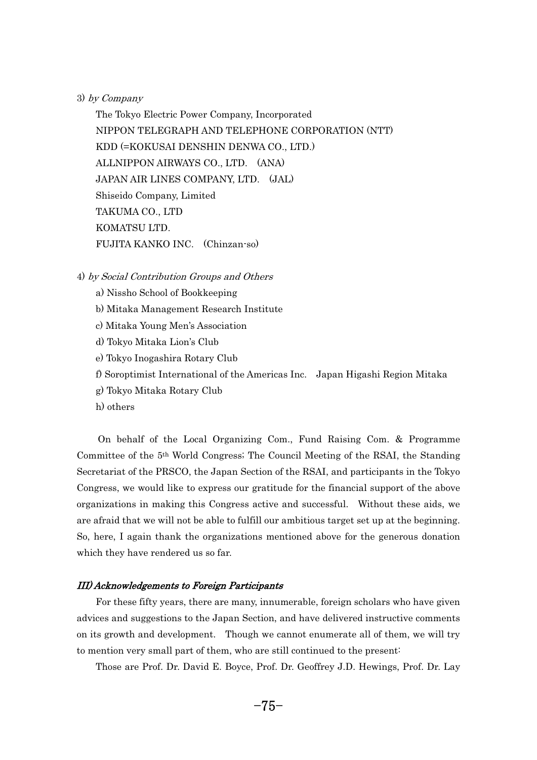3) *by Company*

The Tokyo Electric Power Company, Incorporated
NIPPON TELEGRAPH AND TELEPHONE CORPORATION (NTT)
KDD (=KOKUSAI DENSHIN DENWA CO., LTD.)
ALLNIPPON AIRWAYS CO., LTD.　(ANA)
JAPAN AIR LINES COMPANY, LTD.　(JAL)
Shiseido Company, Limited
TAKUMA CO., LTD
KOMATSU LTD.
FUJITA KANKO INC.　(Chinzan-so)

4) *by Social Contribution Groups and Others*

a) Nissho School of Bookkeeping
b) Mitaka Management Research Institute
c) Mitaka Young Men's Association
d) Tokyo Mitaka Lion's Club
e) Tokyo Inogashira Rotary Club
f) Soroptimist International of the Americas Inc.　Japan Higashi Region Mitaka
g) Tokyo Mitaka Rotary Club
h) others

On behalf of the Local Organizing Com., Fund Raising Com. & Programme Committee of the 5th World Congress; The Council Meeting of the RSAI, the Standing Secretariat of the PRSCO, the Japan Section of the RSAI, and participants in the Tokyo Congress, we would like to express our gratitude for the financial support of the above organizations in making this Congress active and successful. Without these aids, we are afraid that we will not be able to fulfill our ambitious target set up at the beginning. So, here, I again thank the organizations mentioned above for the generous donation which they have rendered us so far.

### *III) Acknowledgements to Foreign Participants*

For these fifty years, there are many, innumerable, foreign scholars who have given advices and suggestions to the Japan Section, and have delivered instructive comments on its growth and development. Though we cannot enumerate all of them, we will try to mention very small part of them, who are still continued to the present:

Those are Prof. Dr. David E. Boyce, Prof. Dr. Geoffrey J.D. Hewings, Prof. Dr. Lay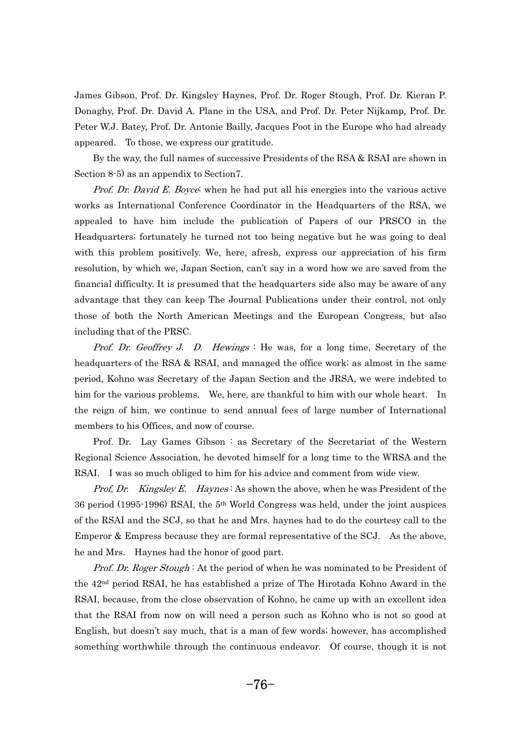James Gibson, Prof. Dr. Kingsley Haynes, Prof. Dr. Roger Stough, Prof. Dr. Kieran P. Donaghy, Prof. Dr. David A. Plane in the USA, and Prof. Dr. Peter Nijkamp, Prof. Dr. Peter W.J. Batey, Prof. Dr. Antonie Bailly, Jacques Poot in the Europe who had already appeared. To those, we express our gratitude.

By the way, the full names of successive Presidents of the RSA & RSAI are shown in Section 8-5) as an appendix to Section7.

*Prof. Dr. David E. Boyce*: when he had put all his energies into the various active works as International Conference Coordinator in the Headquarters of the RSA, we appealed to have him include the publication of Papers of our PRSCO in the Headquarters; fortunately he turned not too being negative but he was going to deal with this problem positively. We, here, afresh, express our appreciation of his firm resolution, by which we, Japan Section, can't say in a word how we are saved from the financial difficulty. It is presumed that the headquarters side also may be aware of any advantage that they can keep The Journal Publications under their control, not only those of both the North American Meetings and the European Congress, but also including that of the PRSC.

*Prof. Dr. Geoffrey J. D. Hewings* : He was, for a long time, Secretary of the headquarters of the RSA & RSAI, and managed the office work; as almost in the same period, Kohno was Secretary of the Japan Section and the JRSA, we were indebted to him for the various problems. We, here, are thankful to him with our whole heart. In the reign of him, we continue to send annual fees of large number of International members to his Offices, and now of course.

Prof. Dr. Lay Games Gibson : as Secretary of the Secretariat of the Western Regional Science Association, he devoted himself for a long time to the WRSA and the RSAI. I was so much obliged to him for his advice and comment from wide view.

*Prof, Dr. Kingsley E. Haynes* : As shown the above, when he was President of the 36 period (1995-1996) RSAI, the 5th World Congress was held, under the joint auspices of the RSAI and the SCJ, so that he and Mrs. haynes had to do the courtesy call to the Emperor & Empress because they are formal representative of the SCJ. As the above, he and Mrs. Haynes had the honor of good part.

*Prof. Dr. Roger Stough* : At the period of when he was nominated to be President of the 42nd period RSAI, he has established a prize of The Hirotada Kohno Award in the RSAI, because, from the close observation of Kohno, he came up with an excellent idea that the RSAI from now on will need a person such as Kohno who is not so good at English, but doesn't say much, that is a man of few words; however, has accomplished something worthwhile through the continuous endeavor. Of course, though it is not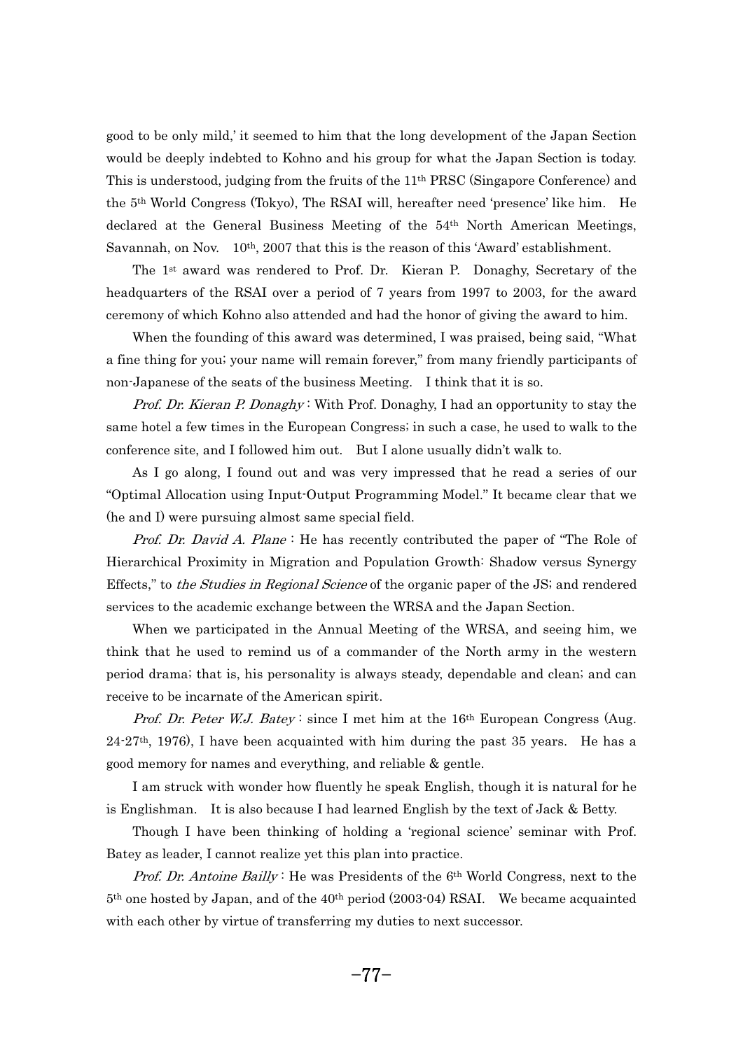good to be only mild,' it seemed to him that the long development of the Japan Section would be deeply indebted to Kohno and his group for what the Japan Section is today. This is understood, judging from the fruits of the 11th PRSC (Singapore Conference) and the 5th World Congress (Tokyo), The RSAI will, hereafter need 'presence' like him. He declared at the General Business Meeting of the 54th North American Meetings, Savannah, on Nov. 10th, 2007 that this is the reason of this 'Award' establishment.

The 1st award was rendered to Prof. Dr. Kieran P. Donaghy, Secretary of the headquarters of the RSAI over a period of 7 years from 1997 to 2003, for the award ceremony of which Kohno also attended and had the honor of giving the award to him.

When the founding of this award was determined, I was praised, being said, "What a fine thing for you; your name will remain forever," from many friendly participants of non-Japanese of the seats of the business Meeting. I think that it is so.

*Prof. Dr. Kieran P. Donaghy* : With Prof. Donaghy, I had an opportunity to stay the same hotel a few times in the European Congress; in such a case, he used to walk to the conference site, and I followed him out. But I alone usually didn't walk to.

As I go along, I found out and was very impressed that he read a series of our "Optimal Allocation using Input-Output Programming Model." It became clear that we (he and I) were pursuing almost same special field.

*Prof. Dr. David A. Plane* : He has recently contributed the paper of "The Role of Hierarchical Proximity in Migration and Population Growth: Shadow versus Synergy Effects," to *the Studies in Regional Science* of the organic paper of the JS; and rendered services to the academic exchange between the WRSA and the Japan Section.

When we participated in the Annual Meeting of the WRSA, and seeing him, we think that he used to remind us of a commander of the North army in the western period drama; that is, his personality is always steady, dependable and clean; and can receive to be incarnate of the American spirit.

*Prof. Dr. Peter W.J. Batey* : since I met him at the 16th European Congress (Aug. 24-27th, 1976), I have been acquainted with him during the past 35 years. He has a good memory for names and everything, and reliable & gentle.

I am struck with wonder how fluently he speak English, though it is natural for he is Englishman. It is also because I had learned English by the text of Jack & Betty.

Though I have been thinking of holding a 'regional science' seminar with Prof. Batey as leader, I cannot realize yet this plan into practice.

*Prof. Dr. Antoine Bailly* : He was Presidents of the 6th World Congress, next to the 5th one hosted by Japan, and of the 40th period (2003-04) RSAI. We became acquainted with each other by virtue of transferring my duties to next successor.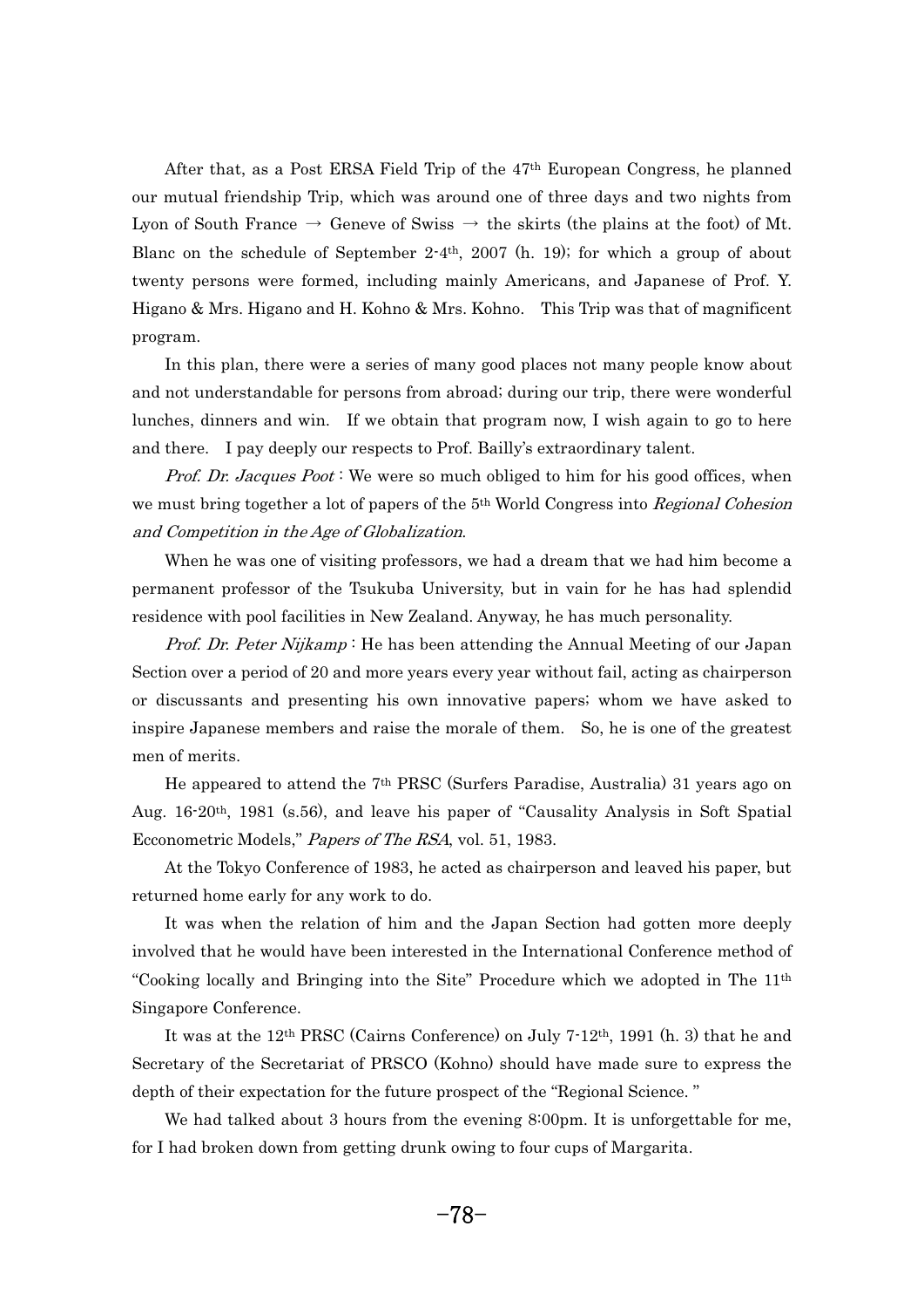After that, as a Post ERSA Field Trip of the 47th European Congress, he planned our mutual friendship Trip, which was around one of three days and two nights from Lyon of South France → Geneve of Swiss → the skirts (the plains at the foot) of Mt. Blanc on the schedule of September 2-4th, 2007 (h. 19); for which a group of about twenty persons were formed, including mainly Americans, and Japanese of Prof. Y. Higano & Mrs. Higano and H. Kohno & Mrs. Kohno. This Trip was that of magnificent program.

In this plan, there were a series of many good places not many people know about and not understandable for persons from abroad; during our trip, there were wonderful lunches, dinners and win. If we obtain that program now, I wish again to go to here and there. I pay deeply our respects to Prof. Bailly's extraordinary talent.

*Prof. Dr. Jacques Poot* : We were so much obliged to him for his good offices, when we must bring together a lot of papers of the 5th World Congress into *Regional Cohesion and Competition in the Age of Globalization*.

When he was one of visiting professors, we had a dream that we had him become a permanent professor of the Tsukuba University, but in vain for he has had splendid residence with pool facilities in New Zealand. Anyway, he has much personality.

*Prof. Dr. Peter Nijkamp* : He has been attending the Annual Meeting of our Japan Section over a period of 20 and more years every year without fail, acting as chairperson or discussants and presenting his own innovative papers; whom we have asked to inspire Japanese members and raise the morale of them. So, he is one of the greatest men of merits.

He appeared to attend the 7th PRSC (Surfers Paradise, Australia) 31 years ago on Aug. 16-20th, 1981 (s.56), and leave his paper of "Causality Analysis in Soft Spatial Ecconometric Models," *Papers of The RSA*, vol. 51, 1983.

At the Tokyo Conference of 1983, he acted as chairperson and leaved his paper, but returned home early for any work to do.

It was when the relation of him and the Japan Section had gotten more deeply involved that he would have been interested in the International Conference method of "Cooking locally and Bringing into the Site" Procedure which we adopted in The 11th Singapore Conference.

It was at the 12th PRSC (Cairns Conference) on July 7-12th, 1991 (h. 3) that he and Secretary of the Secretariat of PRSCO (Kohno) should have made sure to express the depth of their expectation for the future prospect of the "Regional Science. "

We had talked about 3 hours from the evening 8:00pm. It is unforgettable for me, for I had broken down from getting drunk owing to four cups of Margarita.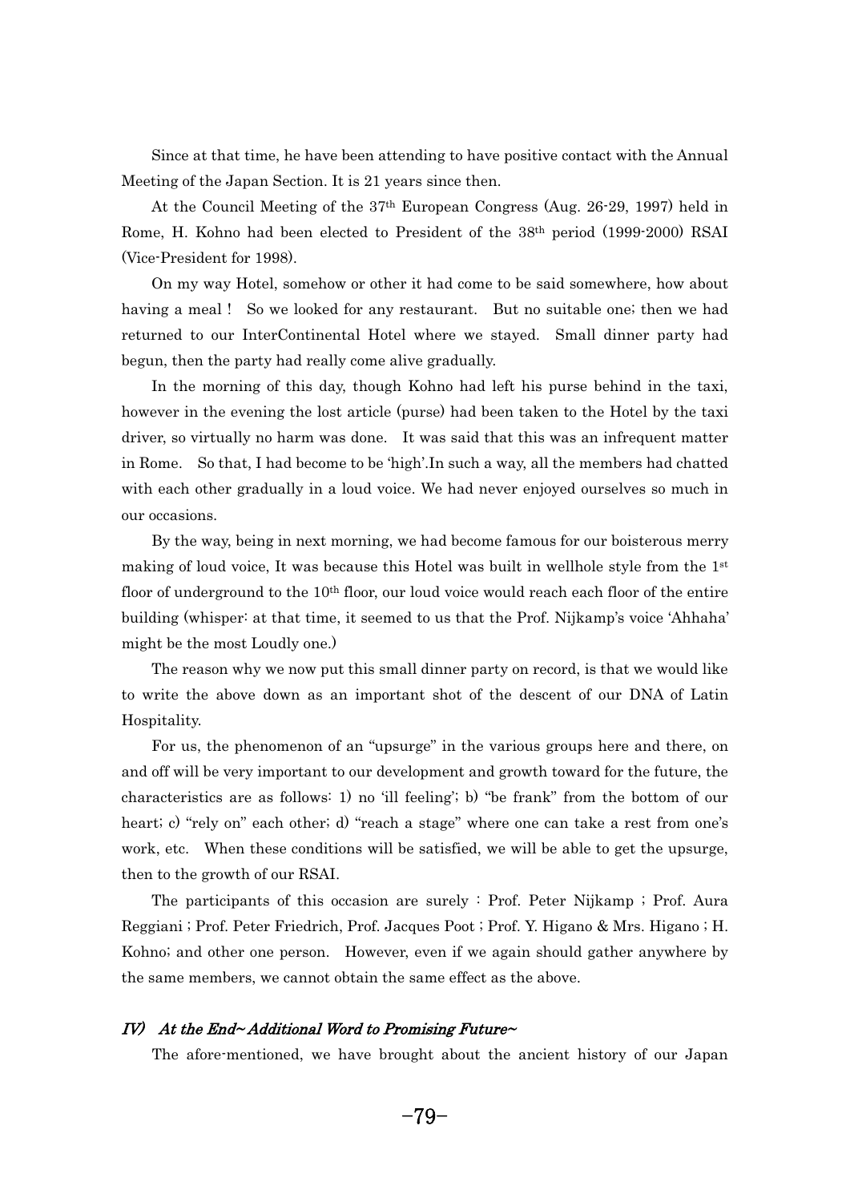Since at that time, he have been attending to have positive contact with the Annual Meeting of the Japan Section. It is 21 years since then.

At the Council Meeting of the 37th European Congress (Aug. 26-29, 1997) held in Rome, H. Kohno had been elected to President of the 38th period (1999-2000) RSAI (Vice-President for 1998).

On my way Hotel, somehow or other it had come to be said somewhere, how about having a meal ! So we looked for any restaurant. But no suitable one; then we had returned to our InterContinental Hotel where we stayed. Small dinner party had begun, then the party had really come alive gradually.

In the morning of this day, though Kohno had left his purse behind in the taxi, however in the evening the lost article (purse) had been taken to the Hotel by the taxi driver, so virtually no harm was done. It was said that this was an infrequent matter in Rome. So that, I had become to be 'high'.In such a way, all the members had chatted with each other gradually in a loud voice. We had never enjoyed ourselves so much in our occasions.

By the way, being in next morning, we had become famous for our boisterous merry making of loud voice, It was because this Hotel was built in wellhole style from the 1st floor of underground to the 10th floor, our loud voice would reach each floor of the entire building (whisper: at that time, it seemed to us that the Prof. Nijkamp's voice 'Ahhaha' might be the most Loudly one.)

The reason why we now put this small dinner party on record, is that we would like to write the above down as an important shot of the descent of our DNA of Latin Hospitality.

For us, the phenomenon of an "upsurge" in the various groups here and there, on and off will be very important to our development and growth toward for the future, the characteristics are as follows: 1) no 'ill feeling'; b) "be frank" from the bottom of our heart; c) "rely on" each other; d) "reach a stage" where one can take a rest from one's work, etc. When these conditions will be satisfied, we will be able to get the upsurge, then to the growth of our RSAI.

The participants of this occasion are surely : Prof. Peter Nijkamp ; Prof. Aura Reggiani ; Prof. Peter Friedrich, Prof. Jacques Poot ; Prof. Y. Higano & Mrs. Higano ; H. Kohno; and other one person. However, even if we again should gather anywhere by the same members, we cannot obtain the same effect as the above.

### *IV) At the End~ Additional Word to Promising Future~*

The afore-mentioned, we have brought about the ancient history of our Japan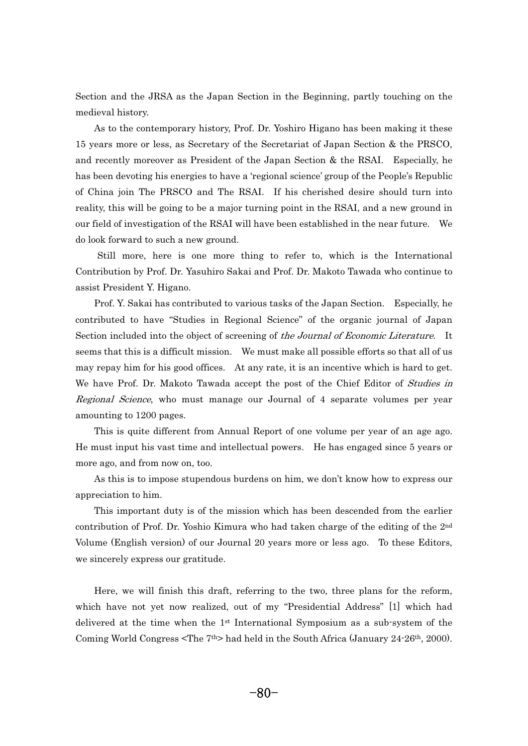Section and the JRSA as the Japan Section in the Beginning, partly touching on the medieval history.

As to the contemporary history, Prof. Dr. Yoshiro Higano has been making it these 15 years more or less, as Secretary of the Secretariat of Japan Section & the PRSCO, and recently moreover as President of the Japan Section & the RSAI. Especially, he has been devoting his energies to have a 'regional science' group of the People's Republic of China join The PRSCO and The RSAI. If his cherished desire should turn into reality, this will be going to be a major turning point in the RSAI, and a new ground in our field of investigation of the RSAI will have been established in the near future. We do look forward to such a new ground.

Still more, here is one more thing to refer to, which is the International Contribution by Prof. Dr. Yasuhiro Sakai and Prof. Dr. Makoto Tawada who continue to assist President Y. Higano.

Prof. Y. Sakai has contributed to various tasks of the Japan Section. Especially, he contributed to have "Studies in Regional Science" of the organic journal of Japan Section included into the object of screening of *the Journal of Economic Literature*. It seems that this is a difficult mission. We must make all possible efforts so that all of us may repay him for his good offices. At any rate, it is an incentive which is hard to get. We have Prof. Dr. Makoto Tawada accept the post of the Chief Editor of *Studies in Regional Science*, who must manage our Journal of 4 separate volumes per year amounting to 1200 pages.

This is quite different from Annual Report of one volume per year of an age ago. He must input his vast time and intellectual powers. He has engaged since 5 years or more ago, and from now on, too.

As this is to impose stupendous burdens on him, we don't know how to express our appreciation to him.

This important duty is of the mission which has been descended from the earlier contribution of Prof. Dr. Yoshio Kimura who had taken charge of the editing of the 2nd Volume (English version) of our Journal 20 years more or less ago. To these Editors, we sincerely express our gratitude.

Here, we will finish this draft, referring to the two, three plans for the reform, which have not yet now realized, out of my "Presidential Address" [1] which had delivered at the time when the 1st International Symposium as a sub-system of the Coming World Congress <The 7th> had held in the South Africa (January 24-26th, 2000).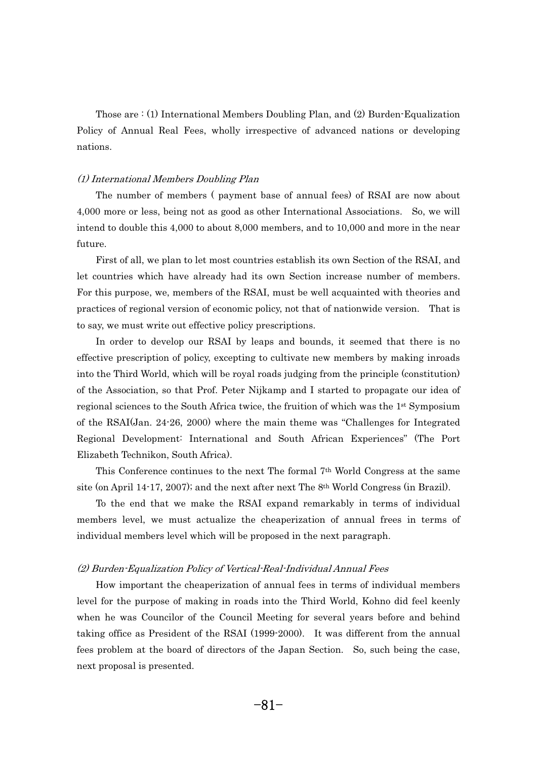Those are : (1) International Members Doubling Plan, and (2) Burden-Equalization Policy of Annual Real Fees, wholly irrespective of advanced nations or developing nations.

*(1) International Members Doubling Plan*

The number of members ( payment base of annual fees) of RSAI are now about 4,000 more or less, being not as good as other International Associations. So, we will intend to double this 4,000 to about 8,000 members, and to 10,000 and more in the near future.

First of all, we plan to let most countries establish its own Section of the RSAI, and let countries which have already had its own Section increase number of members. For this purpose, we, members of the RSAI, must be well acquainted with theories and practices of regional version of economic policy, not that of nationwide version. That is to say, we must write out effective policy prescriptions.

In order to develop our RSAI by leaps and bounds, it seemed that there is no effective prescription of policy, excepting to cultivate new members by making inroads into the Third World, which will be royal roads judging from the principle (constitution) of the Association, so that Prof. Peter Nijkamp and I started to propagate our idea of regional sciences to the South Africa twice, the fruition of which was the 1st Symposium of the RSAI(Jan. 24-26, 2000) where the main theme was "Challenges for Integrated Regional Development: International and South African Experiences" (The Port Elizabeth Technikon, South Africa).

This Conference continues to the next The formal 7th World Congress at the same site (on April 14-17, 2007); and the next after next The 8th World Congress (in Brazil).

To the end that we make the RSAI expand remarkably in terms of individual members level, we must actualize the cheaperization of annual frees in terms of individual members level which will be proposed in the next paragraph.

*(2) Burden-Equalization Policy of Vertical-Real-Individual Annual Fees*

How important the cheaperization of annual fees in terms of individual members level for the purpose of making in roads into the Third World, Kohno did feel keenly when he was Councilor of the Council Meeting for several years before and behind taking office as President of the RSAI (1999-2000). It was different from the annual fees problem at the board of directors of the Japan Section. So, such being the case, next proposal is presented.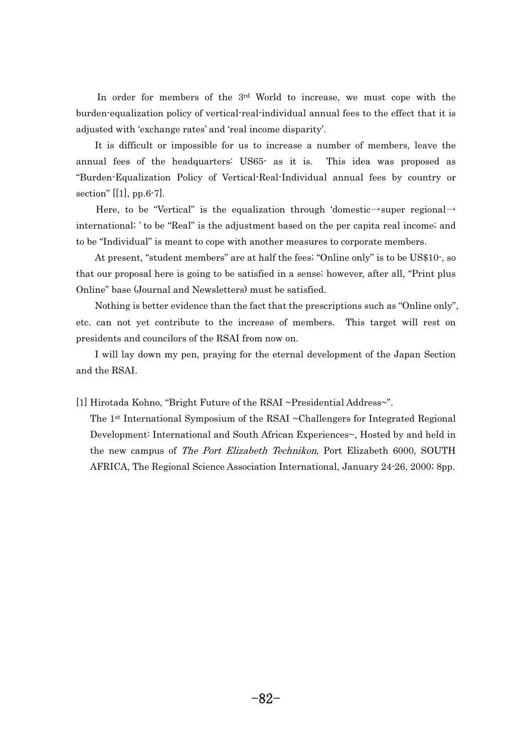In order for members of the 3rd World to increase, we must cope with the burden-equalization policy of vertical-real-individual annual fees to the effect that it is adjusted with 'exchange rates' and 'real income disparity'.

It is difficult or impossible for us to increase a number of members, leave the annual fees of the headquarters: US65- as it is. This idea was proposed as "Burden-Equalization Policy of Vertical-Real-Individual annual fees by country or section" [[1], pp.6-7].

Here, to be "Vertical" is the equalization through 'domestic→super regional→international; ' to be "Real" is the adjustment based on the per capita real income; and to be "Individual" is meant to cope with another measures to corporate members.

At present, "student members" are at half the fees; "Online only" is to be US$10-, so that our proposal here is going to be satisfied in a sense; however, after all, "Print plus Online" base (Journal and Newsletters) must be satisfied.

Nothing is better evidence than the fact that the prescriptions such as "Online only", etc. can not yet contribute to the increase of members. This target will rest on presidents and councilors of the RSAI from now on.

I will lay down my pen, praying for the eternal development of the Japan Section and the RSAI.

[1] Hirotada Kohno, "Bright Future of the RSAI ~Presidential Address~".
The 1st International Symposium of the RSAI ~Challengers for Integrated Regional Development: International and South African Experiences~, Hosted by and held in the new campus of *The Port Elizabeth Technikon*, Port Elizabeth 6000, SOUTH AFRICA, The Regional Science Association International, January 24-26, 2000; 8pp.